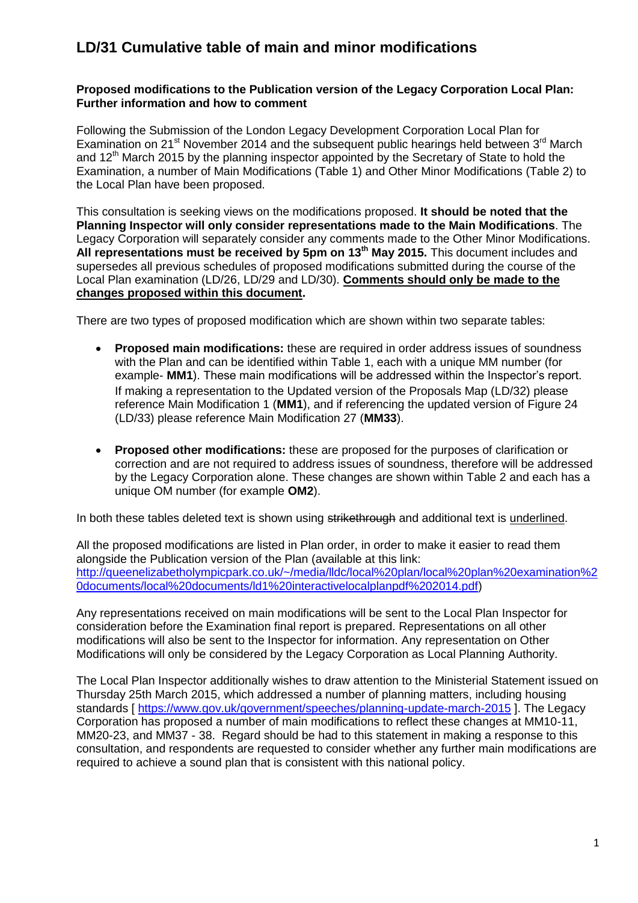# LD/31 Cumulative table of main and minor modifications

**Proposed modifications to the Publication version of the Legacy Corporation Local Plan: Further information and how to comment**

Following the Submission of the London Legacy Development Corporation Local Plan for Examination on 21st November 2014 and the subsequent public hearings held between 3rd March and 12th March 2015 by the planning inspector appointed by the Secretary of State to hold the Examination, a number of Main Modifications (Table 1) and Other Minor Modifications (Table 2) to the Local Plan have been proposed.

This consultation is seeking views on the modifications proposed. **It should be noted that the Planning Inspector will only consider representations made to the Main Modifications**. The Legacy Corporation will separately consider any comments made to the Other Minor Modifications. **All representations must be received by 5pm on 13th May 2015.** This document includes and supersedes all previous schedules of proposed modifications submitted during the course of the Local Plan examination (LD/26, LD/29 and LD/30). **Comments should only be made to the changes proposed within this document.**

There are two types of proposed modification which are shown within two separate tables:

- **Proposed main modifications:** these are required in order address issues of soundness with the Plan and can be identified within Table 1, each with a unique MM number (for example- **MM1**). These main modifications will be addressed within the Inspector's report. If making a representation to the Updated version of the Proposals Map (LD/32) please reference Main Modification 1 (**MM1**), and if referencing the updated version of Figure 24 (LD/33) please reference Main Modification 27 (**MM33**).

- **Proposed other modifications:** these are proposed for the purposes of clarification or correction and are not required to address issues of soundness, therefore will be addressed by the Legacy Corporation alone. These changes are shown within Table 2 and each has a unique OM number (for example **OM2**).

In both these tables deleted text is shown using ~~strikethrough~~ and additional text is <u>underlined</u>.

All the proposed modifications are listed in Plan order, in order to make it easier to read them alongside the Publication version of the Plan (available at this link: http://queenelizabetholympicpark.co.uk/~/media/lldc/local%20plan/local%20plan%20examination%20documents/local%20documents/ld1%20interactivelocalplanpdf%202014.pdf)

Any representations received on main modifications will be sent to the Local Plan Inspector for consideration before the Examination final report is prepared. Representations on all other modifications will also be sent to the Inspector for information. Any representation on Other Modifications will only be considered by the Legacy Corporation as Local Planning Authority.

The Local Plan Inspector additionally wishes to draw attention to the Ministerial Statement issued on Thursday 25th March 2015, which addressed a number of planning matters, including housing standards [ https://www.gov.uk/government/speeches/planning-update-march-2015 ]. The Legacy Corporation has proposed a number of main modifications to reflect these changes at MM10-11, MM20-23, and MM37 - 38. Regard should be had to this statement in making a response to this consultation, and respondents are requested to consider whether any further main modifications are required to achieve a sound plan that is consistent with this national policy.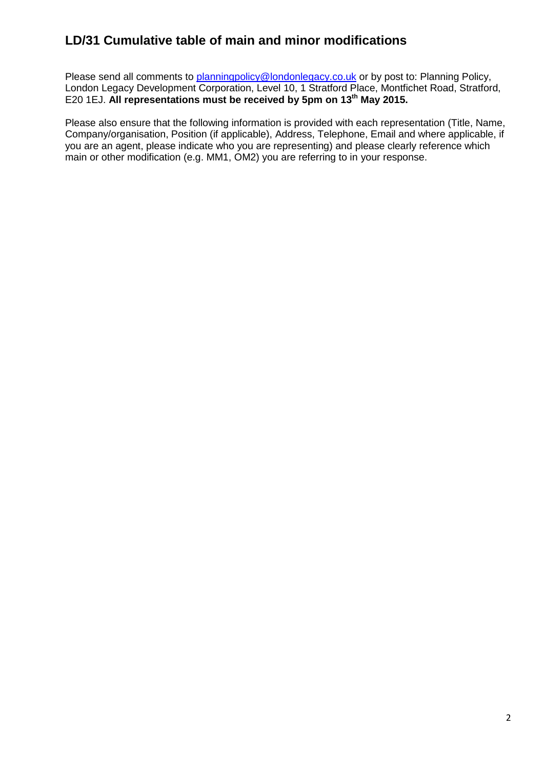## LD/31 Cumulative table of main and minor modifications

Please send all comments to [planningpolicy@londonlegacy.co.uk](mailto:planningpolicy@londonlegacy.co.uk) or by post to: Planning Policy, London Legacy Development Corporation, Level 10, 1 Stratford Place, Montfichet Road, Stratford, E20 1EJ. **All representations must be received by 5pm on 13th May 2015.**

Please also ensure that the following information is provided with each representation (Title, Name, Company/organisation, Position (if applicable), Address, Telephone, Email and where applicable, if you are an agent, please indicate who you are representing) and please clearly reference which main or other modification (e.g. MM1, OM2) you are referring to in your response.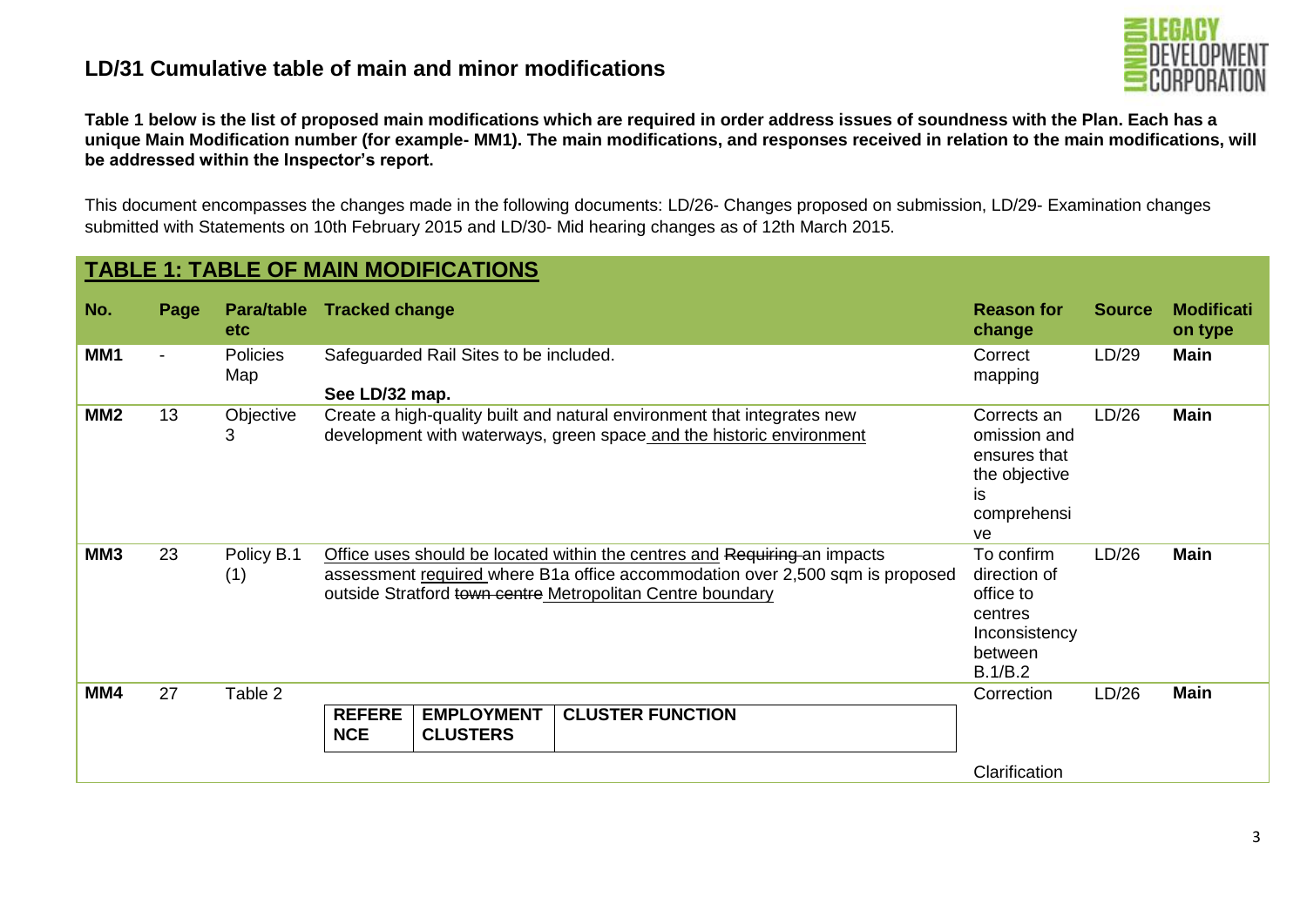# LD/31 Cumulative table of main and minor modifications

**Table 1 below is the list of proposed main modifications which are required in order address issues of soundness with the Plan. Each has a unique Main Modification number (for example- MM1). The main modifications, and responses received in relation to the main modifications, will be addressed within the Inspector's report.**

This document encompasses the changes made in the following documents: LD/26- Changes proposed on submission, LD/29- Examination changes submitted with Statements on 10th February 2015 and LD/30- Mid hearing changes as of 12th March 2015.

## TABLE 1: TABLE OF MAIN MODIFICATIONS

| No. | Page | Para/table etc | Tracked change | Reason for change | Source | Modification type |
|---|---|---|---|---|---|---|
| **MM1** | - | Policies Map | Safeguarded Rail Sites to be included.<br><br>**See LD/32 map.** | Correct mapping | LD/29 | **Main** |
| **MM2** | 13 | Objective 3 | Create a high-quality built and natural environment that integrates new development with waterways, green space and the historic environment | Corrects an omission and ensures that the objective is comprehensive | LD/26 | **Main** |
| **MM3** | 23 | Policy B.1 (1) | Office uses should be located within the centres and ~~Requiring~~ an impacts assessment required where B1a office accommodation over 2,500 sqm is proposed outside Stratford ~~town centre~~ Metropolitan Centre boundary | To confirm direction of office to centres Inconsistency between B.1/B.2 | LD/26 | **Main** |
| **MM4** | 27 | Table 2 | **REFERENCE** \| **EMPLOYMENT CLUSTERS** \| **CLUSTER FUNCTION** | Correction<br><br>Clarification | LD/26 | **Main** |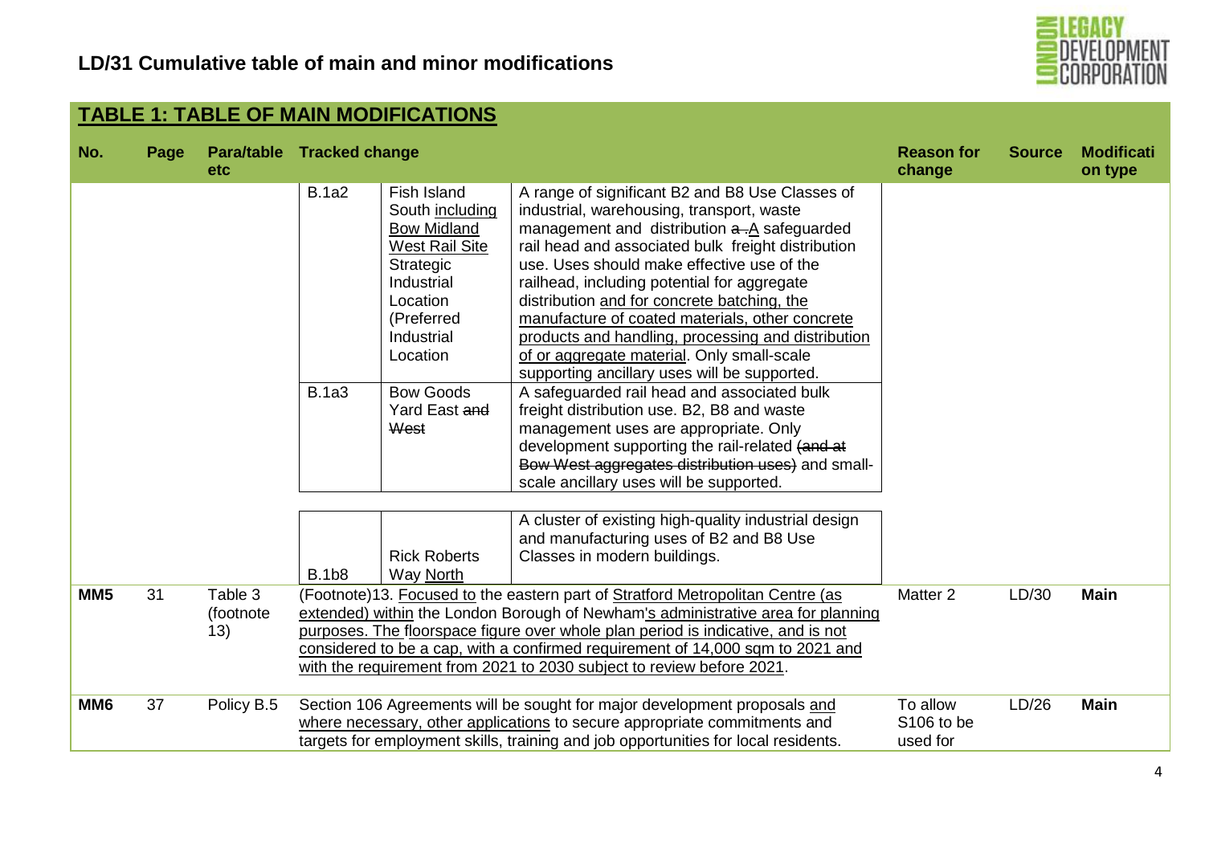## LD/31 Cumulative table of main and minor modifications

## TABLE 1: TABLE OF MAIN MODIFICATIONS

| No. | Page | Para/table etc | Tracked change | Reason for change | Source | Modification type |
|---|---|---|---|---|---|---|
| | | | B.1a2 — Fish Island South including Bow Midland West Rail Site Strategic Industrial Location (Preferred Industrial Location — A range of significant B2 and B8 Use Classes of industrial, warehousing, transport, waste management and distribution a .A safeguarded rail head and associated bulk freight distribution use. Uses should make effective use of the railhead, including potential for aggregate distribution and for concrete batching, the manufacture of coated materials, other concrete products and handling, processing and distribution of or aggregate material. Only small-scale supporting ancillary uses will be supported.<br><br>B.1a3 — Bow Goods Yard East ~~and West~~ — A safeguarded rail head and associated bulk freight distribution use. B2, B8 and waste management uses are appropriate. Only development supporting the rail-related ~~(and at Bow West aggregates distribution uses)~~ and small-scale ancillary uses will be supported.<br><br>B.1b8 — Rick Roberts Way North — A cluster of existing high-quality industrial design and manufacturing uses of B2 and B8 Use Classes in modern buildings. | | | |
| **MM5** | 31 | Table 3 (footnote 13) | (Footnote)13. Focused to the eastern part of Stratford Metropolitan Centre (as extended) within the London Borough of Newham's administrative area for planning purposes. The floorspace figure over whole plan period is indicative, and is not considered to be a cap, with a confirmed requirement of 14,000 sqm to 2021 and with the requirement from 2021 to 2030 subject to review before 2021. | Matter 2 | LD/30 | **Main** |
| **MM6** | 37 | Policy B.5 | Section 106 Agreements will be sought for major development proposals and where necessary, other applications to secure appropriate commitments and targets for employment skills, training and job opportunities for local residents. | To allow S106 to be used for | LD/26 | **Main** |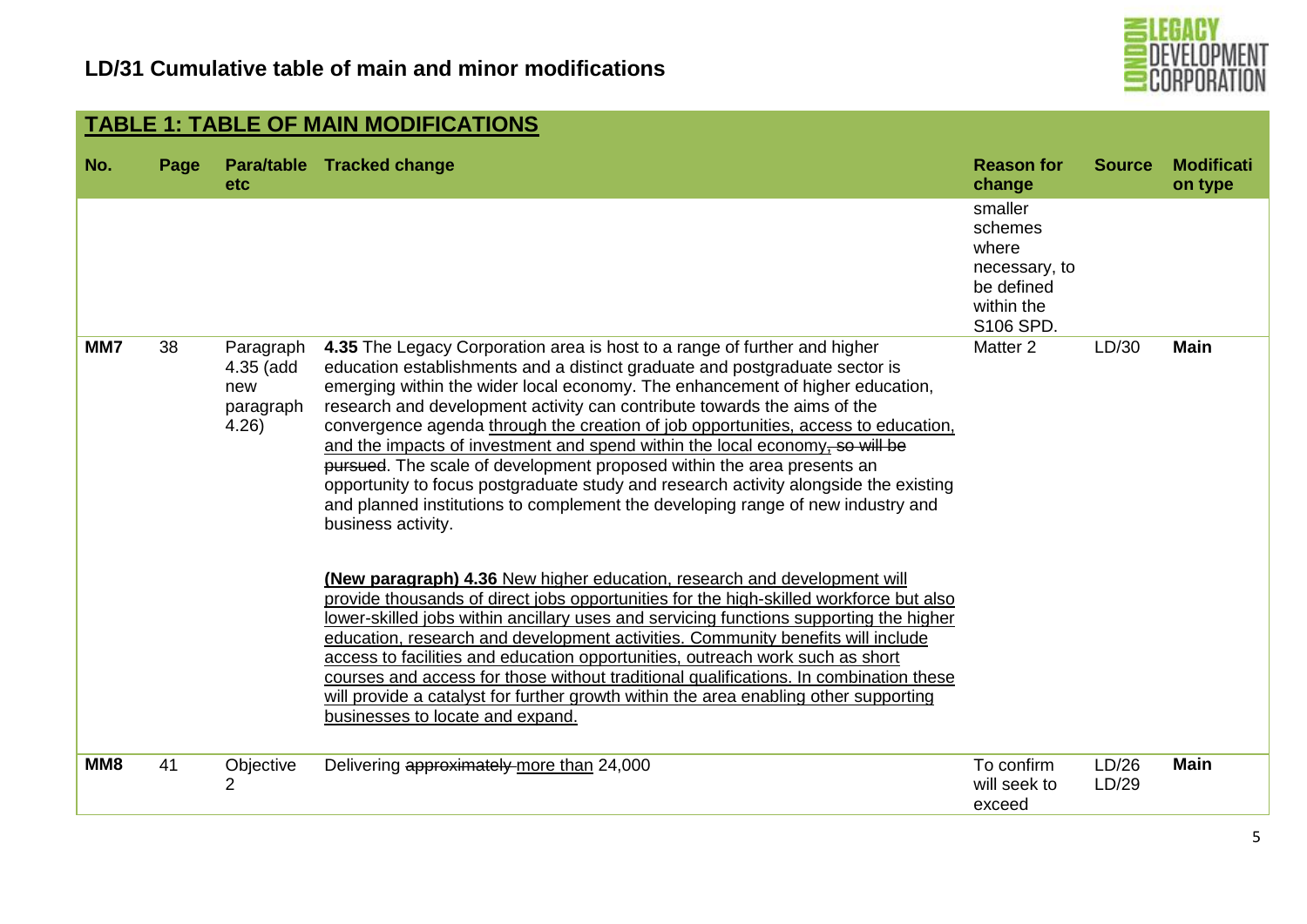## LD/31 Cumulative table of main and minor modifications

### TABLE 1: TABLE OF MAIN MODIFICATIONS

| No. | Page | Para/table etc | Tracked change | Reason for change | Source | Modification type |
|---|---|---|---|---|---|---|
| | | | | smaller schemes where necessary, to be defined within the S106 SPD. | | |
| MM7 | 38 | Paragraph 4.35 (add new paragraph 4.26) | **4.35** The Legacy Corporation area is host to a range of further and higher education establishments and a distinct graduate and postgraduate sector is emerging within the wider local economy. The enhancement of higher education, research and development activity can contribute towards the aims of the convergence agenda <u>through the creation of job opportunities, access to education, and the impacts of investment and spend within the local economy</u>~~, so will be pursued~~. The scale of development proposed within the area presents an opportunity to focus postgraduate study and research activity alongside the existing and planned institutions to complement the developing range of new industry and business activity.<br><br><u>**(New paragraph) 4.36** New higher education, research and development will provide thousands of direct jobs opportunities for the high-skilled workforce but also lower-skilled jobs within ancillary uses and servicing functions supporting the higher education, research and development activities. Community benefits will include access to facilities and education opportunities, outreach work such as short courses and access for those without traditional qualifications. In combination these will provide a catalyst for further growth within the area enabling other supporting businesses to locate and expand.</u> | Matter 2 | LD/30 | **Main** |
| MM8 | 41 | Objective 2 | Delivering ~~approximately~~ <u>more than</u> 24,000 | To confirm will seek to exceed | LD/26 LD/29 | **Main** |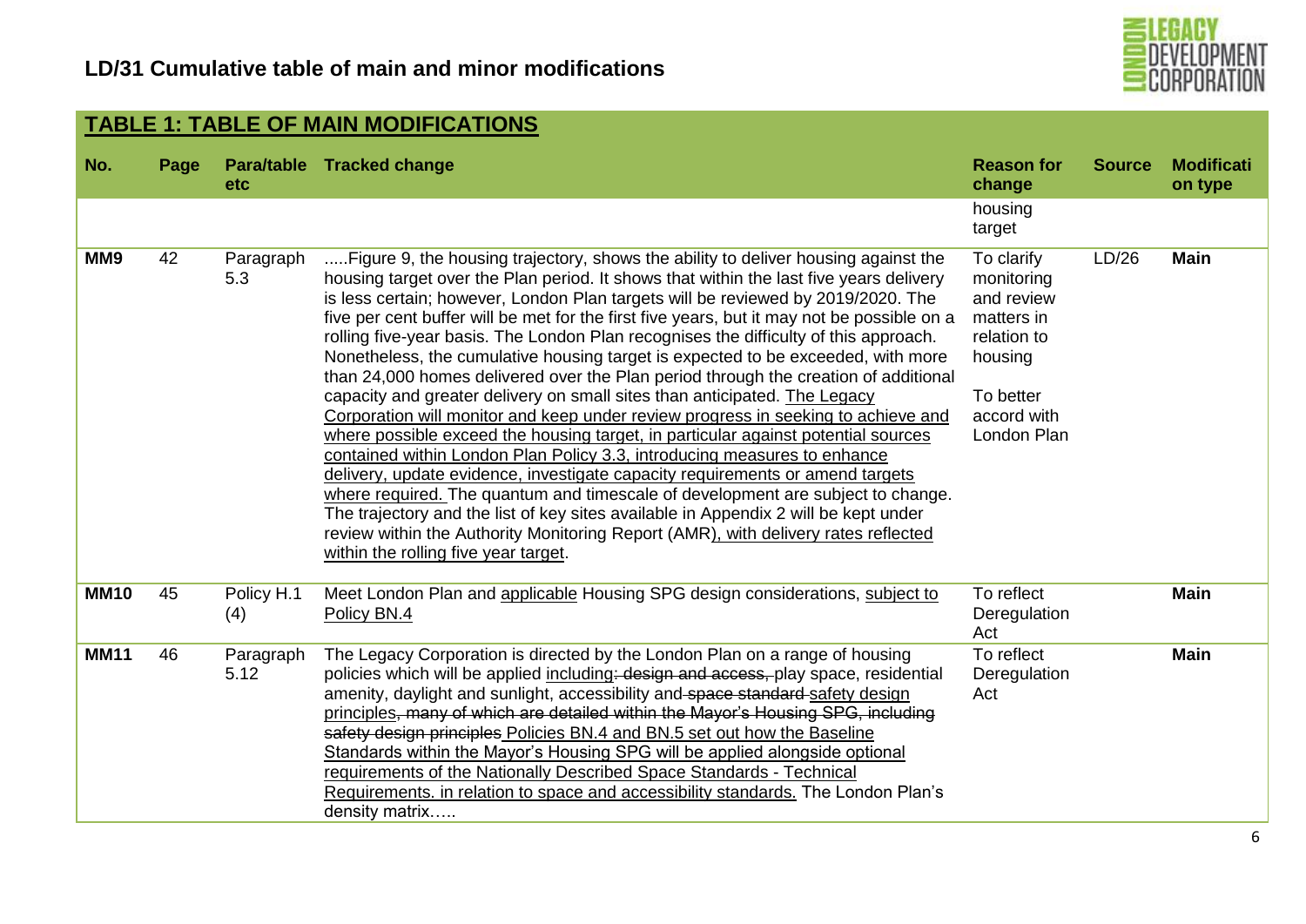## LD/31 Cumulative table of main and minor modifications

### TABLE 1: TABLE OF MAIN MODIFICATIONS

| No. | Page | Para/table etc | Tracked change | Reason for change | Source | Modification type |
|---|---|---|---|---|---|---|
| | | | | housing target | | |
| **MM9** | 42 | Paragraph 5.3 | .....Figure 9, the housing trajectory, shows the ability to deliver housing against the housing target over the Plan period. It shows that within the last five years delivery is less certain; however, London Plan targets will be reviewed by 2019/2020. The five per cent buffer will be met for the first five years, but it may not be possible on a rolling five-year basis. The London Plan recognises the difficulty of this approach. Nonetheless, the cumulative housing target is expected to be exceeded, with more than 24,000 homes delivered over the Plan period through the creation of additional capacity and greater delivery on small sites than anticipated. <u>The Legacy Corporation will monitor and keep under review progress in seeking to achieve and where possible exceed the housing target, in particular against potential sources contained within London Plan Policy 3.3, introducing measures to enhance delivery, update evidence, investigate capacity requirements or amend targets where required.</u> The quantum and timescale of development are subject to change. The trajectory and the list of key sites available in Appendix 2 will be kept under review within the Authority Monitoring Report (AMR)<u>, with delivery rates reflected within the rolling five year target</u>. | To clarify monitoring and review matters in relation to housing<br><br>To better accord with London Plan | LD/26 | **Main** |
| **MM10** | 45 | Policy H.1 (4) | Meet London Plan and <u>applicable</u> Housing SPG design considerations, <u>subject to Policy BN.4</u> | To reflect Deregulation Act | | **Main** |
| **MM11** | 46 | Paragraph 5.12 | The Legacy Corporation is directed by the London Plan on a range of housing policies which will be applied <u>including</u>~~: design and access,~~ play space, residential amenity, daylight and sunlight, accessibility and ~~space standard~~ <u>safety design principles</u>~~, many of which are detailed within the Mayor's Housing SPG, including safety design principles~~ <u>Policies BN.4 and BN.5 set out how the Baseline Standards within the Mayor's Housing SPG will be applied alongside optional requirements of the Nationally Described Space Standards - Technical Requirements. in relation to space and accessibility standards.</u> The London Plan's density matrix….. | To reflect Deregulation Act | | **Main** |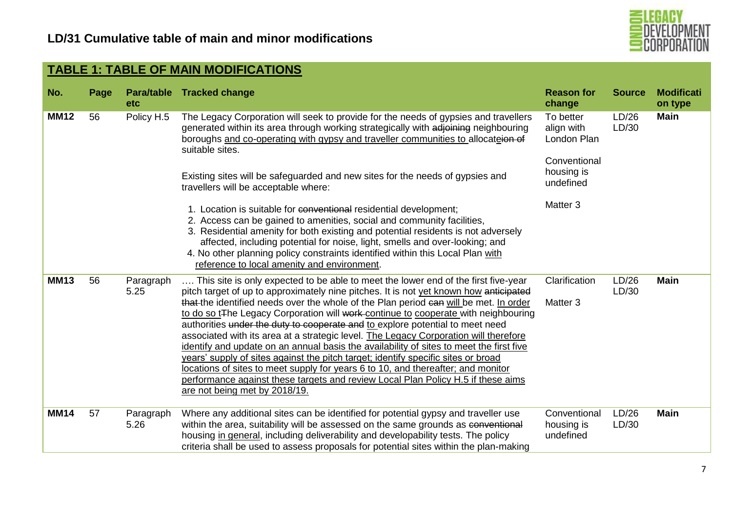## LD/31 Cumulative table of main and minor modifications

### TABLE 1: TABLE OF MAIN MODIFICATIONS

| No. | Page | Para/table etc | Tracked change | Reason for change | Source | Modification type |
|---|---|---|---|---|---|---|
| **MM12** | 56 | Policy H.5 | The Legacy Corporation will seek to provide for the needs of gypsies and travellers generated within its area through working strategically with ~~adjoining~~ neighbouring boroughs <u>and co-operating with gypsy and traveller communities to</u> allocat~~ion of~~<u>e</u> suitable sites.<br><br>Existing sites will be safeguarded and new sites for the needs of gypsies and travellers will be acceptable where:<br><br>1. Location is suitable for ~~conventional~~ residential development;<br>2. Access can be gained to amenities, social and community facilities,<br>3. Residential amenity for both existing and potential residents is not adversely affected, including potential for noise, light, smells and over-looking; and<br>4. No other planning policy constraints identified within this Local Plan <u>with reference to local amenity and environment</u>. | To better align with London Plan<br><br>Conventional housing is undefined<br><br>Matter 3 | LD/26 LD/30 | **Main** |
| **MM13** | 56 | Paragraph 5.25 | …. This site is only expected to be able to meet the lower end of the first five-year pitch target of up to approximately nine pitches. It is not <u>yet known how</u> ~~anticipated that~~ the identified needs over the whole of the Plan period ~~can~~ <u>will</u> be met. <u>In order to do so t</u>~~T~~he Legacy Corporation will ~~work~~ <u>continue to cooperate</u> with neighbouring authorities ~~under the duty to cooperate and~~ <u>to</u> explore potential to meet need associated with its area at a strategic level. <u>The Legacy Corporation will therefore identify and update on an annual basis the availability of sites to meet the first five years' supply of sites against the pitch target; identify specific sites or broad locations of sites to meet supply for years 6 to 10, and thereafter; and monitor performance against these targets and review Local Plan Policy H.5 if these aims are not being met by 2018/19.</u> | Clarification<br><br>Matter 3 | LD/26 LD/30 | **Main** |
| **MM14** | 57 | Paragraph 5.26 | Where any additional sites can be identified for potential gypsy and traveller use within the area, suitability will be assessed on the same grounds as ~~conventional~~ housing <u>in general</u>, including deliverability and developability tests. The policy criteria shall be used to assess proposals for potential sites within the plan-making | Conventional housing is undefined | LD/26 LD/30 | **Main** |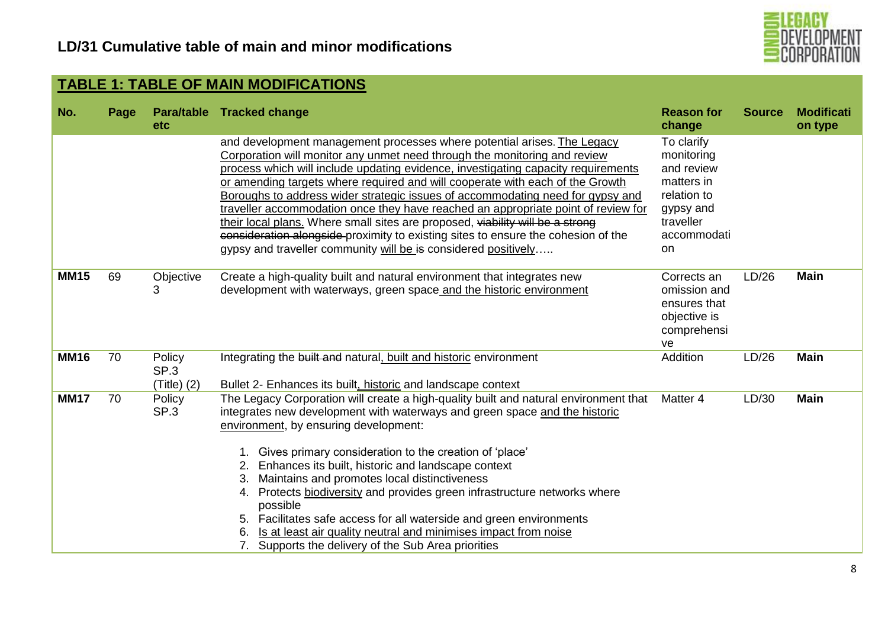## LD/31 Cumulative table of main and minor modifications

### TABLE 1: TABLE OF MAIN MODIFICATIONS

| No. | Page | Para/table etc | Tracked change | Reason for change | Source | Modification type |
|---|---|---|---|---|---|---|
| | | | and development management processes where potential arises. The Legacy Corporation will monitor any unmet need through the monitoring and review process which will include updating evidence, investigating capacity requirements or amending targets where required and will cooperate with each of the Growth Boroughs to address wider strategic issues of accommodating need for gypsy and traveller accommodation once they have reached an appropriate point of review for their local plans. Where small sites are proposed, ~~viability will be a strong consideration alongside~~ proximity to existing sites to ensure the cohesion of the gypsy and traveller community will be ~~is~~ considered positively….. | To clarify monitoring and review matters in relation to gypsy and traveller accommodation | | |
| **MM15** | 69 | Objective 3 | Create a high-quality built and natural environment that integrates new development with waterways, green space and the historic environment | Corrects an omission and ensures that objective is comprehensive | LD/26 | **Main** |
| **MM16** | 70 | Policy SP.3 (Title) (2) | Integrating the ~~built and~~ natural, built and historic environment<br><br>Bullet 2- Enhances its built, historic and landscape context | Addition | LD/26 | **Main** |
| **MM17** | 70 | Policy SP.3 | The Legacy Corporation will create a high-quality built and natural environment that integrates new development with waterways and green space and the historic environment, by ensuring development:<br><br>1. Gives primary consideration to the creation of 'place'<br>2. Enhances its built, historic and landscape context<br>3. Maintains and promotes local distinctiveness<br>4. Protects biodiversity and provides green infrastructure networks where possible<br>5. Facilitates safe access for all waterside and green environments<br>6. Is at least air quality neutral and minimises impact from noise<br>7. Supports the delivery of the Sub Area priorities | Matter 4 | LD/30 | **Main** |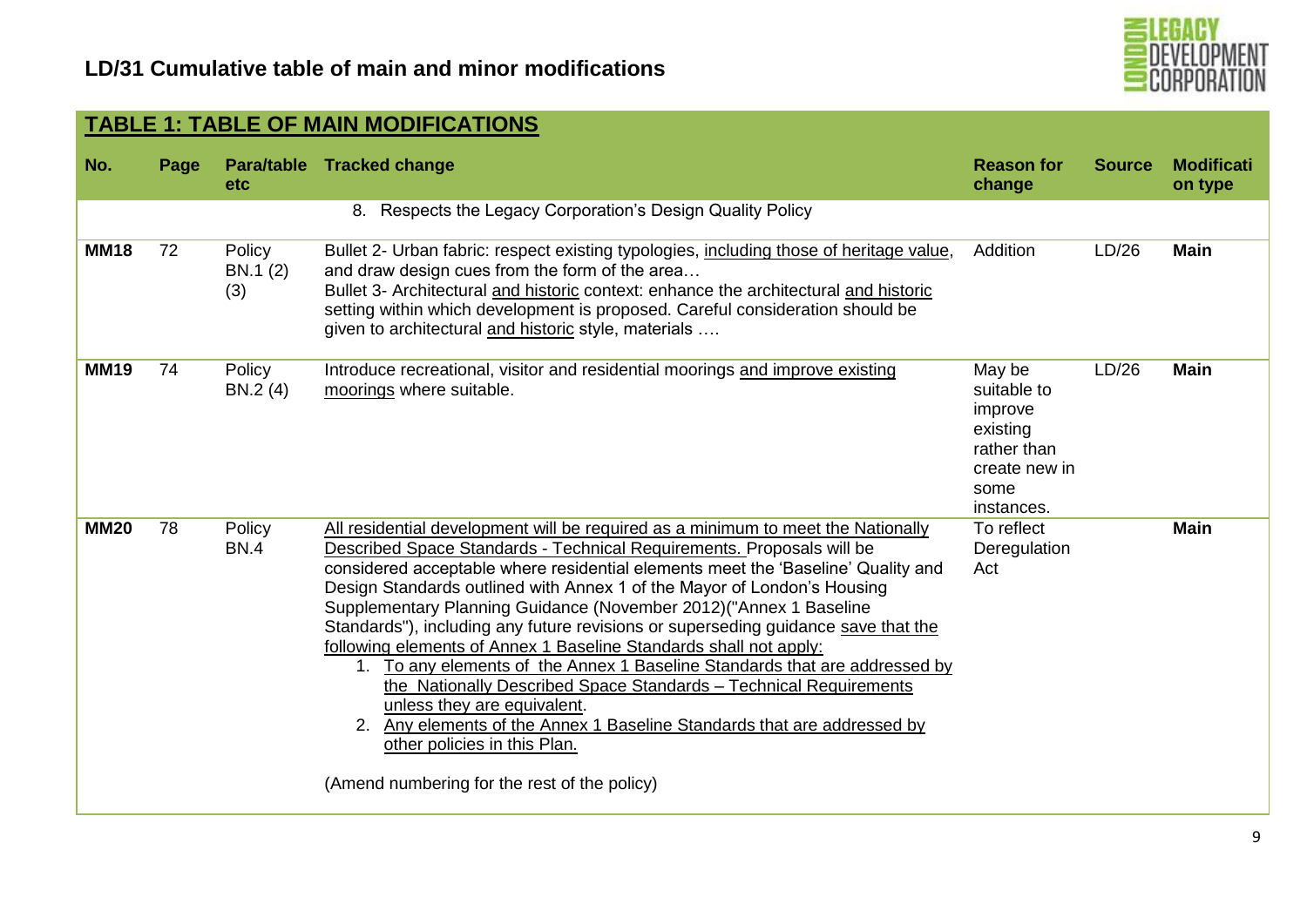## LD/31 Cumulative table of main and minor modifications

### TABLE 1: TABLE OF MAIN MODIFICATIONS

| No. | Page | Para/table etc | Tracked change | Reason for change | Source | Modification type |
|---|---|---|---|---|---|---|
| | | | 8. Respects the Legacy Corporation's Design Quality Policy | | | |
| **MM18** | 72 | Policy BN.1 (2) (3) | Bullet 2- Urban fabric: respect existing typologies, <u>including those of heritage value</u>, and draw design cues from the form of the area… <br> Bullet 3- Architectural <u>and historic</u> context: enhance the architectural <u>and historic</u> setting within which development is proposed. Careful consideration should be given to architectural <u>and historic</u> style, materials …. | Addition | LD/26 | **Main** |
| **MM19** | 74 | Policy BN.2 (4) | Introduce recreational, visitor and residential moorings <u>and improve existing moorings</u> where suitable. | May be suitable to improve existing rather than create new in some instances. | LD/26 | **Main** |
| **MM20** | 78 | Policy BN.4 | <u>All residential development will be required as a minimum to meet the Nationally Described Space Standards - Technical Requirements.</u> Proposals will be considered acceptable where residential elements meet the 'Baseline' Quality and Design Standards outlined with Annex 1 of the Mayor of London's Housing Supplementary Planning Guidance (November 2012)("Annex 1 Baseline Standards"), including any future revisions or superseding guidance <u>save that the following elements of Annex 1 Baseline Standards shall not apply:</u> <br> 1. <u>To any elements of the Annex 1 Baseline Standards that are addressed by the Nationally Described Space Standards – Technical Requirements unless they are equivalent</u>. <br> 2. <u>Any elements of the Annex 1 Baseline Standards that are addressed by other policies in this Plan.</u> <br><br> (Amend numbering for the rest of the policy) | To reflect Deregulation Act | | **Main** |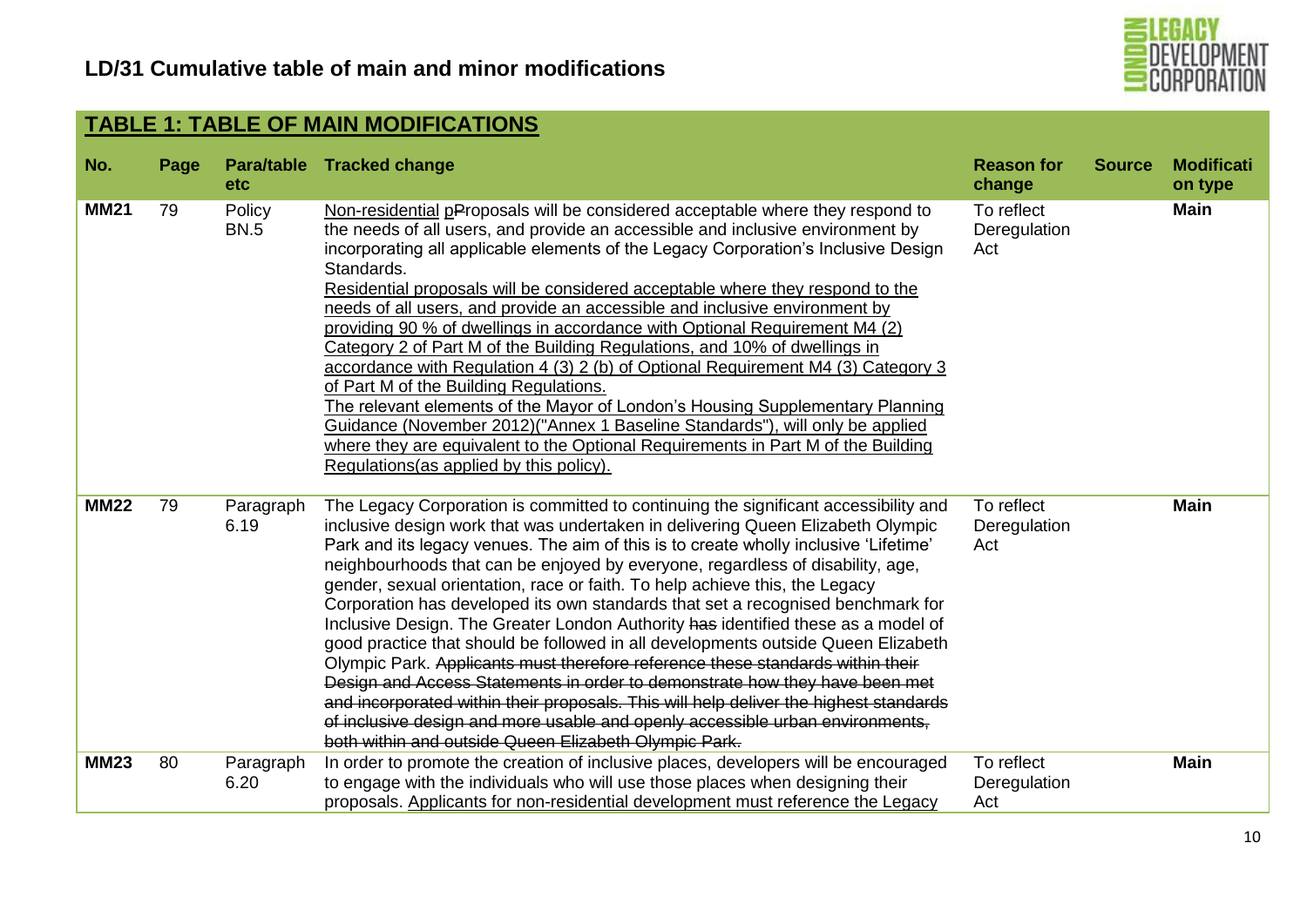## LD/31 Cumulative table of main and minor modifications

### TABLE 1: TABLE OF MAIN MODIFICATIONS

| No. | Page | Para/table etc | Tracked change | Reason for change | Source | Modification type |
|---|---|---|---|---|---|---|
| **MM21** | 79 | Policy BN.5 | <u>Non-residential</u> ~~p~~Proposals will be considered acceptable where they respond to the needs of all users, and provide an accessible and inclusive environment by incorporating all applicable elements of the Legacy Corporation's Inclusive Design Standards.<br><u>Residential proposals will be considered acceptable where they respond to the needs of all users, and provide an accessible and inclusive environment by providing 90 % of dwellings in accordance with Optional Requirement M4 (2) Category 2 of Part M of the Building Regulations, and 10% of dwellings in accordance with Regulation 4 (3) 2 (b) of Optional Requirement M4 (3) Category 3 of Part M of the Building Regulations.</u><br><u>The relevant elements of the Mayor of London's Housing Supplementary Planning Guidance (November 2012)("Annex 1 Baseline Standards"), will only be applied where they are equivalent to the Optional Requirements in Part M of the Building Regulations(as applied by this policy).</u> | To reflect Deregulation Act | | **Main** |
| **MM22** | 79 | Paragraph 6.19 | The Legacy Corporation is committed to continuing the significant accessibility and inclusive design work that was undertaken in delivering Queen Elizabeth Olympic Park and its legacy venues. The aim of this is to create wholly inclusive 'Lifetime' neighbourhoods that can be enjoyed by everyone, regardless of disability, age, gender, sexual orientation, race or faith. To help achieve this, the Legacy Corporation has developed its own standards that set a recognised benchmark for Inclusive Design. The Greater London Authority ~~has~~ identified these as a model of good practice that should be followed in all developments outside Queen Elizabeth Olympic Park. ~~Applicants must therefore reference these standards within their Design and Access Statements in order to demonstrate how they have been met and incorporated within their proposals. This will help deliver the highest standards of inclusive design and more usable and openly accessible urban environments, both within and outside Queen Elizabeth Olympic Park.~~ | To reflect Deregulation Act | | **Main** |
| **MM23** | 80 | Paragraph 6.20 | In order to promote the creation of inclusive places, developers will be encouraged to engage with the individuals who will use those places when designing their proposals. <u>Applicants for non-residential development must reference the Legacy</u> | To reflect Deregulation Act | | **Main** |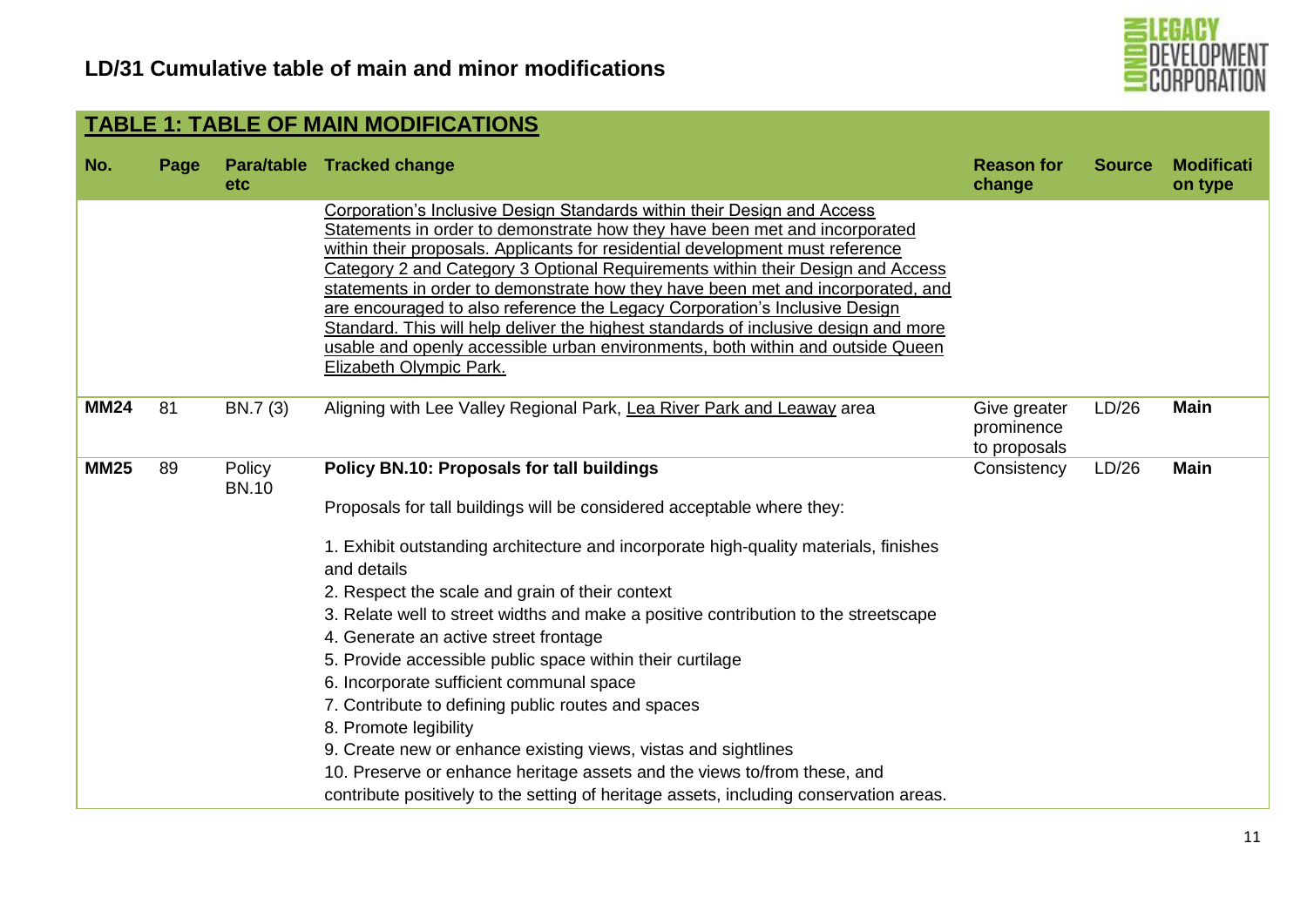## LD/31 Cumulative table of main and minor modifications

### TABLE 1: TABLE OF MAIN MODIFICATIONS

| No. | Page | Para/table etc | Tracked change | Reason for change | Source | Modification type |
|---|---|---|---|---|---|---|
| | | | <u>Corporation's Inclusive Design Standards within their Design and Access Statements in order to demonstrate how they have been met and incorporated within their proposals. Applicants for residential development must reference Category 2 and Category 3 Optional Requirements within their Design and Access statements in order to demonstrate how they have been met and incorporated, and are encouraged to also reference the Legacy Corporation's Inclusive Design Standard. This will help deliver the highest standards of inclusive design and more usable and openly accessible urban environments, both within and outside Queen Elizabeth Olympic Park.</u> | | | |
| **MM24** | 81 | BN.7 (3) | Aligning with Lee Valley Regional Park, <u>Lea River Park and Leaway</u> area | Give greater prominence to proposals | LD/26 | **Main** |
| **MM25** | 89 | Policy BN.10 | **Policy BN.10: Proposals for tall buildings**<br><br>Proposals for tall buildings will be considered acceptable where they:<br><br>1. Exhibit outstanding architecture and incorporate high-quality materials, finishes and details<br>2. Respect the scale and grain of their context<br>3. Relate well to street widths and make a positive contribution to the streetscape<br>4. Generate an active street frontage<br>5. Provide accessible public space within their curtilage<br>6. Incorporate sufficient communal space<br>7. Contribute to defining public routes and spaces<br>8. Promote legibility<br>9. Create new or enhance existing views, vistas and sightlines<br>10. Preserve or enhance heritage assets and the views to/from these, and contribute positively to the setting of heritage assets, including conservation areas. | Consistency | LD/26 | **Main** |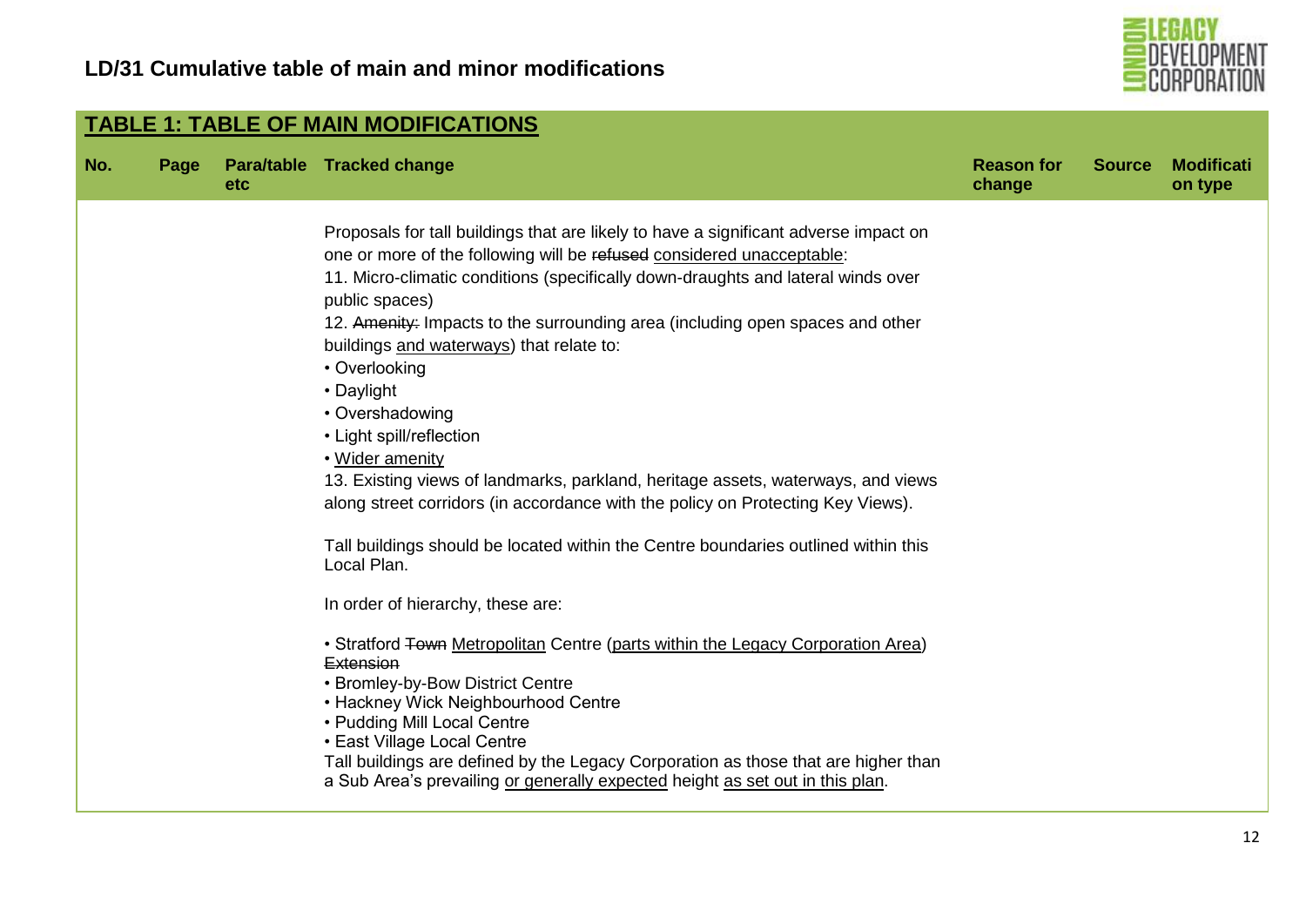## LD/31 Cumulative table of main and minor modifications

### TABLE 1: TABLE OF MAIN MODIFICATIONS

| No. | Page | Para/table etc | Tracked change | Reason for change | Source | Modification type |
|---|---|---|---|---|---|---|
| | | | Proposals for tall buildings that are likely to have a significant adverse impact on one or more of the following will be ~~refused~~ considered unacceptable:<br>11. Micro-climatic conditions (specifically down-draughts and lateral winds over public spaces)<br>12. ~~Amenity:~~ Impacts to the surrounding area (including open spaces and other buildings and waterways) that relate to:<br>• Overlooking<br>• Daylight<br>• Overshadowing<br>• Light spill/reflection<br>• Wider amenity<br>13. Existing views of landmarks, parkland, heritage assets, waterways, and views along street corridors (in accordance with the policy on Protecting Key Views).<br><br>Tall buildings should be located within the Centre boundaries outlined within this Local Plan.<br><br>In order of hierarchy, these are:<br><br>• Stratford ~~Town~~ Metropolitan Centre (parts within the Legacy Corporation Area) ~~Extension~~<br>• Bromley-by-Bow District Centre<br>• Hackney Wick Neighbourhood Centre<br>• Pudding Mill Local Centre<br>• East Village Local Centre<br>Tall buildings are defined by the Legacy Corporation as those that are higher than a Sub Area's prevailing or generally expected height as set out in this plan. | | | |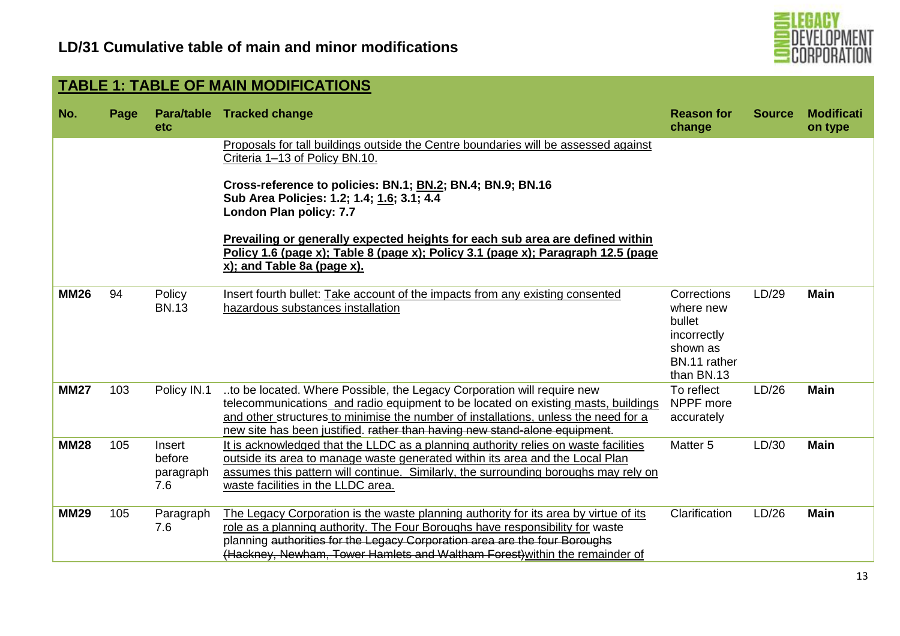# LD/31 Cumulative table of main and minor modifications

## TABLE 1: TABLE OF MAIN MODIFICATIONS

| No. | Page | Para/table etc | Tracked change | Reason for change | Source | Modification type |
|---|---|---|---|---|---|---|
| | | | Proposals for tall buildings outside the Centre boundaries will be assessed against Criteria 1–13 of Policy BN.10.<br><br>**Cross-reference to policies: BN.1; BN.2; BN.4; BN.9; BN.16**<br>**Sub Area Policies: 1.2; 1.4; 1.6; 3.1; 4.4**<br>**London Plan policy: 7.7**<br><br>**Prevailing or generally expected heights for each sub area are defined within Policy 1.6 (page x); Table 8 (page x); Policy 3.1 (page x); Paragraph 12.5 (page x); and Table 8a (page x).** | | | |
| **MM26** | 94 | Policy BN.13 | Insert fourth bullet: Take account of the impacts from any existing consented hazardous substances installation | Corrections where new bullet incorrectly shown as BN.11 rather than BN.13 | LD/29 | **Main** |
| **MM27** | 103 | Policy IN.1 | ..to be located. Where Possible, the Legacy Corporation will require new telecommunications and radio equipment to be located on existing masts, buildings and other structures to minimise the number of installations, unless the need for a new site has been justified. ~~rather than having new stand-alone equipment~~. | To reflect NPPF more accurately | LD/26 | **Main** |
| **MM28** | 105 | Insert before paragraph 7.6 | It is acknowledged that the LLDC as a planning authority relies on waste facilities outside its area to manage waste generated within its area and the Local Plan assumes this pattern will continue. Similarly, the surrounding boroughs may rely on waste facilities in the LLDC area. | Matter 5 | LD/30 | **Main** |
| **MM29** | 105 | Paragraph 7.6 | The Legacy Corporation is the waste planning authority for its area by virtue of its role as a planning authority. The Four Boroughs have responsibility for waste planning ~~authorities for the Legacy Corporation area are the four Boroughs (Hackney, Newham, Tower Hamlets and Waltham Forest)~~within the remainder of | Clarification | LD/26 | **Main** |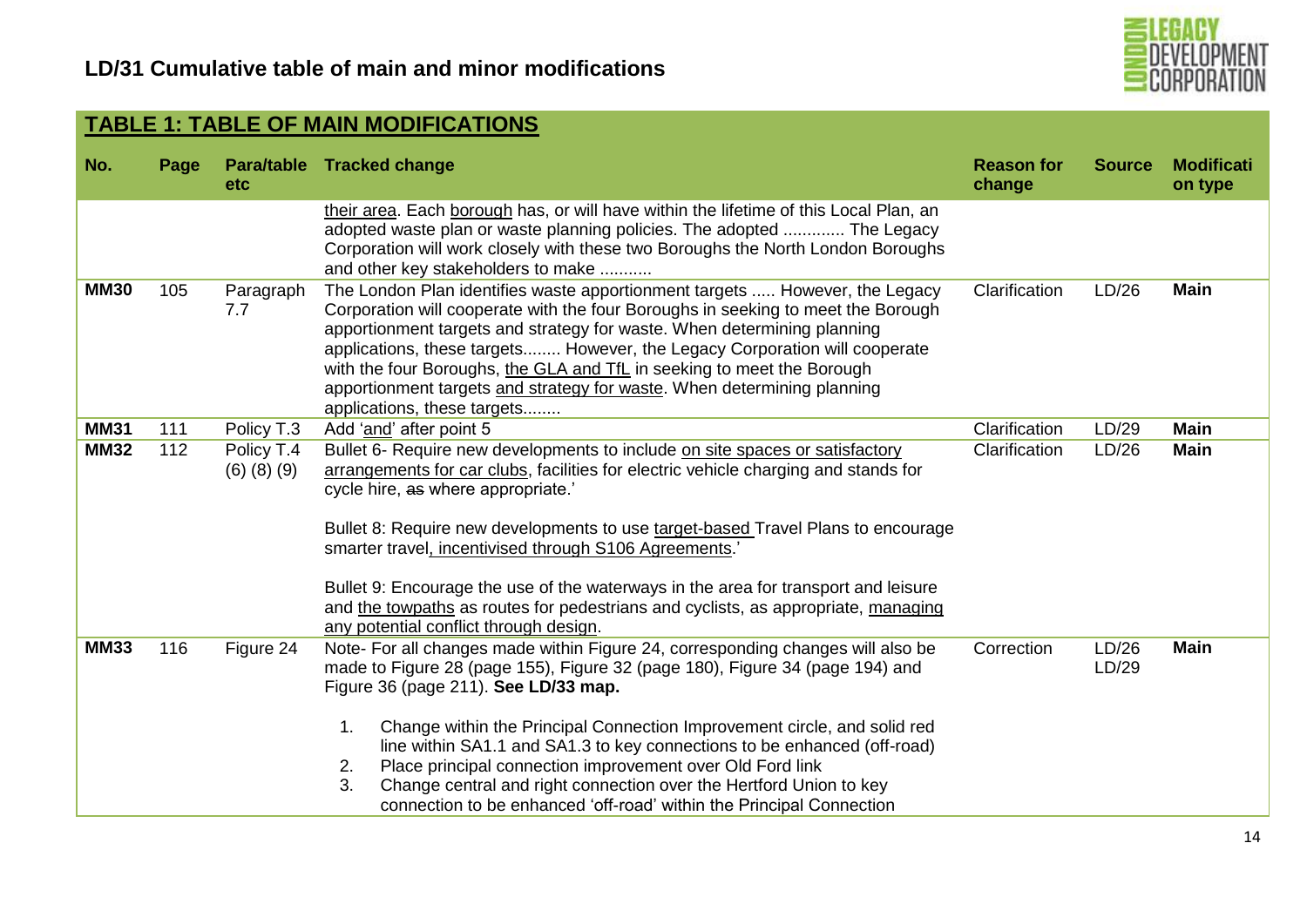## LD/31 Cumulative table of main and minor modifications

### TABLE 1: TABLE OF MAIN MODIFICATIONS

| No. | Page | Para/table etc | Tracked change | Reason for change | Source | Modification type |
|---|---|---|---|---|---|---|
| | | | their area. Each borough has, or will have within the lifetime of this Local Plan, an adopted waste plan or waste planning policies. The adopted ............ The Legacy Corporation will work closely with these two Boroughs the North London Boroughs and other key stakeholders to make ........... | | | |
| **MM30** | 105 | Paragraph 7.7 | The London Plan identifies waste apportionment targets ..... However, the Legacy Corporation will cooperate with the four Boroughs in seeking to meet the Borough apportionment targets and strategy for waste. When determining planning applications, these targets........ However, the Legacy Corporation will cooperate with the four Boroughs, the GLA and TfL in seeking to meet the Borough apportionment targets and strategy for waste. When determining planning applications, these targets........ | Clarification | LD/26 | **Main** |
| **MM31** | 111 | Policy T.3 | Add 'and' after point 5 | Clarification | LD/29 | **Main** |
| **MM32** | 112 | Policy T.4 (6) (8) (9) | Bullet 6- Require new developments to include on site spaces or satisfactory arrangements for car clubs, facilities for electric vehicle charging and stands for cycle hire, ~~as~~ where appropriate.'<br><br>Bullet 8: Require new developments to use target-based Travel Plans to encourage smarter travel, incentivised through S106 Agreements.'<br><br>Bullet 9: Encourage the use of the waterways in the area for transport and leisure and the towpaths as routes for pedestrians and cyclists, as appropriate, managing any potential conflict through design. | Clarification | LD/26 | **Main** |
| **MM33** | 116 | Figure 24 | Note- For all changes made within Figure 24, corresponding changes will also be made to Figure 28 (page 155), Figure 32 (page 180), Figure 34 (page 194) and Figure 36 (page 211). **See LD/33 map.**<br><br>1. Change within the Principal Connection Improvement circle, and solid red line within SA1.1 and SA1.3 to key connections to be enhanced (off-road)<br>2. Place principal connection improvement over Old Ford link<br>3. Change central and right connection over the Hertford Union to key connection to be enhanced 'off-road' within the Principal Connection | Correction | LD/26 LD/29 | **Main** |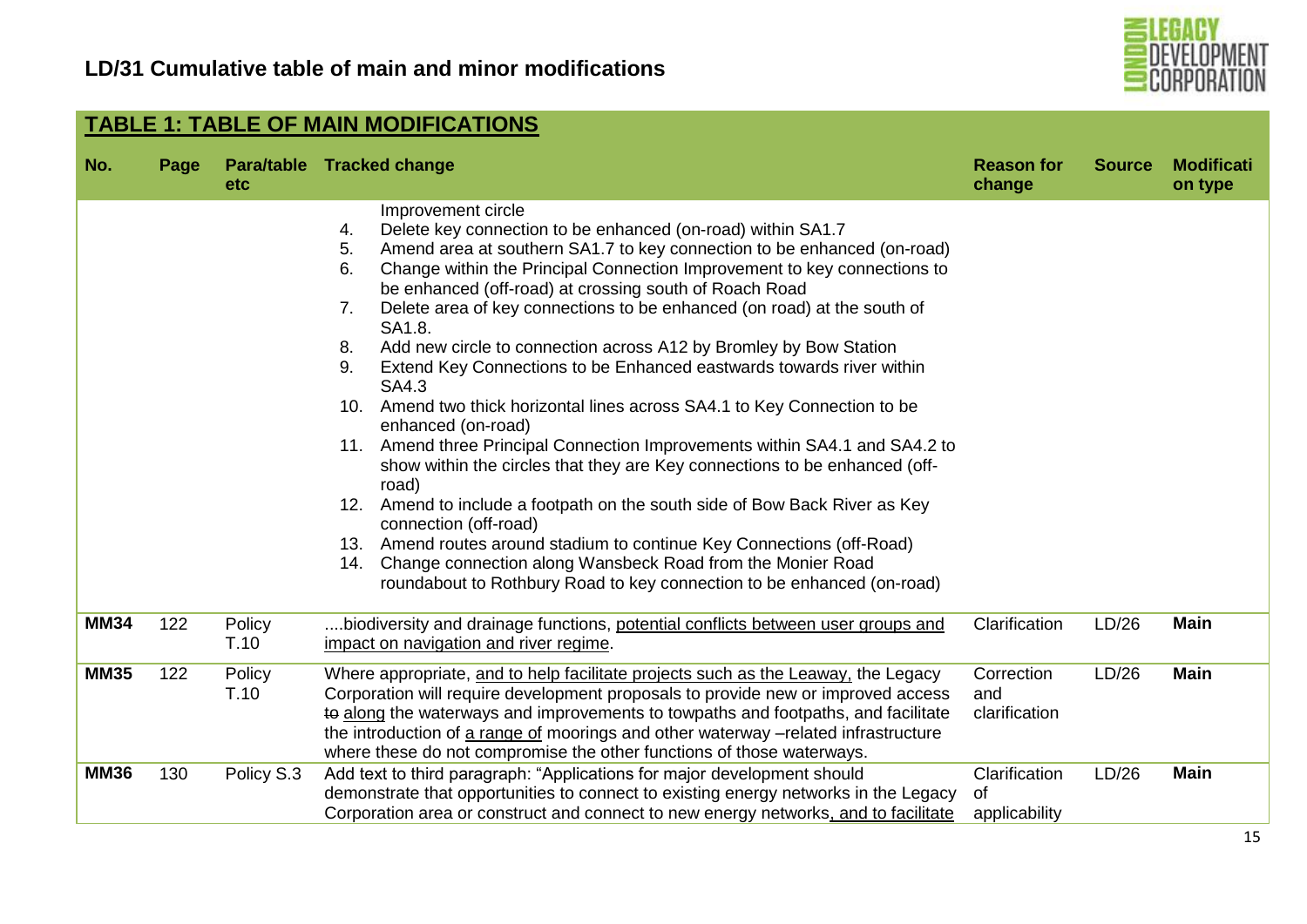## LD/31 Cumulative table of main and minor modifications

### TABLE 1: TABLE OF MAIN MODIFICATIONS

| No. | Page | Para/table etc | Tracked change | Reason for change | Source | Modification type |
|---|---|---|---|---|---|---|
| | | | Improvement circle<br>4. Delete key connection to be enhanced (on-road) within SA1.7<br>5. Amend area at southern SA1.7 to key connection to be enhanced (on-road)<br>6. Change within the Principal Connection Improvement to key connections to be enhanced (off-road) at crossing south of Roach Road<br>7. Delete area of key connections to be enhanced (on road) at the south of SA1.8.<br>8. Add new circle to connection across A12 by Bromley by Bow Station<br>9. Extend Key Connections to be Enhanced eastwards towards river within SA4.3<br>10. Amend two thick horizontal lines across SA4.1 to Key Connection to be enhanced (on-road)<br>11. Amend three Principal Connection Improvements within SA4.1 and SA4.2 to show within the circles that they are Key connections to be enhanced (off-road)<br>12. Amend to include a footpath on the south side of Bow Back River as Key connection (off-road)<br>13. Amend routes around stadium to continue Key Connections (off-Road)<br>14. Change connection along Wansbeck Road from the Monier Road roundabout to Rothbury Road to key connection to be enhanced (on-road) | | | |
| **MM34** | 122 | Policy T.10 | ....biodiversity and drainage functions, <u>potential conflicts between user groups and impact on navigation and river regime</u>. | Clarification | LD/26 | **Main** |
| **MM35** | 122 | Policy T.10 | Where appropriate, <u>and to help facilitate projects such as the Leaway,</u> the Legacy Corporation will require development proposals to provide new or improved access ~~to~~ <u>along</u> the waterways and improvements to towpaths and footpaths, and facilitate the introduction of <u>a range of</u> moorings and other waterway –related infrastructure where these do not compromise the other functions of those waterways. | Correction and clarification | LD/26 | **Main** |
| **MM36** | 130 | Policy S.3 | Add text to third paragraph: "Applications for major development should demonstrate that opportunities to connect to existing energy networks in the Legacy Corporation area or construct and connect to new energy networks<u>, and to facilitate</u> | Clarification of applicability | LD/26 | **Main** |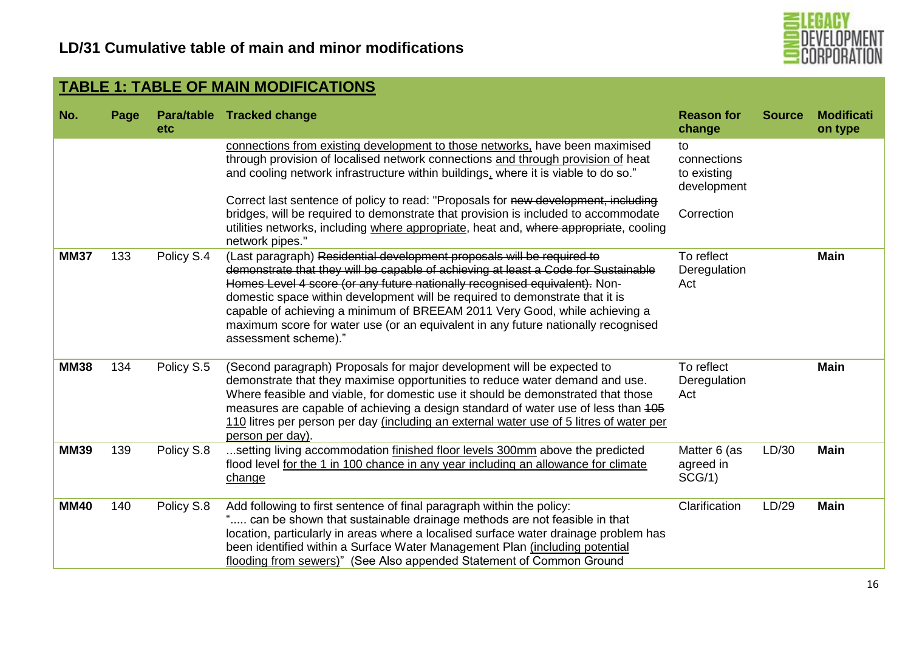## TABLE 1: TABLE OF MAIN MODIFICATIONS

| No. | Page | Para/table etc | Tracked change | Reason for change | Source | Modification type |
|---|---|---|---|---|---|---|
| | | | <u>connections from existing development to those networks,</u> have been maximised through provision of localised network connections <u>and through provision of</u> heat and cooling network infrastructure within buildings<u>,</u> where it is viable to do so."<br><br>Correct last sentence of policy to read: "Proposals for ~~new development, including bridges,~~ will be required to demonstrate that provision is included to accommodate utilities networks, including <u>where appropriate</u>, heat and, ~~where appropriate~~, cooling network pipes." | to connections to existing development<br><br>Correction | | |
| **MM37** | 133 | Policy S.4 | (Last paragraph) ~~Residential development proposals will be required to demonstrate that they will be capable of achieving at least a Code for Sustainable Homes Level 4 score (or any future nationally recognised equivalent).~~ Non-domestic space within development will be required to demonstrate that it is capable of achieving a minimum of BREEAM 2011 Very Good, while achieving a maximum score for water use (or an equivalent in any future nationally recognised assessment scheme)." | To reflect Deregulation Act | | **Main** |
| **MM38** | 134 | Policy S.5 | (Second paragraph) Proposals for major development will be expected to demonstrate that they maximise opportunities to reduce water demand and use. Where feasible and viable, for domestic use it should be demonstrated that those measures are capable of achieving a design standard of water use of less than ~~105~~ <u>110</u> litres per person per day <u>(including an external water use of 5 litres of water per person per day)</u>. | To reflect Deregulation Act | | **Main** |
| **MM39** | 139 | Policy S.8 | ...setting living accommodation <u>finished floor levels 300mm</u> above the predicted flood level <u>for the 1 in 100 chance in any year including an allowance for climate change</u> | Matter 6 (as agreed in SCG/1) | LD/30 | **Main** |
| **MM40** | 140 | Policy S.8 | Add following to first sentence of final paragraph within the policy:<br>"..... can be shown that sustainable drainage methods are not feasible in that location, particularly in areas where a localised surface water drainage problem has been identified within a Surface Water Management Plan <u>(including potential flooding from sewers)</u>" (See Also appended Statement of Common Ground | Clarification | LD/29 | **Main** |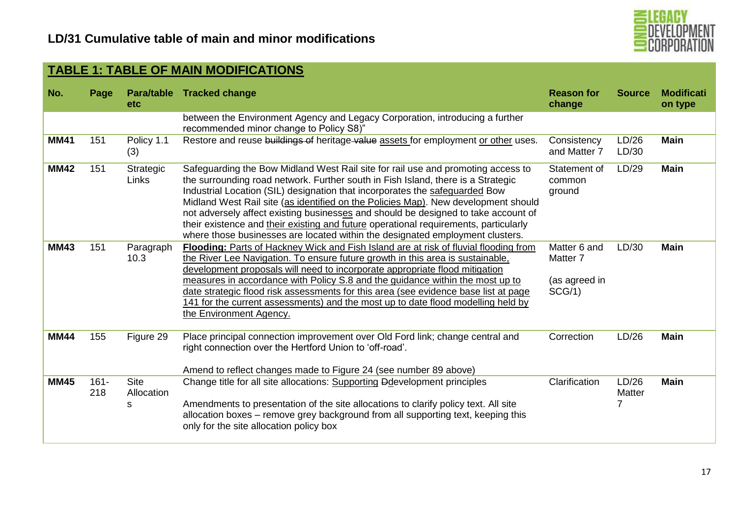## LD/31 Cumulative table of main and minor modifications

### TABLE 1: TABLE OF MAIN MODIFICATIONS

| No. | Page | Para/table etc | Tracked change | Reason for change | Source | Modification type |
|---|---|---|---|---|---|---|
| | | | between the Environment Agency and Legacy Corporation, introducing a further recommended minor change to Policy S8)" | | | |
| **MM41** | 151 | Policy 1.1 (3) | Restore and reuse ~~buildings of~~ heritage ~~value~~ assets for employment or other uses. | Consistency and Matter 7 | LD/26 LD/30 | **Main** |
| **MM42** | 151 | Strategic Links | Safeguarding the Bow Midland West Rail site for rail use and promoting access to the surrounding road network. Further south in Fish Island, there is a Strategic Industrial Location (SIL) designation that incorporates the safeguarded Bow Midland West Rail site (as identified on the Policies Map). New development should not adversely affect existing businesses and should be designed to take account of their existence and their existing and future operational requirements, particularly where those businesses are located within the designated employment clusters. | Statement of common ground | LD/29 | **Main** |
| **MM43** | 151 | Paragraph 10.3 | **Flooding:** Parts of Hackney Wick and Fish Island are at risk of fluvial flooding from the River Lee Navigation. To ensure future growth in this area is sustainable, development proposals will need to incorporate appropriate flood mitigation measures in accordance with Policy S.8 and the guidance within the most up to date strategic flood risk assessments for this area (see evidence base list at page 141 for the current assessments) and the most up to date flood modelling held by the Environment Agency. | Matter 6 and Matter 7 (as agreed in SCG/1) | LD/30 | **Main** |
| **MM44** | 155 | Figure 29 | Place principal connection improvement over Old Ford link; change central and right connection over the Hertford Union to 'off-road'. Amend to reflect changes made to Figure 24 (see number 89 above) | Correction | LD/26 | **Main** |
| **MM45** | 161-218 | Site Allocations | Change title for all site allocations: Supporting ~~D~~development principles. Amendments to presentation of the site allocations to clarify policy text. All site allocation boxes – remove grey background from all supporting text, keeping this only for the site allocation policy box | Clarification | LD/26 Matter 7 | **Main** |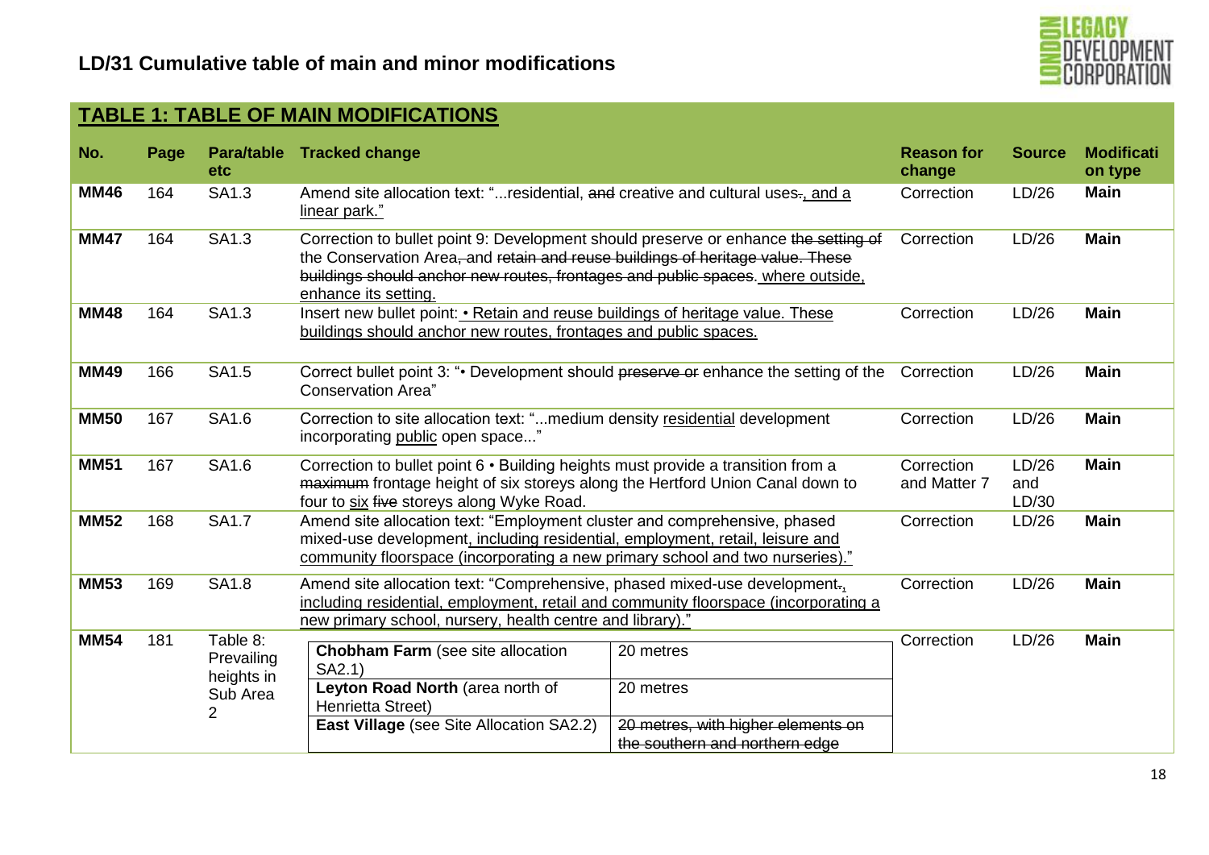## LD/31 Cumulative table of main and minor modifications

### TABLE 1: TABLE OF MAIN MODIFICATIONS

| No. | Page | Para/table etc | Tracked change | Reason for change | Source | Modification type |
|---|---|---|---|---|---|---|
| **MM46** | 164 | SA1.3 | Amend site allocation text: "...residential, ~~and~~ creative and cultural uses~~.~~, and a linear park." | Correction | LD/26 | **Main** |
| **MM47** | 164 | SA1.3 | Correction to bullet point 9: Development should preserve or enhance ~~the setting of~~ the Conservation Area~~, and retain and reuse buildings of heritage value. These buildings should anchor new routes, frontages and public spaces~~. where outside, enhance its setting. | Correction | LD/26 | **Main** |
| **MM48** | 164 | SA1.3 | Insert new bullet point: • Retain and reuse buildings of heritage value. These buildings should anchor new routes, frontages and public spaces. | Correction | LD/26 | **Main** |
| **MM49** | 166 | SA1.5 | Correct bullet point 3: "• Development should ~~preserve or~~ enhance the setting of the Conservation Area" | Correction | LD/26 | **Main** |
| **MM50** | 167 | SA1.6 | Correction to site allocation text: "...medium density residential development incorporating public open space..." | Correction | LD/26 | **Main** |
| **MM51** | 167 | SA1.6 | Correction to bullet point 6 • Building heights must provide a transition from a ~~maximum~~ frontage height of six storeys along the Hertford Union Canal down to four to six ~~five~~ storeys along Wyke Road. | Correction and Matter 7 | LD/26 and LD/30 | **Main** |
| **MM52** | 168 | SA1.7 | Amend site allocation text: "Employment cluster and comprehensive, phased mixed-use development, including residential, employment, retail, leisure and community floorspace (incorporating a new primary school and two nurseries)." | Correction | LD/26 | **Main** |
| **MM53** | 169 | SA1.8 | Amend site allocation text: "Comprehensive, phased mixed-use development~~.~~, including residential, employment, retail and community floorspace (incorporating a new primary school, nursery, health centre and library)." | Correction | LD/26 | **Main** |
| **MM54** | 181 | Table 8: Prevailing heights in Sub Area 2 | **Chobham Farm** (see site allocation SA2.1) — 20 metres<br>**Leyton Road North** (area north of Henrietta Street) — 20 metres<br>**East Village** (see Site Allocation SA2.2) — ~~20 metres, with higher elements on the southern and northern edge~~ | Correction | LD/26 | **Main** |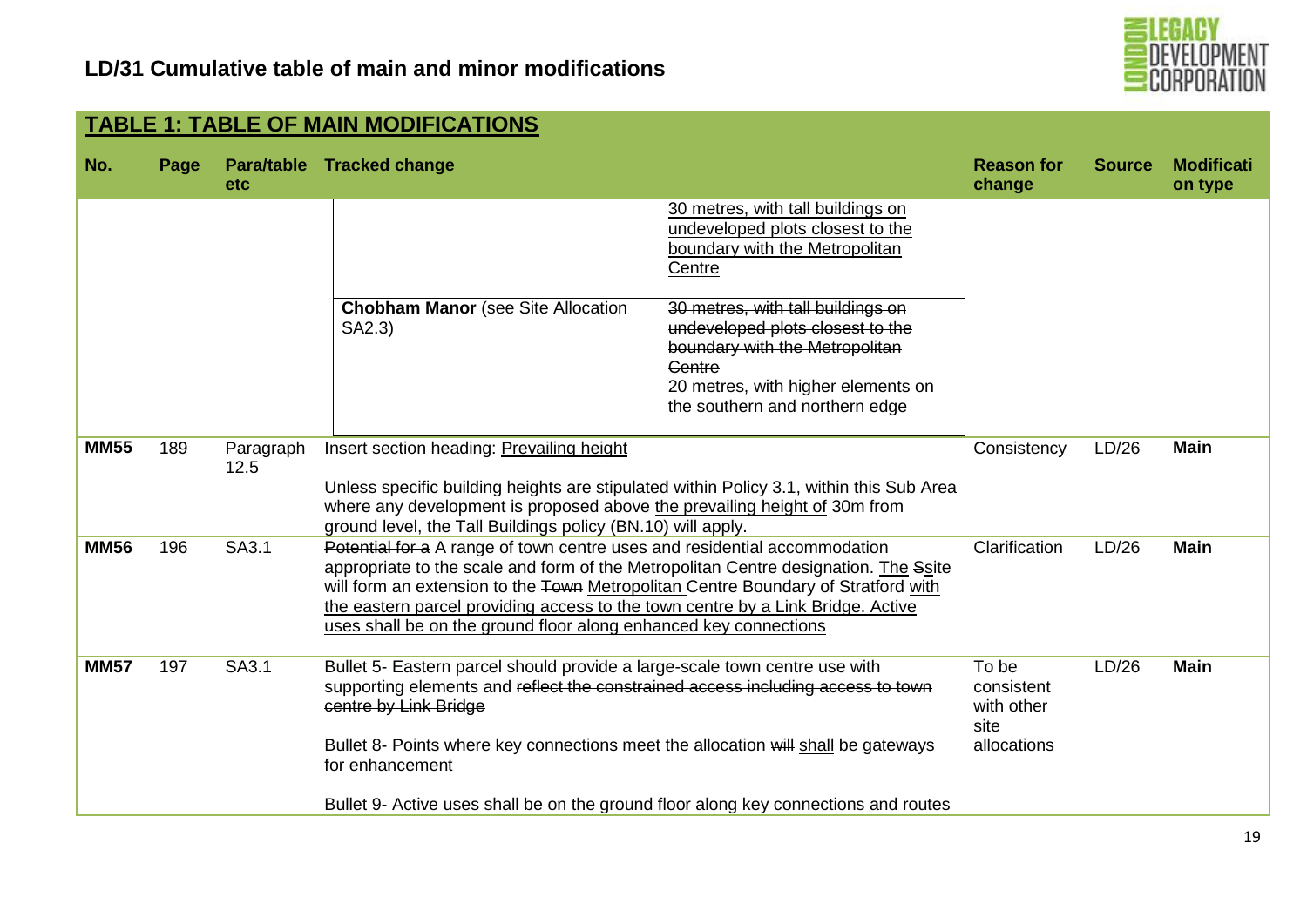## LD/31 Cumulative table of main and minor modifications

### TABLE 1: TABLE OF MAIN MODIFICATIONS

| No. | Page | Para/table etc | Tracked change | Reason for change | Source | Modification type |
|---|---|---|---|---|---|---|
| | | | (continued nested table) <br> [blank] — <ins>30 metres, with tall buildings on undeveloped plots closest to the boundary with the Metropolitan Centre</ins> <br> **Chobham Manor** (see Site Allocation SA2.3) — ~~30 metres, with tall buildings on undeveloped plots closest to the boundary with the Metropolitan Centre~~ <ins>20 metres, with higher elements on the southern and northern edge</ins> | | | |
| **MM55** | 189 | Paragraph 12.5 | Insert section heading: <ins>Prevailing height</ins> <br><br> Unless specific building heights are stipulated within Policy 3.1, within this Sub Area where any development is proposed above <ins>the prevailing height of</ins> 30m from ground level, the Tall Buildings policy (BN.10) will apply. | Consistency | LD/26 | **Main** |
| **MM56** | 196 | SA3.1 | ~~Potential for a~~ A range of town centre uses and residential accommodation appropriate to the scale and form of the Metropolitan Centre designation. <ins>The</ins> ~~S~~site will form an extension to the ~~Town~~ <ins>Metropolitan</ins> Centre Boundary of Stratford <ins>with the eastern parcel providing access to the town centre by a Link Bridge. Active uses shall be on the ground floor along enhanced key connections</ins> | Clarification | LD/26 | **Main** |
| **MM57** | 197 | SA3.1 | Bullet 5- Eastern parcel should provide a large-scale town centre use with supporting elements and ~~reflect the constrained access including access to town centre by Link Bridge~~ <br><br> Bullet 8- Points where key connections meet the allocation ~~will~~ <ins>shall</ins> be gateways for enhancement <br><br> Bullet 9- ~~Active uses shall be on the ground floor along key connections and routes~~ | To be consistent with other site allocations | LD/26 | **Main** |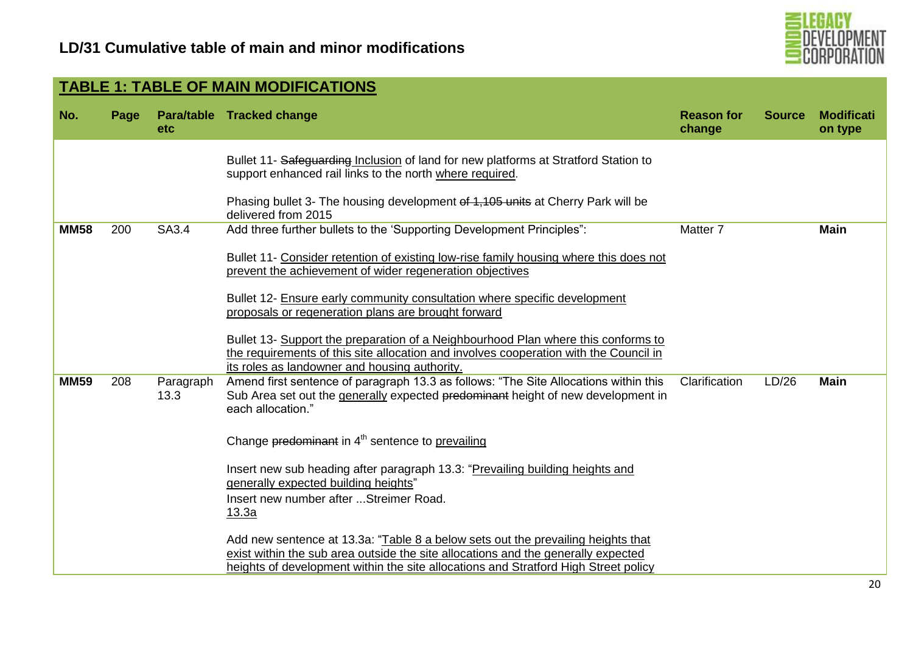## LD/31 Cumulative table of main and minor modifications

### TABLE 1: TABLE OF MAIN MODIFICATIONS

| No. | Page | Para/table etc | Tracked change | Reason for change | Source | Modification type |
|---|---|---|---|---|---|---|
| | | | Bullet 11- ~~Safeguarding~~ <u>Inclusion</u> of land for new platforms at Stratford Station to support enhanced rail links to the north <u>where required</u>.<br><br>Phasing bullet 3- The housing development ~~of 1,105 units~~ at Cherry Park will be delivered from 2015 | | | |
| **MM58** | 200 | SA3.4 | Add three further bullets to the 'Supporting Development Principles":<br><br>Bullet 11- <u>Consider retention of existing low-rise family housing where this does not prevent the achievement of wider regeneration objectives</u><br><br>Bullet 12- <u>Ensure early community consultation where specific development proposals or regeneration plans are brought forward</u><br><br>Bullet 13- <u>Support the preparation of a Neighbourhood Plan where this conforms to the requirements of this site allocation and involves cooperation with the Council in its roles as landowner and housing authority.</u> | Matter 7 | | **Main** |
| **MM59** | 208 | Paragraph 13.3 | Amend first sentence of paragraph 13.3 as follows: "The Site Allocations within this Sub Area set out the <u>generally</u> expected ~~predominant~~ height of new development in each allocation."<br><br>Change ~~predominant~~ in 4th sentence to <u>prevailing</u><br><br>Insert new sub heading after paragraph 13.3: "<u>Prevailing building heights and generally expected building heights</u>"<br>Insert new number after ...Streimer Road.<br><u>13.3a</u><br><br>Add new sentence at 13.3a: "<u>Table 8 a below sets out the prevailing heights that exist within the sub area outside the site allocations and the generally expected heights of development within the site allocations and Stratford High Street policy</u> | Clarification | LD/26 | **Main** |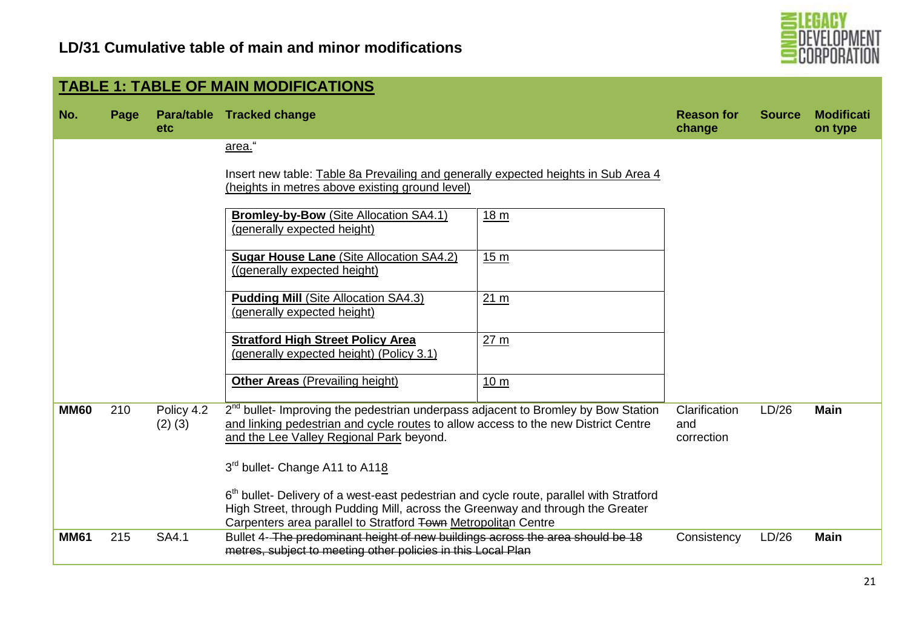# LD/31 Cumulative table of main and minor modifications

## TABLE 1: TABLE OF MAIN MODIFICATIONS

| No. | Page | Para/table etc | Tracked change | Reason for change | Source | Modification type |
|---|---|---|---|---|---|---|
| | | | area."<br><br>Insert new table: Table 8a Prevailing and generally expected heights in Sub Area 4 (heights in metres above existing ground level)<br><br>**Bromley-by-Bow** (Site Allocation SA4.1) (generally expected height): 18 m<br>**Sugar House Lane** (Site Allocation SA4.2) ((generally expected height): 15 m<br>**Pudding Mill** (Site Allocation SA4.3) (generally expected height): 21 m<br>**Stratford High Street Policy Area** (generally expected height) (Policy 3.1): 27 m<br>**Other Areas** (Prevailing height): 10 m | | | |
| **MM60** | 210 | Policy 4.2 (2) (3) | 2nd bullet- Improving the pedestrian underpass adjacent to Bromley by Bow Station and linking pedestrian and cycle routes to allow access to the new District Centre and the Lee Valley Regional Park beyond.<br><br>3rd bullet- Change A11 to A118<br><br>6th bullet- Delivery of a west-east pedestrian and cycle route, parallel with Stratford High Street, through Pudding Mill, across the Greenway and through the Greater Carpenters area parallel to Stratford ~~Town~~ Metropolitan Centre | Clarification and correction | LD/26 | **Main** |
| **MM61** | 215 | SA4.1 | Bullet 4- ~~The predominant height of new buildings across the area should be 18 metres, subject to meeting other policies in this Local Plan~~ | Consistency | LD/26 | **Main** |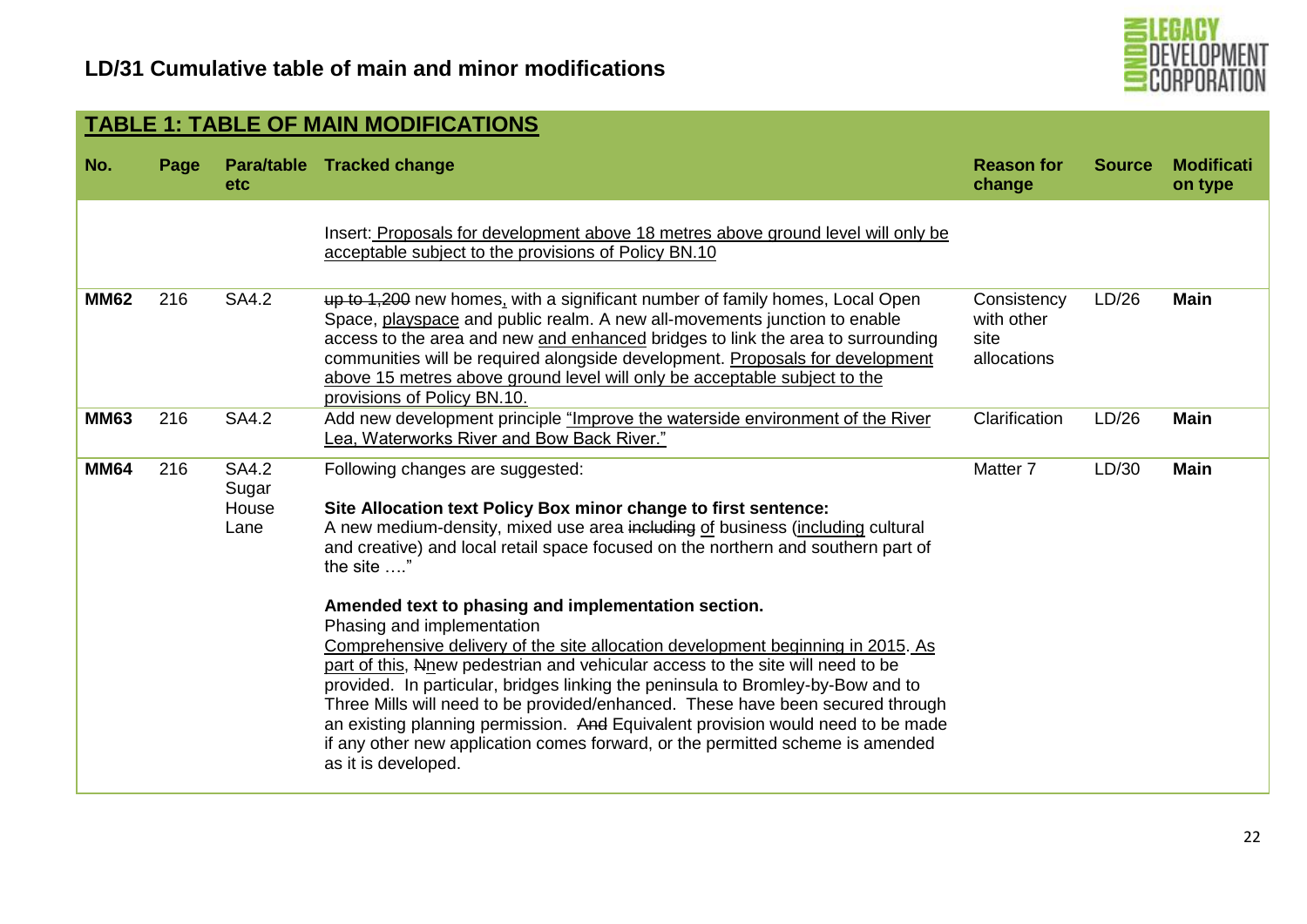## LD/31 Cumulative table of main and minor modifications

### TABLE 1: TABLE OF MAIN MODIFICATIONS

| No. | Page | Para/table etc | Tracked change | Reason for change | Source | Modification type |
|---|---|---|---|---|---|---|
| | | | Insert: <u>Proposals for development above 18 metres above ground level will only be acceptable subject to the provisions of Policy BN.10</u> | | | |
| **MM62** | 216 | SA4.2 | ~~up to 1,200~~ new homes<u>,</u> with a significant number of family homes, Local Open Space, <u>playspace</u> and public realm. A new all-movements junction to enable access to the area and new <u>and enhanced</u> bridges to link the area to surrounding communities will be required alongside development. <u>Proposals for development above 15 metres above ground level will only be acceptable subject to the provisions of Policy BN.10.</u> | Consistency with other site allocations | LD/26 | **Main** |
| **MM63** | 216 | SA4.2 | Add new development principle <u>"Improve the waterside environment of the River Lea, Waterworks River and Bow Back River."</u> | Clarification | LD/26 | **Main** |
| **MM64** | 216 | SA4.2 Sugar House Lane | Following changes are suggested:<br><br>**Site Allocation text Policy Box minor change to first sentence:**<br>A new medium-density, mixed use area ~~including~~ <u>of</u> business (<u>including</u> cultural and creative) and local retail space focused on the northern and southern part of the site …."<br><br>**Amended text to phasing and implementation section.**<br>Phasing and implementation<br><u>Comprehensive delivery of the site allocation development beginning in 2015. As part of this</u>, ~~N~~<u>n</u>ew pedestrian and vehicular access to the site will need to be provided. In particular, bridges linking the peninsula to Bromley-by-Bow and to Three Mills will need to be provided/enhanced. These have been secured through an existing planning permission. ~~And~~ Equivalent provision would need to be made if any other new application comes forward, or the permitted scheme is amended as it is developed. | Matter 7 | LD/30 | **Main** |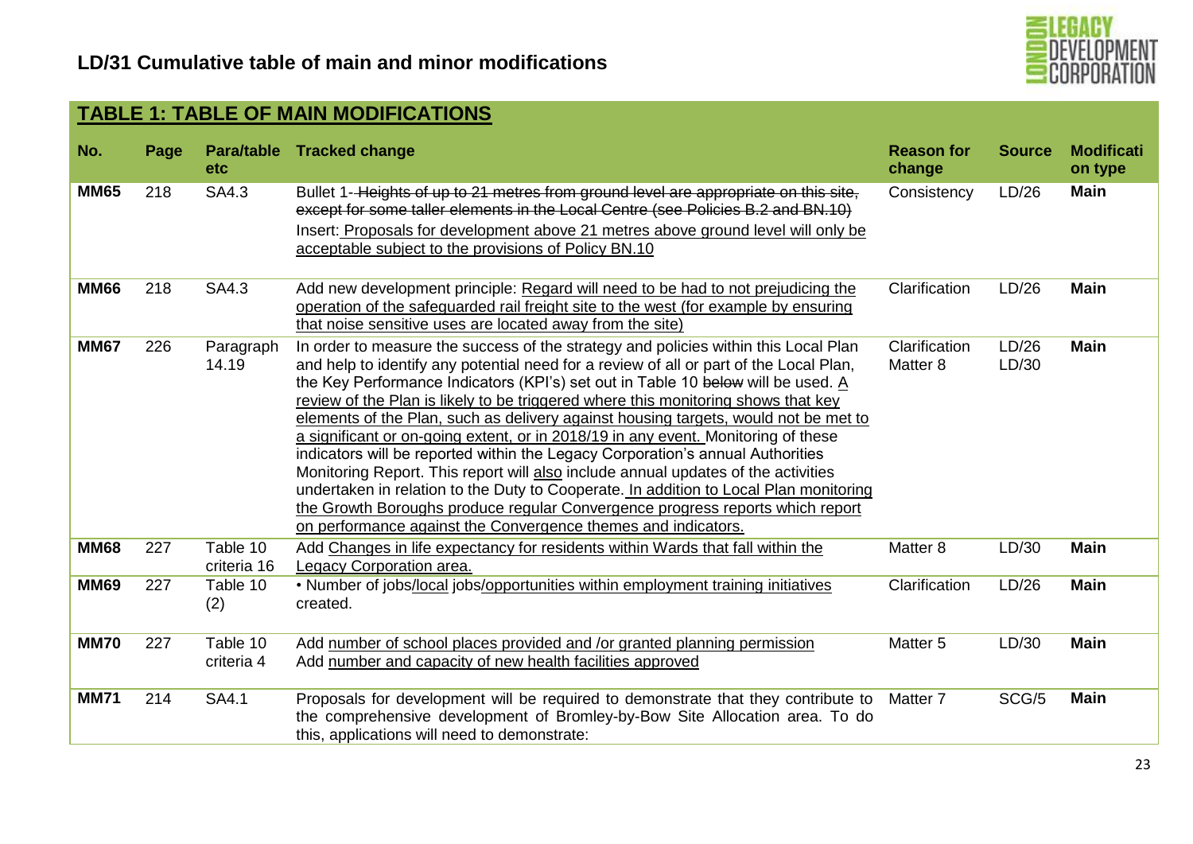## LD/31 Cumulative table of main and minor modifications

### TABLE 1: TABLE OF MAIN MODIFICATIONS

| No. | Page | Para/table etc | Tracked change | Reason for change | Source | Modification type |
|---|---|---|---|---|---|---|
| MM65 | 218 | SA4.3 | Bullet 1- ~~Heights of up to 21 metres from ground level are appropriate on this site, except for some taller elements in the Local Centre (see Policies B.2 and BN.10)~~ Insert: <u>Proposals for development above 21 metres above ground level will only be acceptable subject to the provisions of Policy BN.10</u> | Consistency | LD/26 | **Main** |
| MM66 | 218 | SA4.3 | Add new development principle: <u>Regard will need to be had to not prejudicing the operation of the safeguarded rail freight site to the west (for example by ensuring that noise sensitive uses are located away from the site)</u> | Clarification | LD/26 | **Main** |
| MM67 | 226 | Paragraph 14.19 | In order to measure the success of the strategy and policies within this Local Plan and help to identify any potential need for a review of all or part of the Local Plan, the Key Performance Indicators (KPI's) set out in Table 10 ~~below~~ will be used. <u>A review of the Plan is likely to be triggered where this monitoring shows that key elements of the Plan, such as delivery against housing targets, would not be met to a significant or on-going extent, or in 2018/19 in any event.</u> Monitoring of these indicators will be reported within the Legacy Corporation's annual Authorities Monitoring Report. This report will <u>also</u> include annual updates of the activities undertaken in relation to the Duty to Cooperate. <u>In addition to Local Plan monitoring the Growth Boroughs produce regular Convergence progress reports which report on performance against the Convergence themes and indicators.</u> | Clarification Matter 8 | LD/26 LD/30 | **Main** |
| MM68 | 227 | Table 10 criteria 16 | Add <u>Changes in life expectancy for residents within Wards that fall within the Legacy Corporation area.</u> | Matter 8 | LD/30 | **Main** |
| MM69 | 227 | Table 10 (2) | • Number of jobs/<u>local</u> jobs/<u>opportunities within employment training initiatives</u> created. | Clarification | LD/26 | **Main** |
| MM70 | 227 | Table 10 criteria 4 | Add <u>number of school places provided and /or granted planning permission</u> Add <u>number and capacity of new health facilities approved</u> | Matter 5 | LD/30 | **Main** |
| MM71 | 214 | SA4.1 | Proposals for development will be required to demonstrate that they contribute to the comprehensive development of Bromley-by-Bow Site Allocation area. To do this, applications will need to demonstrate: | Matter 7 | SCG/5 | **Main** |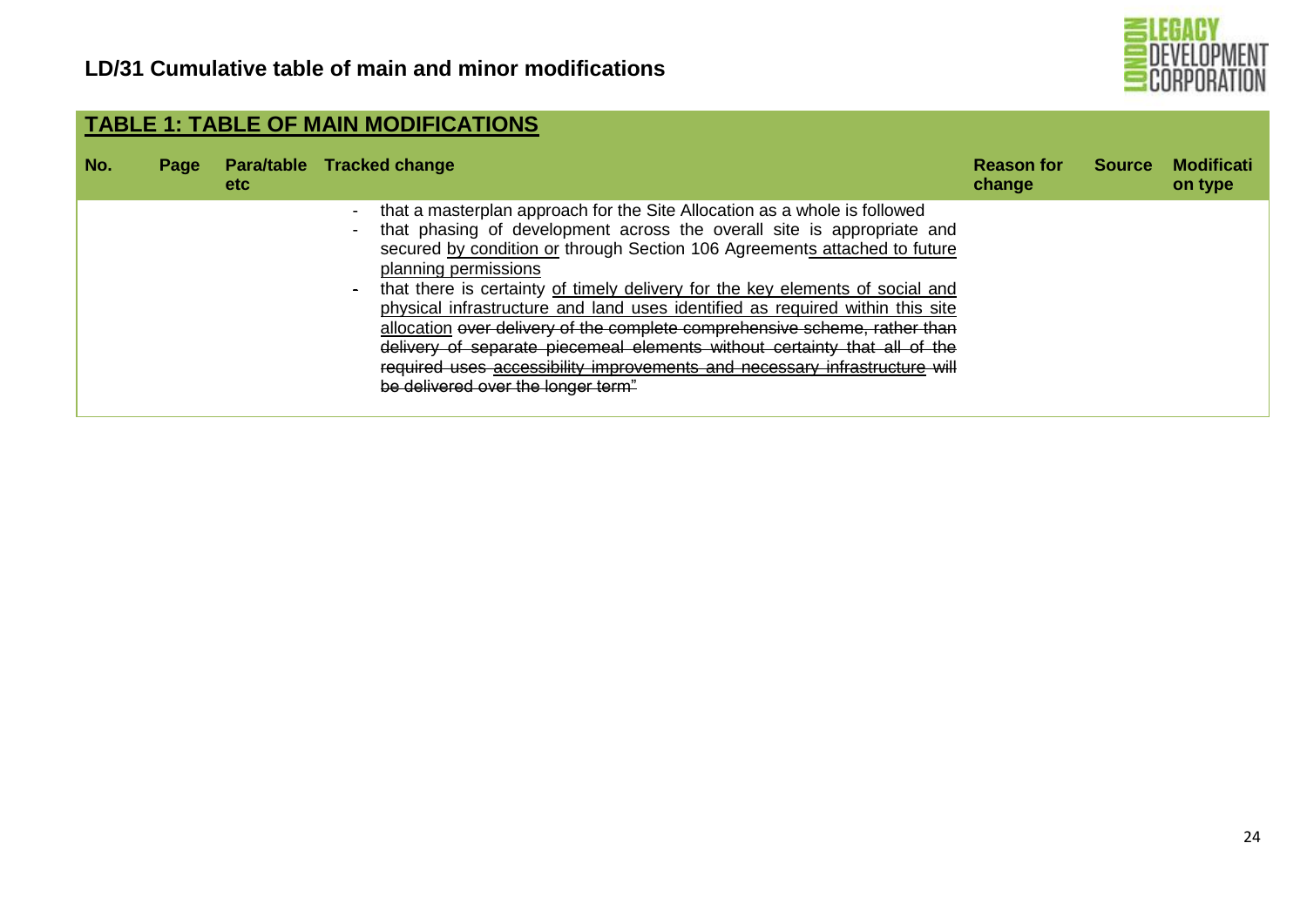## TABLE 1: TABLE OF MAIN MODIFICATIONS

| No. | Page | Para/table etc | Tracked change | Reason for change | Source | Modification type |
|---|---|---|---|---|---|---|
| | | | - that a masterplan approach for the Site Allocation as a whole is followed<br>- that phasing of development across the overall site is appropriate and secured <u>by condition or</u> through Section 106 Agreement<u>s attached to future planning permissions</u><br>- that there is certainty <u>of timely delivery for the key elements of social and physical infrastructure and land uses identified as required within this site allocation</u> ~~over delivery of the complete comprehensive scheme, rather than delivery of separate piecemeal elements without certainty that all of the required uses~~ ~~<u>accessibility improvements and necessary infrastructure</u>~~ ~~will be delivered over the longer term"~~ | | | |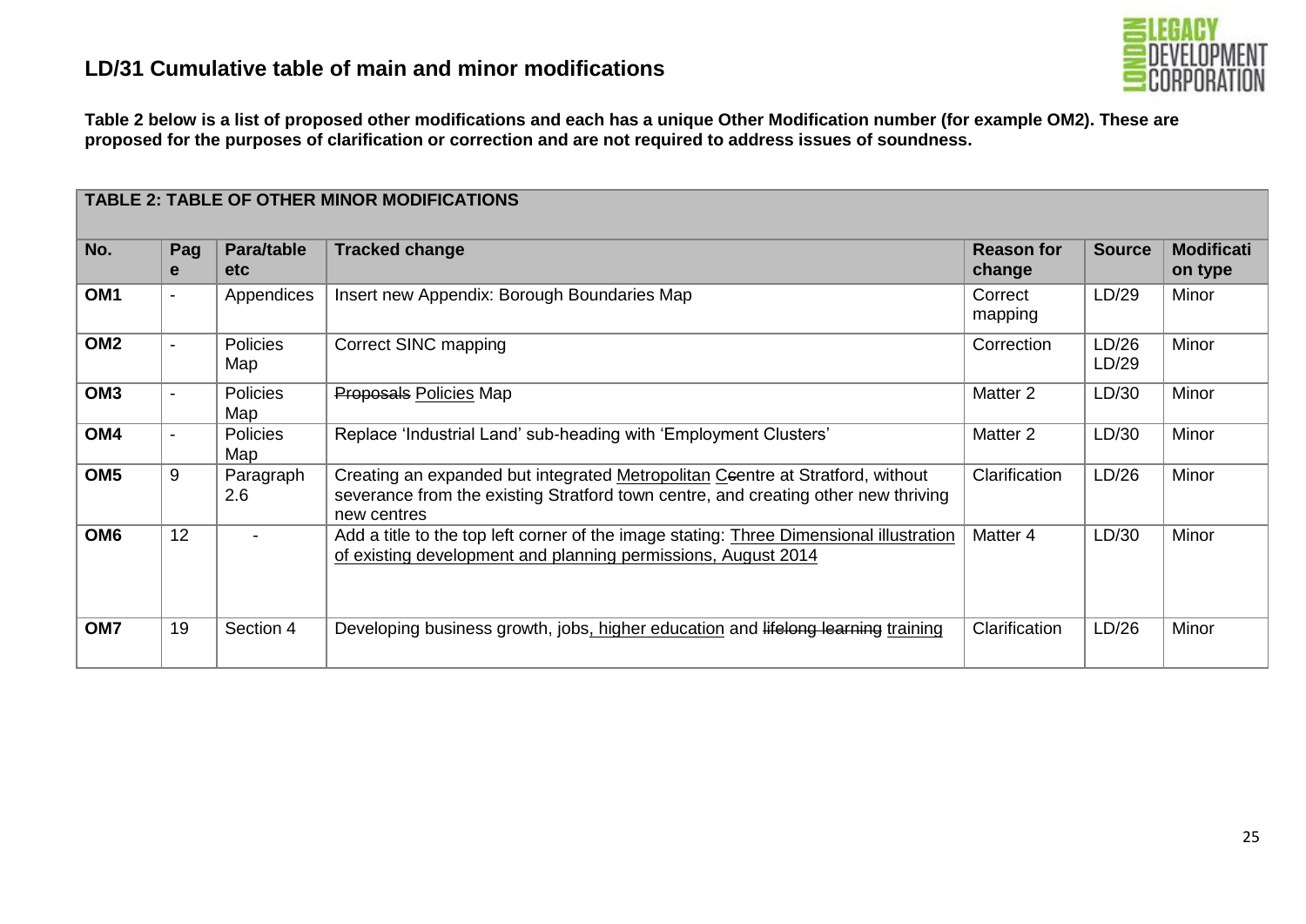# LD/31 Cumulative table of main and minor modifications

**Table 2 below is a list of proposed other modifications and each has a unique Other Modification number (for example OM2). These are proposed for the purposes of clarification or correction and are not required to address issues of soundness.**

| TABLE 2: TABLE OF OTHER MINOR MODIFICATIONS | | | | | | |
|---|---|---|---|---|---|---|
| **No.** | **Page** | **Para/table etc** | **Tracked change** | **Reason for change** | **Source** | **Modification type** |
| **OM1** | - | Appendices | Insert new Appendix: Borough Boundaries Map | Correct mapping | LD/29 | Minor |
| **OM2** | - | Policies Map | Correct SINC mapping | Correction | LD/26 LD/29 | Minor |
| **OM3** | - | Policies Map | ~~Proposals~~ <u>Policies</u> Map | Matter 2 | LD/30 | Minor |
| **OM4** | - | Policies Map | Replace 'Industrial Land' sub-heading with 'Employment Clusters' | Matter 2 | LD/30 | Minor |
| **OM5** | 9 | Paragraph 2.6 | Creating an expanded but integrated <u>Metropolitan</u> <u>C</u>~~c~~entre at Stratford, without severance from the existing Stratford town centre, and creating other new thriving new centres | Clarification | LD/26 | Minor |
| **OM6** | 12 | - | Add a title to the top left corner of the image stating: <u>Three Dimensional illustration of existing development and planning permissions, August 2014</u> | Matter 4 | LD/30 | Minor |
| **OM7** | 19 | Section 4 | Developing business growth, jobs<u>, higher education</u> and ~~lifelong learning~~ <u>training</u> | Clarification | LD/26 | Minor |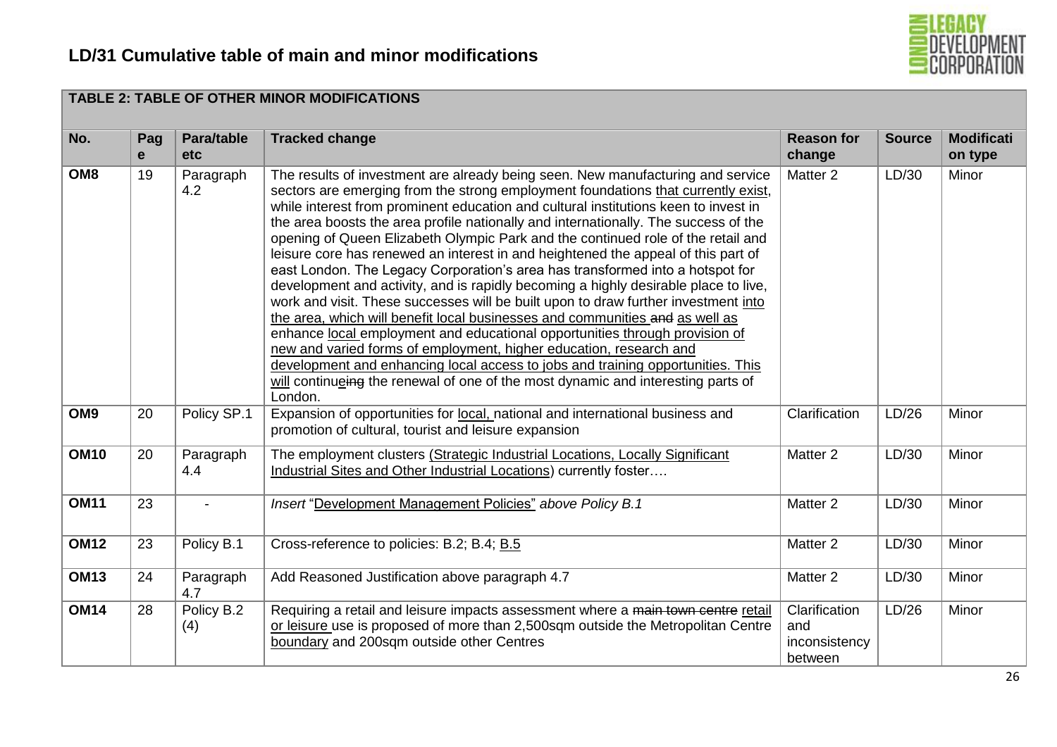# LD/31 Cumulative table of main and minor modifications

| TABLE 2: TABLE OF OTHER MINOR MODIFICATIONS | | | | | | |
|---|---|---|---|---|---|---|
| **No.** | **Page** | **Para/table etc** | **Tracked change** | **Reason for change** | **Source** | **Modification type** |
| **OM8** | 19 | Paragraph 4.2 | The results of investment are already being seen. New manufacturing and service sectors are emerging from the strong employment foundations <u>that currently exist</u>, while interest from prominent education and cultural institutions keen to invest in the area boosts the area profile nationally and internationally. The success of the opening of Queen Elizabeth Olympic Park and the continued role of the retail and leisure core has renewed an interest in and heightened the appeal of this part of east London. The Legacy Corporation's area has transformed into a hotspot for development and activity, and is rapidly becoming a highly desirable place to live, work and visit. These successes will be built upon to draw further investment <u>into the area, which will benefit local businesses and communities</u> ~~and~~ <u>as well as</u> enhance <u>local</u> employment and educational opportunities <u>through provision of new and varied forms of employment, higher education, research and development and enhancing local access to jobs and training opportunities. This will</u> continu<u>e</u>~~ing~~ the renewal of one of the most dynamic and interesting parts of London. | Matter 2 | LD/30 | Minor |
| **OM9** | 20 | Policy SP.1 | Expansion of opportunities for <u>local,</u> national and international business and promotion of cultural, tourist and leisure expansion | Clarification | LD/26 | Minor |
| **OM10** | 20 | Paragraph 4.4 | The employment clusters <u>(Strategic Industrial Locations, Locally Significant Industrial Sites and Other Industrial Locations</u>) currently foster…. | Matter 2 | LD/30 | Minor |
| **OM11** | 23 | - | *Insert* "<u>Development Management Policies</u>" *above Policy B.1* | Matter 2 | LD/30 | Minor |
| **OM12** | 23 | Policy B.1 | Cross-reference to policies: B.2; B.4; <u>B.5</u> | Matter 2 | LD/30 | Minor |
| **OM13** | 24 | Paragraph 4.7 | Add Reasoned Justification above paragraph 4.7 | Matter 2 | LD/30 | Minor |
| **OM14** | 28 | Policy B.2 (4) | Requiring a retail and leisure impacts assessment where a ~~main town centre~~ <u>retail or leisure</u> use is proposed of more than 2,500sqm outside the Metropolitan Centre <u>boundary</u> and 200sqm outside other Centres | Clarification and inconsistency between | LD/26 | Minor |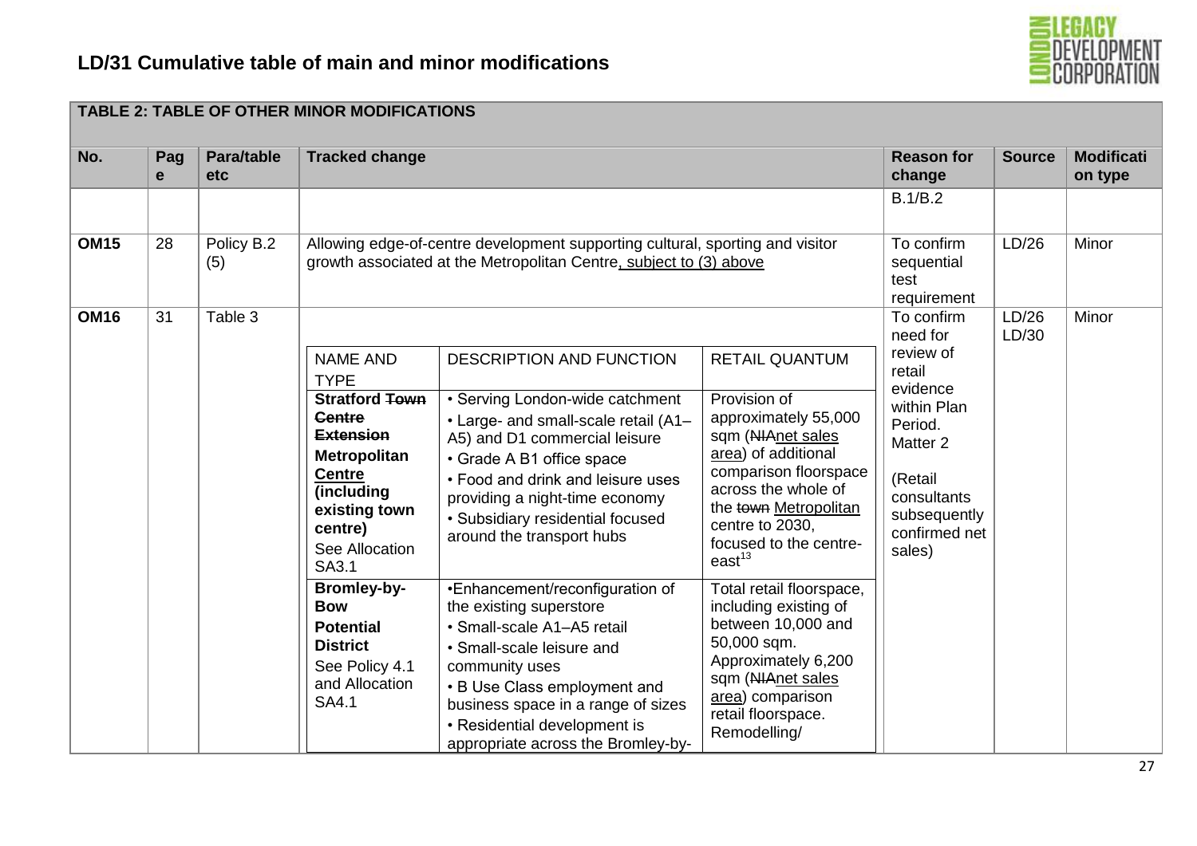## LD/31 Cumulative table of main and minor modifications

**TABLE 2: TABLE OF OTHER MINOR MODIFICATIONS**

| No. | Page | Para/table etc | Tracked change | Reason for change | Source | Modification type |
|---|---|---|---|---|---|---|
| | | | | B.1/B.2 | | |
| **OM15** | 28 | Policy B.2 (5) | Allowing edge-of-centre development supporting cultural, sporting and visitor growth associated at the Metropolitan Centre<ins>, subject to (3) above</ins> | To confirm sequential test requirement | LD/26 | Minor |
| **OM16** | 31 | Table 3 | (see nested table below) | To confirm need for review of retail evidence within Plan Period. Matter 2 (Retail consultants subsequently confirmed net sales) | LD/26 LD/30 | Minor |

OM16 – Table 3 tracked change:

| NAME AND TYPE | DESCRIPTION AND FUNCTION | RETAIL QUANTUM |
|---|---|---|
| **Stratford ~~Town Centre Extension~~ Metropolitan <ins>Centre</ins> <ins>(including existing town centre)</ins>** See Allocation SA3.1 | • Serving London-wide catchment<br>• Large- and small-scale retail (A1–A5) and D1 commercial leisure<br>• Grade A B1 office space<br>• Food and drink and leisure uses providing a night-time economy<br>• Subsidiary residential focused around the transport hubs | Provision of approximately 55,000 sqm (~~NIA~~<ins>net sales area</ins>) of additional comparison floorspace across the whole of the ~~town~~ <ins>Metropolitan</ins> centre to 2030, focused to the centre-east[13] |
| **Bromley-by-Bow Potential District** See Policy 4.1 and Allocation SA4.1 | •Enhancement/reconfiguration of the existing superstore<br>• Small-scale A1–A5 retail<br>• Small-scale leisure and community uses<br>• B Use Class employment and business space in a range of sizes<br>• Residential development is appropriate across the Bromley-by- | Total retail floorspace, including existing of between 10,000 and 50,000 sqm. Approximately 6,200 sqm (~~NIA~~<ins>net sales area</ins>) comparison retail floorspace. Remodelling/ |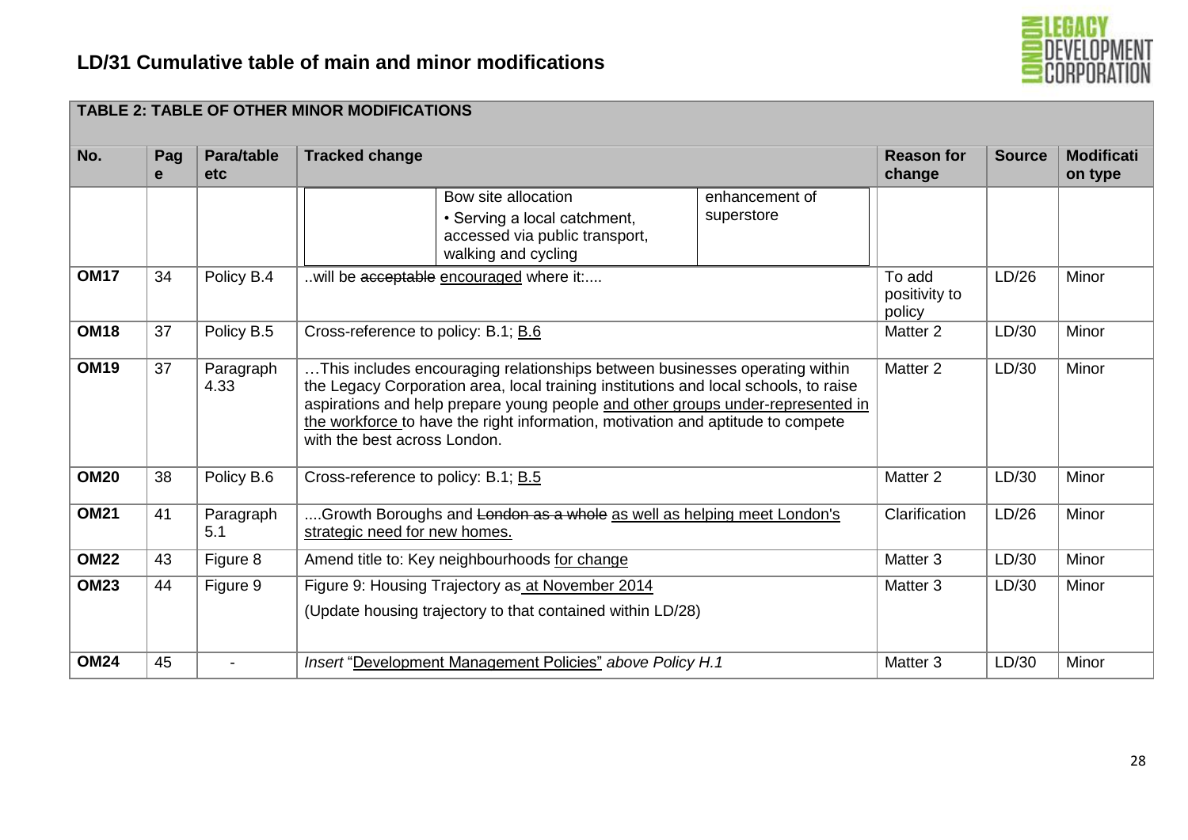## LD/31 Cumulative table of main and minor modifications

| TABLE 2: TABLE OF OTHER MINOR MODIFICATIONS | | | | | | |
|---|---|---|---|---|---|---|
| **No.** | **Page** | **Para/table etc** | **Tracked change** | **Reason for change** | **Source** | **Modification type** |
| | | | Bow site allocation • Serving a local catchment, accessed via public transport, walking and cycling — enhancement of superstore | | | |
| **OM17** | 34 | Policy B.4 | ..will be ~~acceptable~~ <u>encouraged</u> where it:.... | To add positivity to policy | LD/26 | Minor |
| **OM18** | 37 | Policy B.5 | Cross-reference to policy: B.1; <u>B.6</u> | Matter 2 | LD/30 | Minor |
| **OM19** | 37 | Paragraph 4.33 | …This includes encouraging relationships between businesses operating within the Legacy Corporation area, local training institutions and local schools, to raise aspirations and help prepare young people <u>and other groups under-represented in the workforce</u> to have the right information, motivation and aptitude to compete with the best across London. | Matter 2 | LD/30 | Minor |
| **OM20** | 38 | Policy B.6 | Cross-reference to policy: B.1; <u>B.5</u> | Matter 2 | LD/30 | Minor |
| **OM21** | 41 | Paragraph 5.1 | ....Growth Boroughs and ~~London as a whole~~ <u>as well as helping meet London's strategic need for new homes.</u> | Clarification | LD/26 | Minor |
| **OM22** | 43 | Figure 8 | Amend title to: Key neighbourhoods <u>for change</u> | Matter 3 | LD/30 | Minor |
| **OM23** | 44 | Figure 9 | Figure 9: Housing Trajectory as<u> at November 2014</u><br>(Update housing trajectory to that contained within LD/28) | Matter 3 | LD/30 | Minor |
| **OM24** | 45 | - | *Insert* "<u>Development Management Policies</u>" *above Policy H.1* | Matter 3 | LD/30 | Minor |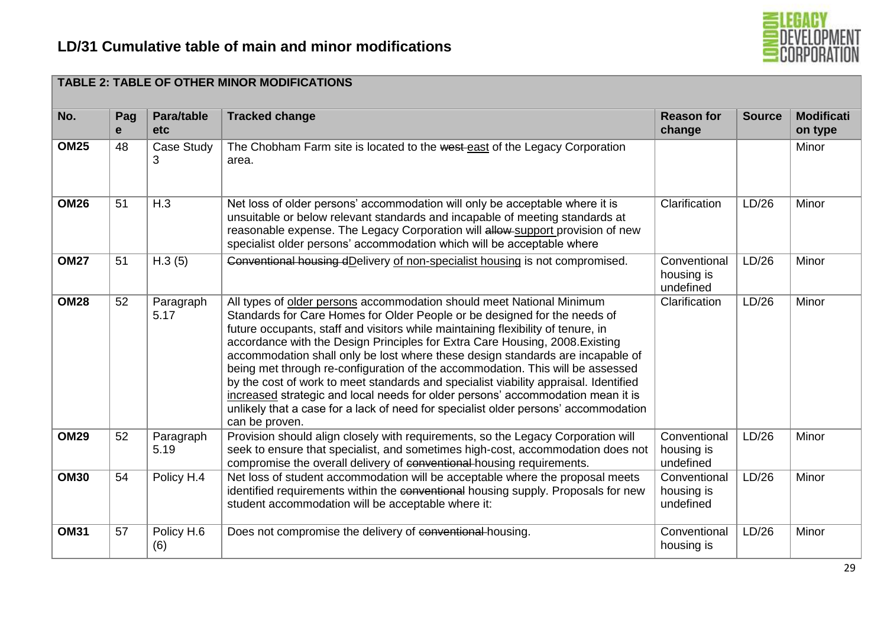## LD/31 Cumulative table of main and minor modifications

| TABLE 2: TABLE OF OTHER MINOR MODIFICATIONS | | | | | | |
|---|---|---|---|---|---|---|
| **No.** | **Page** | **Para/table etc** | **Tracked change** | **Reason for change** | **Source** | **Modification type** |
| **OM25** | 48 | Case Study 3 | The Chobham Farm site is located to the ~~west~~ <u>east</u> of the Legacy Corporation area. | | | Minor |
| **OM26** | 51 | H.3 | Net loss of older persons' accommodation will only be acceptable where it is unsuitable or below relevant standards and incapable of meeting standards at reasonable expense. The Legacy Corporation will ~~allow~~ <u>support</u> provision of new specialist older persons' accommodation which will be acceptable where | Clarification | LD/26 | Minor |
| **OM27** | 51 | H.3 (5) | ~~Conventional housing d~~<u>D</u>elivery <u>of non-specialist housing</u> is not compromised. | Conventional housing is undefined | LD/26 | Minor |
| **OM28** | 52 | Paragraph 5.17 | All types of <u>older persons</u> accommodation should meet National Minimum Standards for Care Homes for Older People or be designed for the needs of future occupants, staff and visitors while maintaining flexibility of tenure, in accordance with the Design Principles for Extra Care Housing, 2008.Existing accommodation shall only be lost where these design standards are incapable of being met through re-configuration of the accommodation. This will be assessed by the cost of work to meet standards and specialist viability appraisal. Identified <u>increased</u> strategic and local needs for older persons' accommodation mean it is unlikely that a case for a lack of need for specialist older persons' accommodation can be proven. | Clarification | LD/26 | Minor |
| **OM29** | 52 | Paragraph 5.19 | Provision should align closely with requirements, so the Legacy Corporation will seek to ensure that specialist, and sometimes high-cost, accommodation does not compromise the overall delivery of ~~conventional~~ housing requirements. | Conventional housing is undefined | LD/26 | Minor |
| **OM30** | 54 | Policy H.4 | Net loss of student accommodation will be acceptable where the proposal meets identified requirements within the ~~conventional~~ housing supply. Proposals for new student accommodation will be acceptable where it: | Conventional housing is undefined | LD/26 | Minor |
| **OM31** | 57 | Policy H.6 (6) | Does not compromise the delivery of ~~conventional~~ housing. | Conventional housing is | LD/26 | Minor |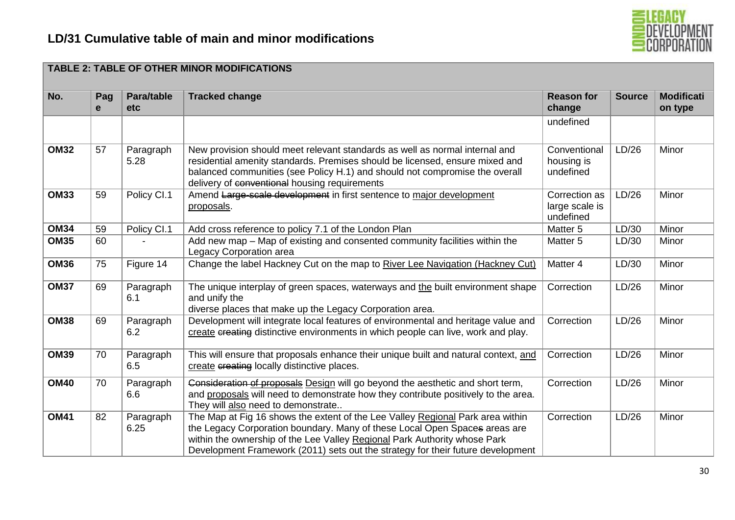## LD/31 Cumulative table of main and minor modifications

**TABLE 2: TABLE OF OTHER MINOR MODIFICATIONS**

| No. | Page | Para/table etc | Tracked change | Reason for change | Source | Modification type |
|---|---|---|---|---|---|---|
| | | | | undefined | | |
| **OM32** | 57 | Paragraph 5.28 | New provision should meet relevant standards as well as normal internal and residential amenity standards. Premises should be licensed, ensure mixed and balanced communities (see Policy H.1) and should not compromise the overall delivery of ~~conventional~~ housing requirements | Conventional housing is undefined | LD/26 | Minor |
| **OM33** | 59 | Policy CI.1 | Amend ~~Large-scale development~~ in first sentence to major development proposals. | Correction as large scale is undefined | LD/26 | Minor |
| **OM34** | 59 | Policy CI.1 | Add cross reference to policy 7.1 of the London Plan | Matter 5 | LD/30 | Minor |
| **OM35** | 60 | - | Add new map – Map of existing and consented community facilities within the Legacy Corporation area | Matter 5 | LD/30 | Minor |
| **OM36** | 75 | Figure 14 | Change the label Hackney Cut on the map to River Lee Navigation (Hackney Cut) | Matter 4 | LD/30 | Minor |
| **OM37** | 69 | Paragraph 6.1 | The unique interplay of green spaces, waterways and the built environment shape and unify the diverse places that make up the Legacy Corporation area. | Correction | LD/26 | Minor |
| **OM38** | 69 | Paragraph 6.2 | Development will integrate local features of environmental and heritage value and create ~~creating~~ distinctive environments in which people can live, work and play. | Correction | LD/26 | Minor |
| **OM39** | 70 | Paragraph 6.5 | This will ensure that proposals enhance their unique built and natural context, and create ~~creating~~ locally distinctive places. | Correction | LD/26 | Minor |
| **OM40** | 70 | Paragraph 6.6 | ~~Consideration of proposals~~ Design will go beyond the aesthetic and short term, and proposals will need to demonstrate how they contribute positively to the area. They will also need to demonstrate.. | Correction | LD/26 | Minor |
| **OM41** | 82 | Paragraph 6.25 | The Map at Fig 16 shows the extent of the Lee Valley Regional Park area within the Legacy Corporation boundary. Many of these Local Open Space~~s~~ areas are within the ownership of the Lee Valley Regional Park Authority whose Park Development Framework (2011) sets out the strategy for their future development | Correction | LD/26 | Minor |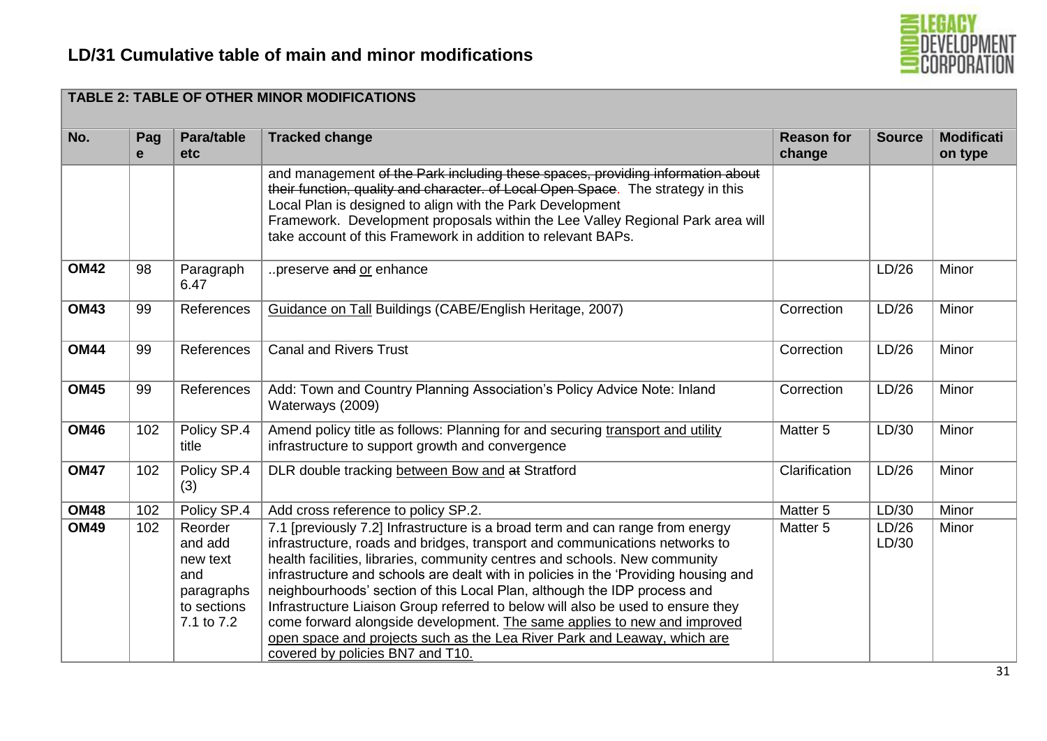## LD/31 Cumulative table of main and minor modifications

| TABLE 2: TABLE OF OTHER MINOR MODIFICATIONS | | | | | | |
|---|---|---|---|---|---|---|
| **No.** | **Page** | **Para/table etc** | **Tracked change** | **Reason for change** | **Source** | **Modification type** |
| | | | and management ~~of the Park including these spaces, providing information about their function, quality and character. of Local Open Space~~. The strategy in this Local Plan is designed to align with the Park Development Framework. Development proposals within the Lee Valley Regional Park area will take account of this Framework in addition to relevant BAPs. | | | |
| **OM42** | 98 | Paragraph 6.47 | ..preserve ~~and~~ <u>or</u> enhance | | LD/26 | Minor |
| **OM43** | 99 | References | <u>Guidance on Tall</u> Buildings (CABE/English Heritage, 2007) | Correction | LD/26 | Minor |
| **OM44** | 99 | References | Canal and River~~s~~ Trust | Correction | LD/26 | Minor |
| **OM45** | 99 | References | Add: Town and Country Planning Association's Policy Advice Note: Inland Waterways (2009) | Correction | LD/26 | Minor |
| **OM46** | 102 | Policy SP.4 title | Amend policy title as follows: Planning for and securing <u>transport and utility</u> infrastructure to support growth and convergence | Matter 5 | LD/30 | Minor |
| **OM47** | 102 | Policy SP.4 (3) | DLR double tracking <u>between Bow and</u> ~~at~~ Stratford | Clarification | LD/26 | Minor |
| **OM48** | 102 | Policy SP.4 | Add cross reference to policy SP.2. | Matter 5 | LD/30 | Minor |
| **OM49** | 102 | Reorder and add new text and paragraphs to sections 7.1 to 7.2 | 7.1 [previously 7.2] Infrastructure is a broad term and can range from energy infrastructure, roads and bridges, transport and communications networks to health facilities, libraries, community centres and schools. New community infrastructure and schools are dealt with in policies in the 'Providing housing and neighbourhoods' section of this Local Plan, although the IDP process and Infrastructure Liaison Group referred to below will also be used to ensure they come forward alongside development. <u>The same applies to new and improved open space and projects such as the Lea River Park and Leaway, which are covered by policies BN7 and T10.</u> | Matter 5 | LD/26 LD/30 | Minor |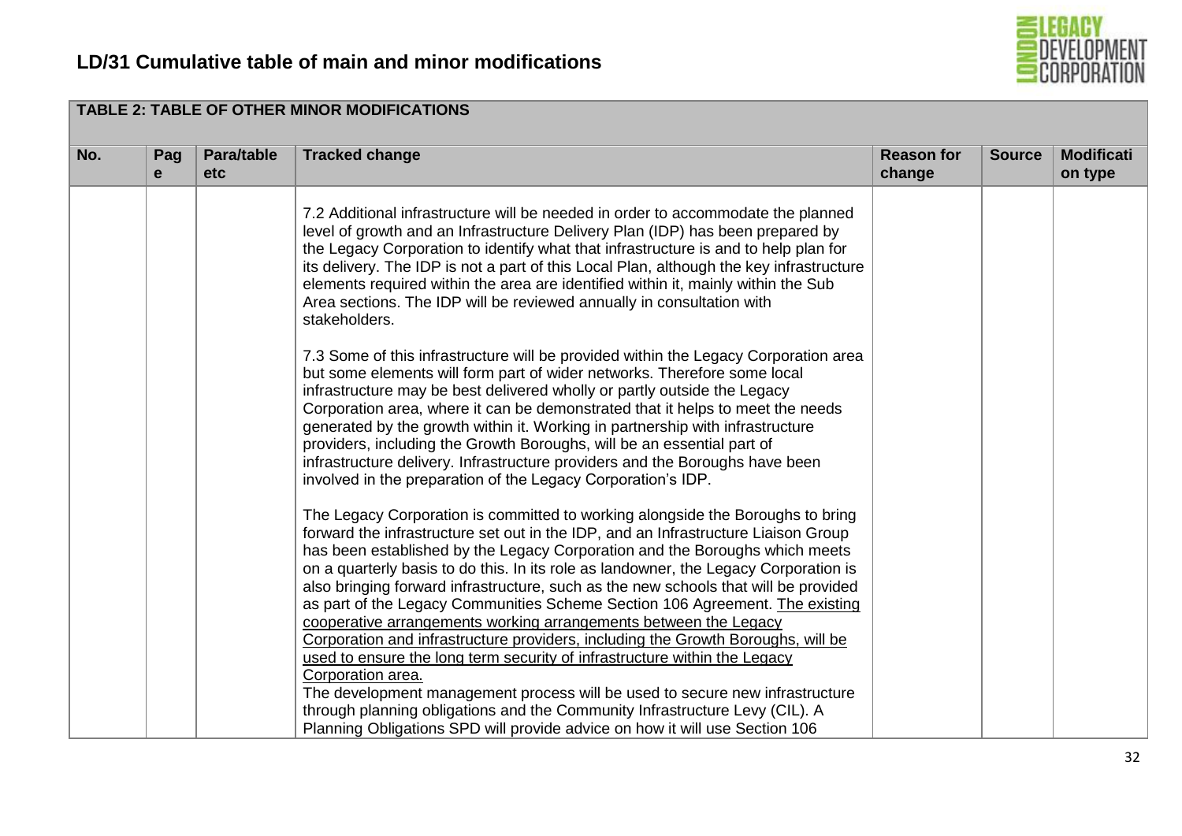## LD/31 Cumulative table of main and minor modifications

| TABLE 2: TABLE OF OTHER MINOR MODIFICATIONS | | | | | | |
|---|---|---|---|---|---|---|
| No. | Page | Para/table etc | Tracked change | Reason for change | Source | Modification type |
| | | | 7.2 Additional infrastructure will be needed in order to accommodate the planned level of growth and an Infrastructure Delivery Plan (IDP) has been prepared by the Legacy Corporation to identify what that infrastructure is and to help plan for its delivery. The IDP is not a part of this Local Plan, although the key infrastructure elements required within the area are identified within it, mainly within the Sub Area sections. The IDP will be reviewed annually in consultation with stakeholders.<br><br>7.3 Some of this infrastructure will be provided within the Legacy Corporation area but some elements will form part of wider networks. Therefore some local infrastructure may be best delivered wholly or partly outside the Legacy Corporation area, where it can be demonstrated that it helps to meet the needs generated by the growth within it. Working in partnership with infrastructure providers, including the Growth Boroughs, will be an essential part of infrastructure delivery. Infrastructure providers and the Boroughs have been involved in the preparation of the Legacy Corporation's IDP.<br><br>The Legacy Corporation is committed to working alongside the Boroughs to bring forward the infrastructure set out in the IDP, and an Infrastructure Liaison Group has been established by the Legacy Corporation and the Boroughs which meets on a quarterly basis to do this. In its role as landowner, the Legacy Corporation is also bringing forward infrastructure, such as the new schools that will be provided as part of the Legacy Communities Scheme Section 106 Agreement. <u>The existing cooperative arrangements working arrangements between the Legacy Corporation and infrastructure providers, including the Growth Boroughs, will be used to ensure the long term security of infrastructure within the Legacy Corporation area.</u><br>The development management process will be used to secure new infrastructure through planning obligations and the Community Infrastructure Levy (CIL). A Planning Obligations SPD will provide advice on how it will use Section 106 | | | |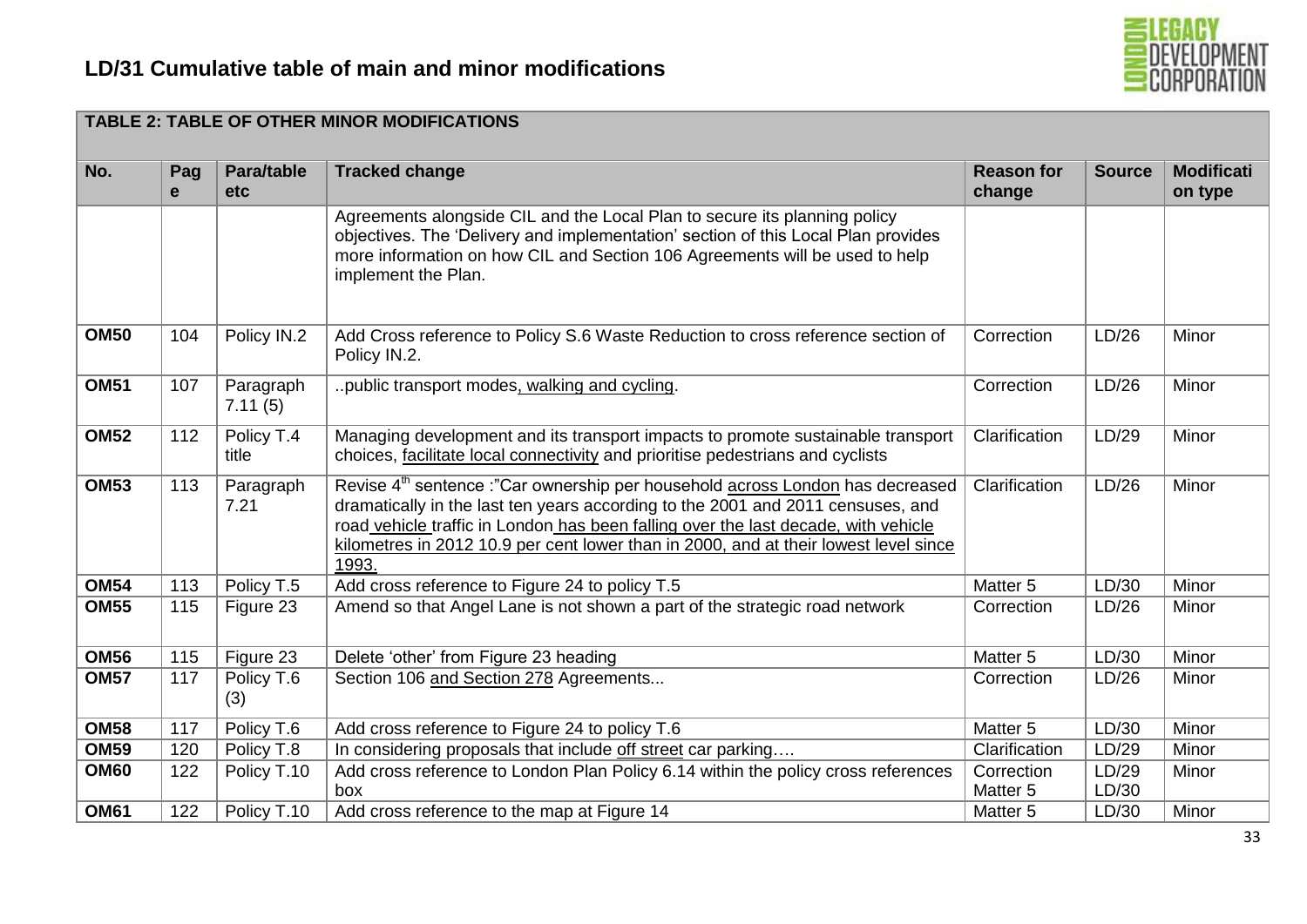## LD/31 Cumulative table of main and minor modifications

| TABLE 2: TABLE OF OTHER MINOR MODIFICATIONS | | | | | | |
|---|---|---|---|---|---|---|
| **No.** | **Page** | **Para/table etc** | **Tracked change** | **Reason for change** | **Source** | **Modification type** |
| | | | Agreements alongside CIL and the Local Plan to secure its planning policy objectives. The 'Delivery and implementation' section of this Local Plan provides more information on how CIL and Section 106 Agreements will be used to help implement the Plan. | | | |
| **OM50** | 104 | Policy IN.2 | Add Cross reference to Policy S.6 Waste Reduction to cross reference section of Policy IN.2. | Correction | LD/26 | Minor |
| **OM51** | 107 | Paragraph 7.11 (5) | ..public transport modes<u>, walking and cycling</u>. | Correction | LD/26 | Minor |
| **OM52** | 112 | Policy T.4 title | Managing development and its transport impacts to promote sustainable transport choices, <u>facilitate local connectivity</u> and prioritise pedestrians and cyclists | Clarification | LD/29 | Minor |
| **OM53** | 113 | Paragraph 7.21 | Revise 4th sentence :"Car ownership per household <u>across London</u> has decreased dramatically in the last ten years according to the 2001 and 2011 censuses, and road<u> vehicle </u>traffic in London<u> has been falling over the last decade, with vehicle kilometres in 2012 10.9 per cent lower than in 2000, and at their lowest level since 1993.</u> | Clarification | LD/26 | Minor |
| **OM54** | 113 | Policy T.5 | Add cross reference to Figure 24 to policy T.5 | Matter 5 | LD/30 | Minor |
| **OM55** | 115 | Figure 23 | Amend so that Angel Lane is not shown a part of the strategic road network | Correction | LD/26 | Minor |
| **OM56** | 115 | Figure 23 | Delete 'other' from Figure 23 heading | Matter 5 | LD/30 | Minor |
| **OM57** | 117 | Policy T.6 (3) | Section 106 <u>and Section 278</u> Agreements... | Correction | LD/26 | Minor |
| **OM58** | 117 | Policy T.6 | Add cross reference to Figure 24 to policy T.6 | Matter 5 | LD/30 | Minor |
| **OM59** | 120 | Policy T.8 | In considering proposals that include <u>off street</u> car parking…. | Clarification | LD/29 | Minor |
| **OM60** | 122 | Policy T.10 | Add cross reference to London Plan Policy 6.14 within the policy cross references box | Correction Matter 5 | LD/29 LD/30 | Minor |
| **OM61** | 122 | Policy T.10 | Add cross reference to the map at Figure 14 | Matter 5 | LD/30 | Minor |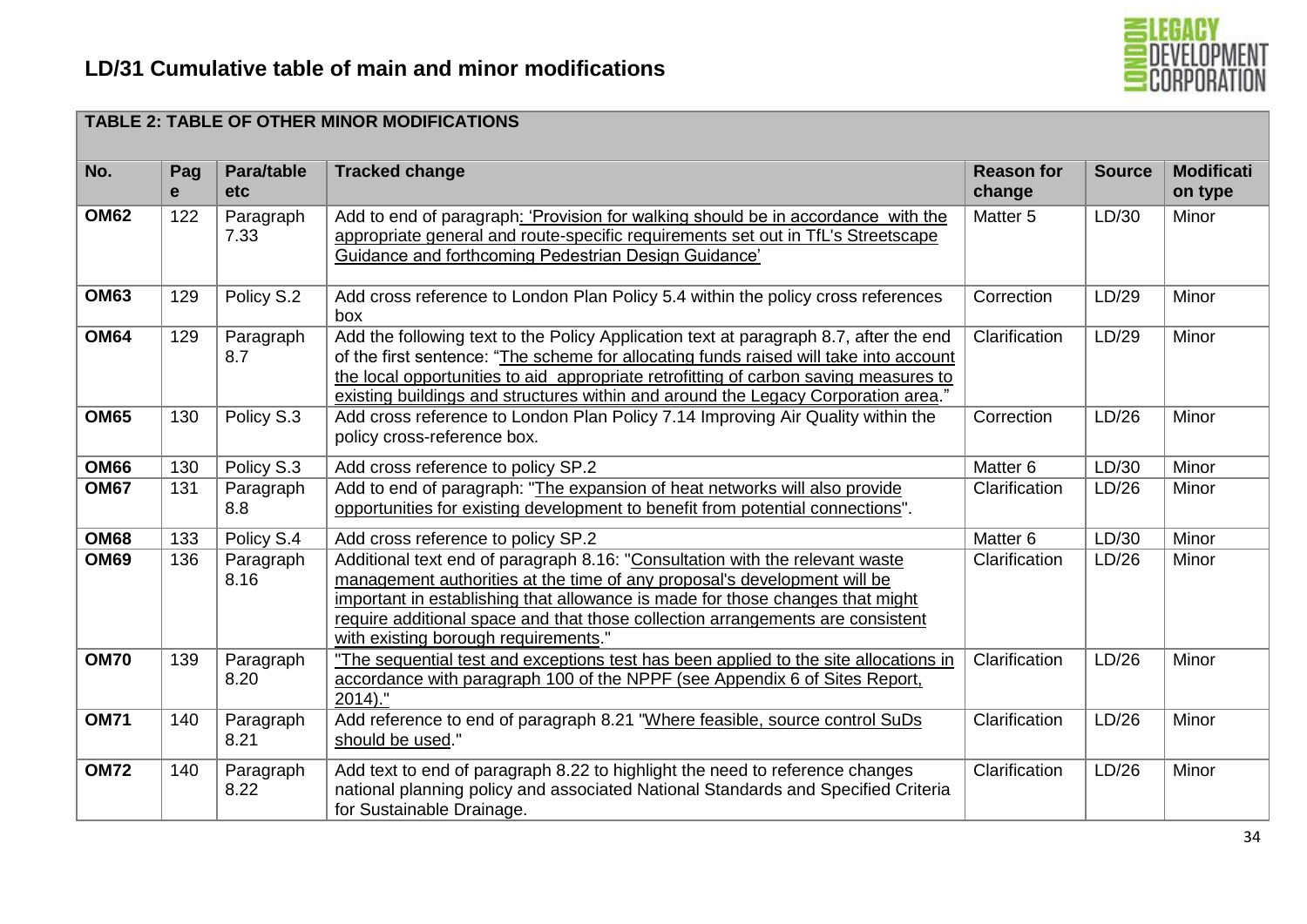## LD/31 Cumulative table of main and minor modifications

| TABLE 2: TABLE OF OTHER MINOR MODIFICATIONS | | | | | | |
|---|---|---|---|---|---|---|
| **No.** | **Page** | **Para/table etc** | **Tracked change** | **Reason for change** | **Source** | **Modification type** |
| **OM62** | 122 | Paragraph 7.33 | Add to end of paragraph: 'Provision for walking should be in accordance with the appropriate general and route-specific requirements set out in TfL's Streetscape Guidance and forthcoming Pedestrian Design Guidance' | Matter 5 | LD/30 | Minor |
| **OM63** | 129 | Policy S.2 | Add cross reference to London Plan Policy 5.4 within the policy cross references box | Correction | LD/29 | Minor |
| **OM64** | 129 | Paragraph 8.7 | Add the following text to the Policy Application text at paragraph 8.7, after the end of the first sentence: "The scheme for allocating funds raised will take into account the local opportunities to aid appropriate retrofitting of carbon saving measures to existing buildings and structures within and around the Legacy Corporation area." | Clarification | LD/29 | Minor |
| **OM65** | 130 | Policy S.3 | Add cross reference to London Plan Policy 7.14 Improving Air Quality within the policy cross-reference box. | Correction | LD/26 | Minor |
| **OM66** | 130 | Policy S.3 | Add cross reference to policy SP.2 | Matter 6 | LD/30 | Minor |
| **OM67** | 131 | Paragraph 8.8 | Add to end of paragraph: "The expansion of heat networks will also provide opportunities for existing development to benefit from potential connections". | Clarification | LD/26 | Minor |
| **OM68** | 133 | Policy S.4 | Add cross reference to policy SP.2 | Matter 6 | LD/30 | Minor |
| **OM69** | 136 | Paragraph 8.16 | Additional text end of paragraph 8.16: "Consultation with the relevant waste management authorities at the time of any proposal's development will be important in establishing that allowance is made for those changes that might require additional space and that those collection arrangements are consistent with existing borough requirements." | Clarification | LD/26 | Minor |
| **OM70** | 139 | Paragraph 8.20 | "The sequential test and exceptions test has been applied to the site allocations in accordance with paragraph 100 of the NPPF (see Appendix 6 of Sites Report, 2014)." | Clarification | LD/26 | Minor |
| **OM71** | 140 | Paragraph 8.21 | Add reference to end of paragraph 8.21 "Where feasible, source control SuDs should be used." | Clarification | LD/26 | Minor |
| **OM72** | 140 | Paragraph 8.22 | Add text to end of paragraph 8.22 to highlight the need to reference changes national planning policy and associated National Standards and Specified Criteria for Sustainable Drainage. | Clarification | LD/26 | Minor |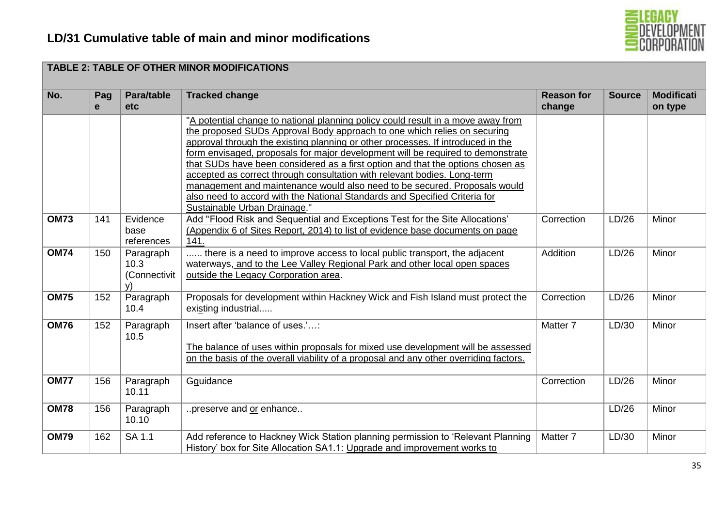## LD/31 Cumulative table of main and minor modifications

| TABLE 2: TABLE OF OTHER MINOR MODIFICATIONS | | | | | | |
|---|---|---|---|---|---|---|
| **No.** | **Page** | **Para/table etc** | **Tracked change** | **Reason for change** | **Source** | **Modification type** |
| | | | "A potential change to national planning policy could result in a move away from the proposed SUDs Approval Body approach to one which relies on securing approval through the existing planning or other processes. If introduced in the form envisaged, proposals for major development will be required to demonstrate that SUDs have been considered as a first option and that the options chosen as accepted as correct through consultation with relevant bodies. Long-term management and maintenance would also need to be secured. Proposals would also need to accord with the National Standards and Specified Criteria for Sustainable Urban Drainage." | | | |
| **OM73** | 141 | Evidence base references | Add "Flood Risk and Sequential and Exceptions Test for the Site Allocations' (Appendix 6 of Sites Report, 2014) to list of evidence base documents on page 141. | Correction | LD/26 | Minor |
| **OM74** | 150 | Paragraph 10.3 (Connectivity) | ...... there is a need to improve access to local public transport, the adjacent waterways, and to the Lee Valley Regional Park and other local open spaces outside the Legacy Corporation area. | Addition | LD/26 | Minor |
| **OM75** | 152 | Paragraph 10.4 | Proposals for development within Hackney Wick and Fish Island must protect the existing industrial..... | Correction | LD/26 | Minor |
| **OM76** | 152 | Paragraph 10.5 | Insert after 'balance of uses.'…: The balance of uses within proposals for mixed use development will be assessed on the basis of the overall viability of a proposal and any other overriding factors. | Matter 7 | LD/30 | Minor |
| **OM77** | 156 | Paragraph 10.11 | ~~G~~guidance | Correction | LD/26 | Minor |
| **OM78** | 156 | Paragraph 10.10 | ..preserve ~~and~~ or enhance.. | | LD/26 | Minor |
| **OM79** | 162 | SA 1.1 | Add reference to Hackney Wick Station planning permission to 'Relevant Planning History' box for Site Allocation SA1.1: Upgrade and improvement works to | Matter 7 | LD/30 | Minor |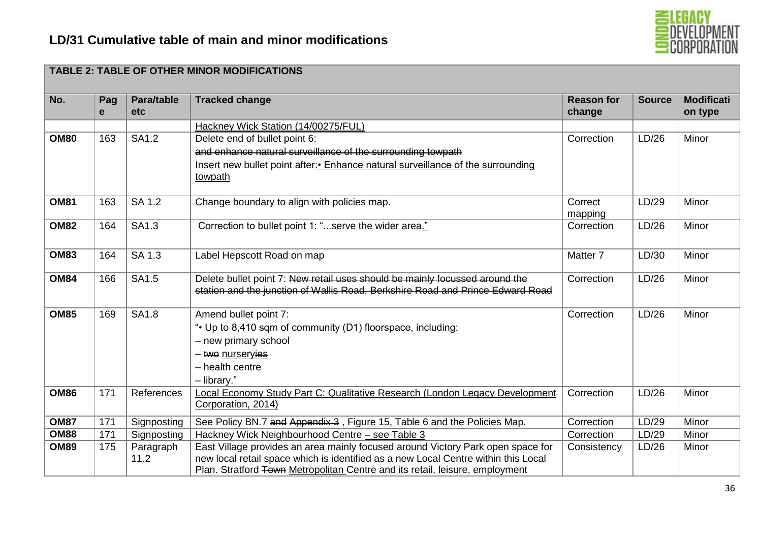## LD/31 Cumulative table of main and minor modifications

| TABLE 2: TABLE OF OTHER MINOR MODIFICATIONS | | | | | | |
|---|---|---|---|---|---|---|
| **No.** | **Page** | **Para/table etc** | **Tracked change** | **Reason for change** | **Source** | **Modification type** |
| | | | <u>Hackney Wick Station (14/00275/FUL)</u> | | | |
| **OM80** | 163 | SA1.2 | Delete end of bullet point 6: ~~and enhance natural surveillance of the surrounding towpath~~ Insert new bullet point after:<u>• Enhance natural surveillance of the surrounding towpath</u> | Correction | LD/26 | Minor |
| **OM81** | 163 | SA 1.2 | Change boundary to align with policies map. | Correct mapping | LD/29 | Minor |
| **OM82** | 164 | SA1.3 | Correction to bullet point 1: "...serve the wider area<u>.</u>" | Correction | LD/26 | Minor |
| **OM83** | 164 | SA 1.3 | Label Hepscott Road on map | Matter 7 | LD/30 | Minor |
| **OM84** | 166 | SA1.5 | Delete bullet point 7: ~~New retail uses should be mainly focussed around the station and the junction of Wallis Road, Berkshire Road and Prince Edward Road~~ | Correction | LD/26 | Minor |
| **OM85** | 169 | SA1.8 | Amend bullet point 7: "• Up to 8,410 sqm of community (D1) floorspace, including: – new primary school – ~~two~~ <u>nursery</u>~~ies~~ – health centre – library." | Correction | LD/26 | Minor |
| **OM86** | 171 | References | <u>Local Economy Study Part C: Qualitative Research (London Legacy Development Corporation, 2014)</u> | Correction | LD/26 | Minor |
| **OM87** | 171 | Signposting | See Policy BN.7 ~~and Appendix 3~~ <u>, Figure 15, Table 6 and the Policies Map.</u> | Correction | LD/29 | Minor |
| **OM88** | 171 | Signposting | Hackney Wick Neighbourhood Centre <u>– see Table 3</u> | Correction | LD/29 | Minor |
| **OM89** | 175 | Paragraph 11.2 | East Village provides an area mainly focused around Victory Park open space for new local retail space which is identified as a new Local Centre within this Local Plan. Stratford ~~Town~~ <u>Metropolitan</u> Centre and its retail, leisure, employment | Consistency | LD/26 | Minor |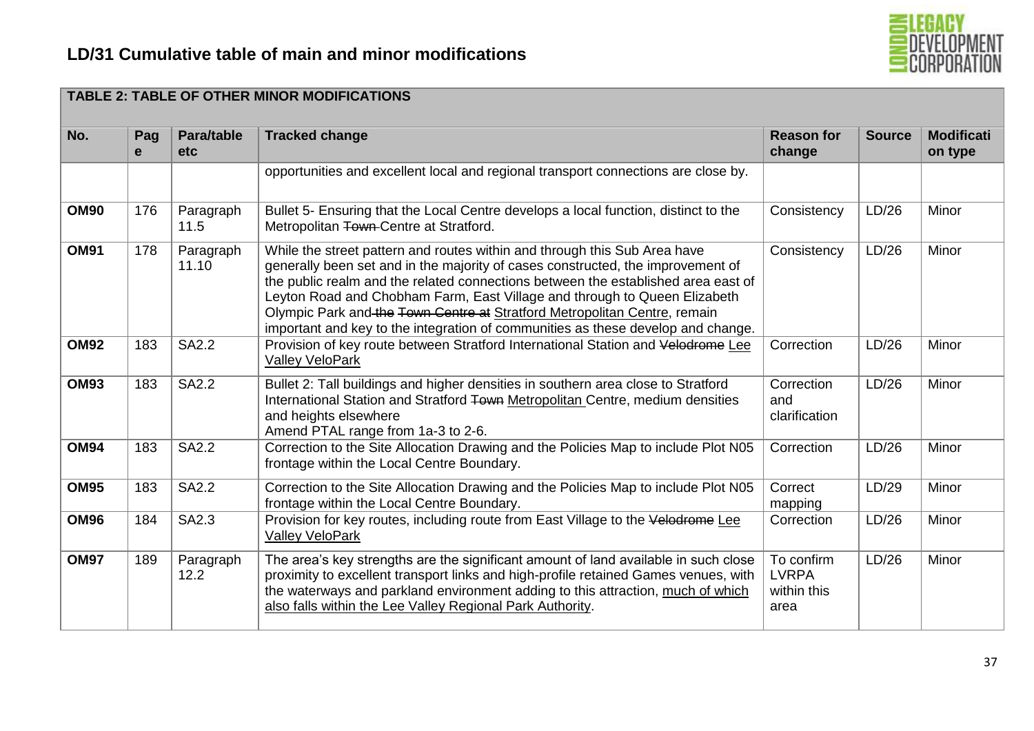# LD/31 Cumulative table of main and minor modifications

| TABLE 2: TABLE OF OTHER MINOR MODIFICATIONS | | | | | | |
|---|---|---|---|---|---|---|
| **No.** | **Page** | **Para/table etc** | **Tracked change** | **Reason for change** | **Source** | **Modification type** |
| | | | opportunities and excellent local and regional transport connections are close by. | | | |
| **OM90** | 176 | Paragraph 11.5 | Bullet 5- Ensuring that the Local Centre develops a local function, distinct to the Metropolitan ~~Town~~ Centre at Stratford. | Consistency | LD/26 | Minor |
| **OM91** | 178 | Paragraph 11.10 | While the street pattern and routes within and through this Sub Area have generally been set and in the majority of cases constructed, the improvement of the public realm and the related connections between the established area east of Leyton Road and Chobham Farm, East Village and through to Queen Elizabeth Olympic Park and ~~the Town Centre at~~ <u>Stratford Metropolitan Centre</u>, remain important and key to the integration of communities as these develop and change. | Consistency | LD/26 | Minor |
| **OM92** | 183 | SA2.2 | Provision of key route between Stratford International Station and ~~Velodrome~~ <u>Lee Valley VeloPark</u> | Correction | LD/26 | Minor |
| **OM93** | 183 | SA2.2 | Bullet 2: Tall buildings and higher densities in southern area close to Stratford International Station and Stratford ~~Town~~ <u>Metropolitan</u> Centre, medium densities and heights elsewhere<br>Amend PTAL range from 1a-3 to 2-6. | Correction and clarification | LD/26 | Minor |
| **OM94** | 183 | SA2.2 | Correction to the Site Allocation Drawing and the Policies Map to include Plot N05 frontage within the Local Centre Boundary. | Correction | LD/26 | Minor |
| **OM95** | 183 | SA2.2 | Correction to the Site Allocation Drawing and the Policies Map to include Plot N05 frontage within the Local Centre Boundary. | Correct mapping | LD/29 | Minor |
| **OM96** | 184 | SA2.3 | Provision for key routes, including route from East Village to the ~~Velodrome~~ <u>Lee Valley VeloPark</u> | Correction | LD/26 | Minor |
| **OM97** | 189 | Paragraph 12.2 | The area's key strengths are the significant amount of land available in such close proximity to excellent transport links and high-profile retained Games venues, with the waterways and parkland environment adding to this attraction, <u>much of which also falls within the Lee Valley Regional Park Authority</u>. | To confirm LVRPA within this area | LD/26 | Minor |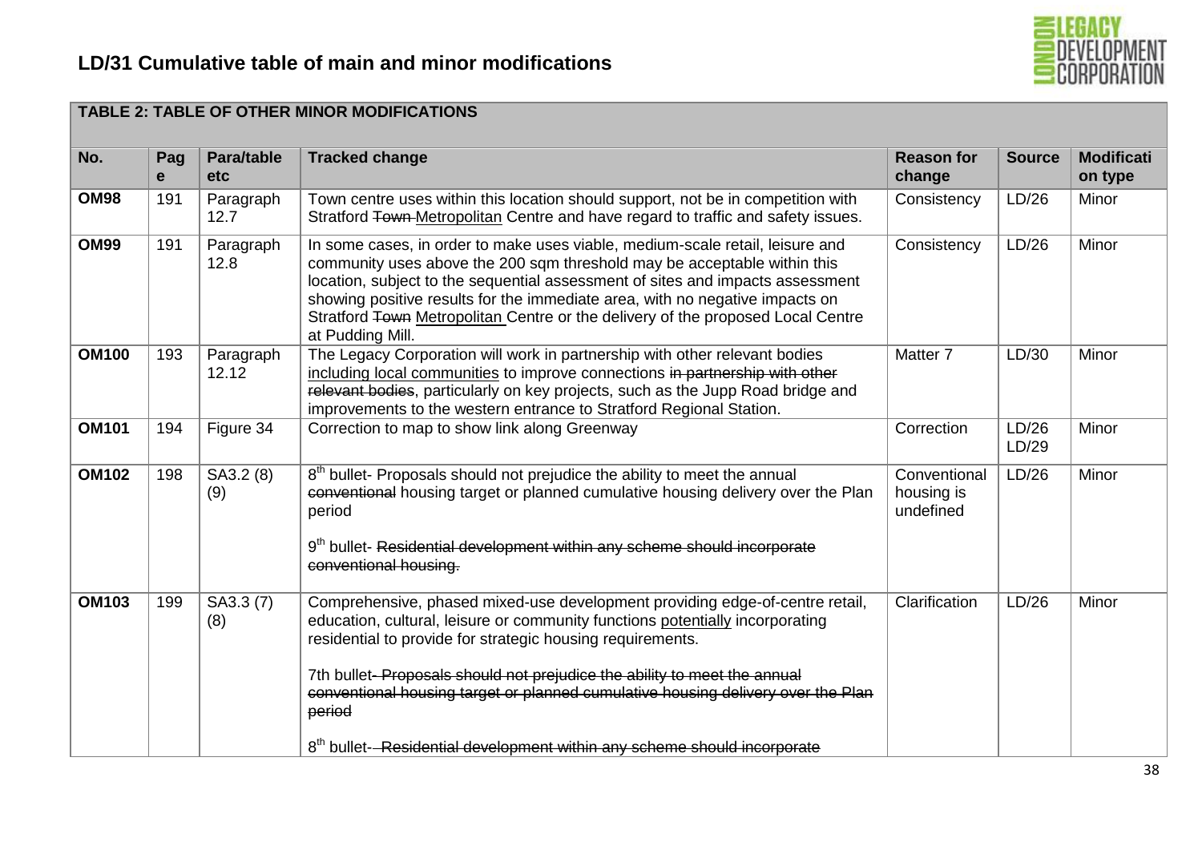## LD/31 Cumulative table of main and minor modifications

| TABLE 2: TABLE OF OTHER MINOR MODIFICATIONS | | | | | | |
|---|---|---|---|---|---|---|
| **No.** | **Page** | **Para/table etc** | **Tracked change** | **Reason for change** | **Source** | **Modification type** |
| **OM98** | 191 | Paragraph 12.7 | Town centre uses within this location should support, not be in competition with Stratford ~~Town~~ <u>Metropolitan</u> Centre and have regard to traffic and safety issues. | Consistency | LD/26 | Minor |
| **OM99** | 191 | Paragraph 12.8 | In some cases, in order to make uses viable, medium-scale retail, leisure and community uses above the 200 sqm threshold may be acceptable within this location, subject to the sequential assessment of sites and impacts assessment showing positive results for the immediate area, with no negative impacts on Stratford ~~Town~~ <u>Metropolitan</u> Centre or the delivery of the proposed Local Centre at Pudding Mill. | Consistency | LD/26 | Minor |
| **OM100** | 193 | Paragraph 12.12 | The Legacy Corporation will work in partnership with other relevant bodies <u>including local communities</u> to improve connections ~~in partnership with other relevant bodies~~, particularly on key projects, such as the Jupp Road bridge and improvements to the western entrance to Stratford Regional Station. | Matter 7 | LD/30 | Minor |
| **OM101** | 194 | Figure 34 | Correction to map to show link along Greenway | Correction | LD/26 LD/29 | Minor |
| **OM102** | 198 | SA3.2 (8) (9) | 8th bullet- Proposals should not prejudice the ability to meet the annual ~~conventional~~ housing target or planned cumulative housing delivery over the Plan period<br><br>9th bullet- ~~Residential development within any scheme should incorporate conventional housing.~~ | Conventional housing is undefined | LD/26 | Minor |
| **OM103** | 199 | SA3.3 (7) (8) | Comprehensive, phased mixed-use development providing edge-of-centre retail, education, cultural, leisure or community functions <u>potentially</u> incorporating residential to provide for strategic housing requirements.<br><br>7th bullet~~- Proposals should not prejudice the ability to meet the annual conventional housing target or planned cumulative housing delivery over the Plan period~~<br><br>8th bullet- ~~Residential development within any scheme should incorporate~~ | Clarification | LD/26 | Minor |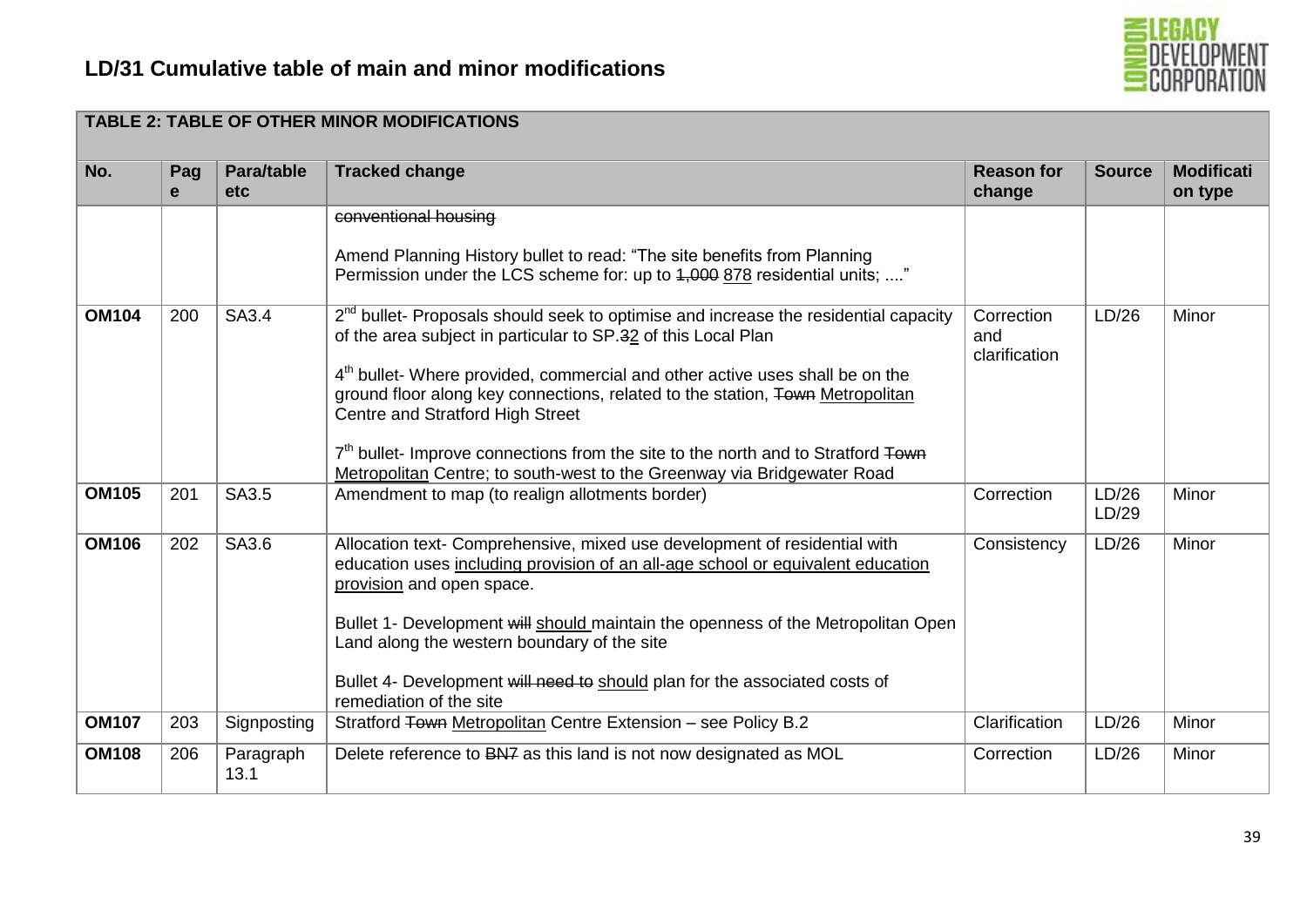## LD/31 Cumulative table of main and minor modifications

| TABLE 2: TABLE OF OTHER MINOR MODIFICATIONS | | | | | | |
|---|---|---|---|---|---|---|
| **No.** | **Page** | **Para/table etc** | **Tracked change** | **Reason for change** | **Source** | **Modification type** |
| | | | ~~conventional housing~~<br><br>Amend Planning History bullet to read: "The site benefits from Planning Permission under the LCS scheme for: up to ~~1,000~~ <u>878</u> residential units; ...." | | | |
| **OM104** | 200 | SA3.4 | 2nd bullet- Proposals should seek to optimise and increase the residential capacity of the area subject in particular to SP.~~3~~<u>2</u> of this Local Plan<br><br>4th bullet- Where provided, commercial and other active uses shall be on the ground floor along key connections, related to the station, ~~Town~~ <u>Metropolitan</u> Centre and Stratford High Street<br><br>7th bullet- Improve connections from the site to the north and to Stratford ~~Town~~ <u>Metropolitan</u> Centre; to south-west to the Greenway via Bridgewater Road | Correction and clarification | LD/26 | Minor |
| **OM105** | 201 | SA3.5 | Amendment to map (to realign allotments border) | Correction | LD/26 LD/29 | Minor |
| **OM106** | 202 | SA3.6 | Allocation text- Comprehensive, mixed use development of residential with education uses <u>including provision of an all-age school or equivalent education provision</u> and open space.<br><br>Bullet 1- Development ~~will~~ <u>should</u> maintain the openness of the Metropolitan Open Land along the western boundary of the site<br><br>Bullet 4- Development ~~will need to~~ <u>should</u> plan for the associated costs of remediation of the site | Consistency | LD/26 | Minor |
| **OM107** | 203 | Signposting | Stratford ~~Town~~ <u>Metropolitan</u> Centre Extension – see Policy B.2 | Clarification | LD/26 | Minor |
| **OM108** | 206 | Paragraph 13.1 | Delete reference to ~~BN7~~ as this land is not now designated as MOL | Correction | LD/26 | Minor |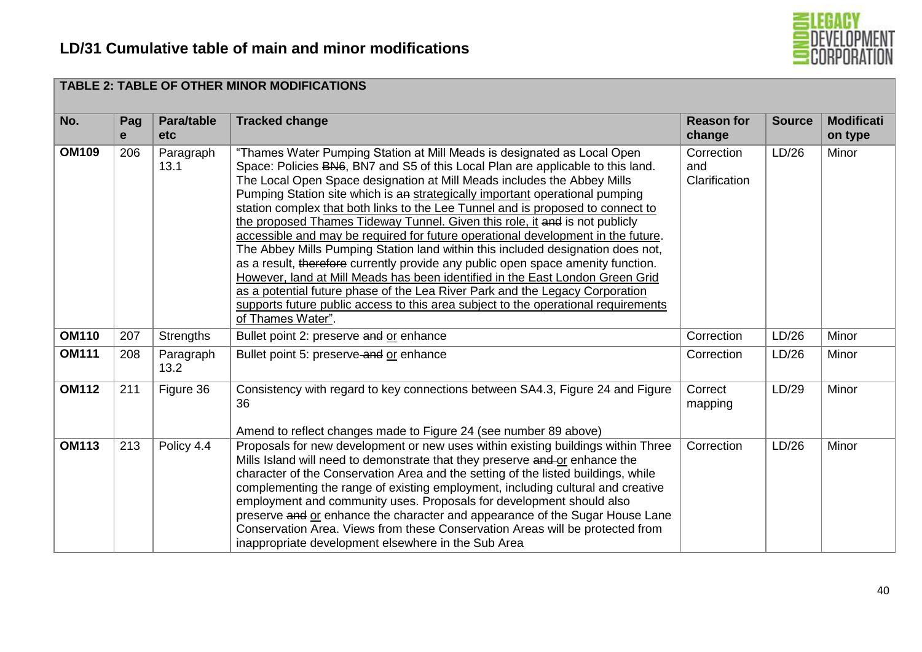## LD/31 Cumulative table of main and minor modifications

| TABLE 2: TABLE OF OTHER MINOR MODIFICATIONS | | | | | | |
|---|---|---|---|---|---|---|
| **No.** | **Page** | **Para/table etc** | **Tracked change** | **Reason for change** | **Source** | **Modification type** |
| **OM109** | 206 | Paragraph 13.1 | "Thames Water Pumping Station at Mill Meads is designated as Local Open Space: Policies ~~BN6~~, BN7 and S5 of this Local Plan are applicable to this land. The Local Open Space designation at Mill Meads includes the Abbey Mills Pumping Station site which is a~~n~~ strategically important operational pumping station complex that both links to the Lee Tunnel and is proposed to connect to the proposed Thames Tideway Tunnel. Given this role, it ~~and~~ is not publicly accessible and may be required for future operational development in the future. The Abbey Mills Pumping Station land within this included designation does not, as a result, ~~therefore~~ currently provide any public open space amenity function. However, land at Mill Meads has been identified in the East London Green Grid as a potential future phase of the Lea River Park and the Legacy Corporation supports future public access to this area subject to the operational requirements of Thames Water". | Correction and Clarification | LD/26 | Minor |
| **OM110** | 207 | Strengths | Bullet point 2: preserve ~~and~~ or enhance | Correction | LD/26 | Minor |
| **OM111** | 208 | Paragraph 13.2 | Bullet point 5: preserve ~~and~~ or enhance | Correction | LD/26 | Minor |
| **OM112** | 211 | Figure 36 | Consistency with regard to key connections between SA4.3, Figure 24 and Figure 36<br><br>Amend to reflect changes made to Figure 24 (see number 89 above) | Correct mapping | LD/29 | Minor |
| **OM113** | 213 | Policy 4.4 | Proposals for new development or new uses within existing buildings within Three Mills Island will need to demonstrate that they preserve ~~and~~ or enhance the character of the Conservation Area and the setting of the listed buildings, while complementing the range of existing employment, including cultural and creative employment and community uses. Proposals for development should also preserve ~~and~~ or enhance the character and appearance of the Sugar House Lane Conservation Area. Views from these Conservation Areas will be protected from inappropriate development elsewhere in the Sub Area | Correction | LD/26 | Minor |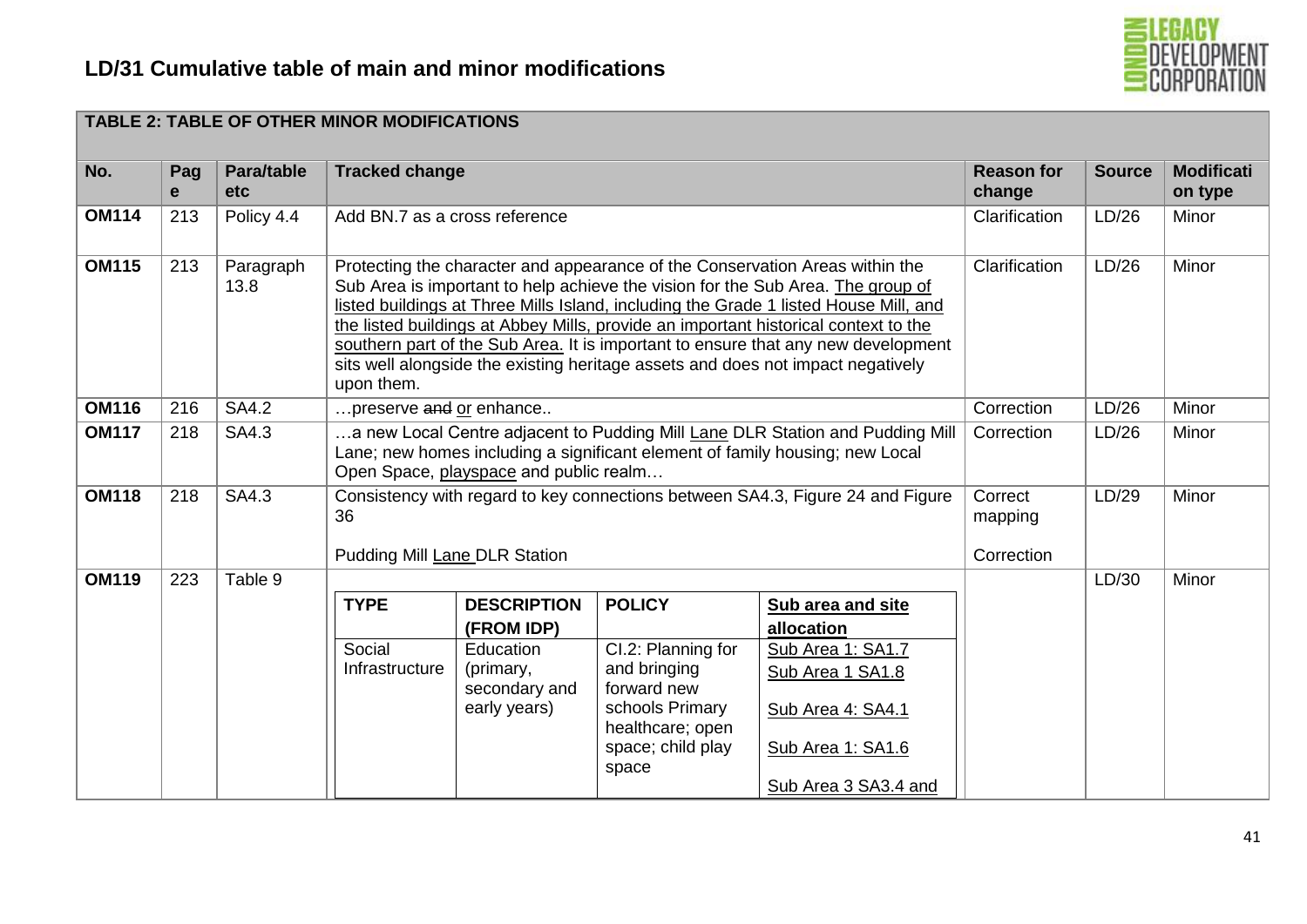## LD/31 Cumulative table of main and minor modifications

| TABLE 2: TABLE OF OTHER MINOR MODIFICATIONS | | | | | | |
|---|---|---|---|---|---|---|
| **No.** | **Page** | **Para/table etc** | **Tracked change** | **Reason for change** | **Source** | **Modification type** |
| **OM114** | 213 | Policy 4.4 | Add BN.7 as a cross reference | Clarification | LD/26 | Minor |
| **OM115** | 213 | Paragraph 13.8 | Protecting the character and appearance of the Conservation Areas within the Sub Area is important to help achieve the vision for the Sub Area. <u>The group of listed buildings at Three Mills Island, including the Grade 1 listed House Mill, and the listed buildings at Abbey Mills, provide an important historical context to the southern part of the Sub Area.</u> It is important to ensure that any new development sits well alongside the existing heritage assets and does not impact negatively upon them. | Clarification | LD/26 | Minor |
| **OM116** | 216 | SA4.2 | …preserve ~~and~~ <u>or</u> enhance.. | Correction | LD/26 | Minor |
| **OM117** | 218 | SA4.3 | …a new Local Centre adjacent to Pudding Mill <u>Lane</u> DLR Station and Pudding Mill Lane; new homes including a significant element of family housing; new Local Open Space, <u>playspace</u> and public realm… | Correction | LD/26 | Minor |
| **OM118** | 218 | SA4.3 | Consistency with regard to key connections between SA4.3, Figure 24 and Figure 36<br><br>Pudding Mill <u>Lane</u> DLR Station | Correct mapping<br><br>Correction | LD/29 | Minor |
| **OM119** | 223 | Table 9 | **TYPE**: Social Infrastructure; **DESCRIPTION (FROM IDP)**: Education (primary, secondary and early years); **POLICY**: CI.2: Planning for and bringing forward new schools Primary healthcare; open space; child play space; **<u>Sub area and site allocation</u>**: <u>Sub Area 1: SA1.7</u> <u>Sub Area 1 SA1.8</u> <u>Sub Area 4: SA4.1</u> <u>Sub Area 1: SA1.6</u> <u>Sub Area 3 SA3.4 and</u> | | LD/30 | Minor |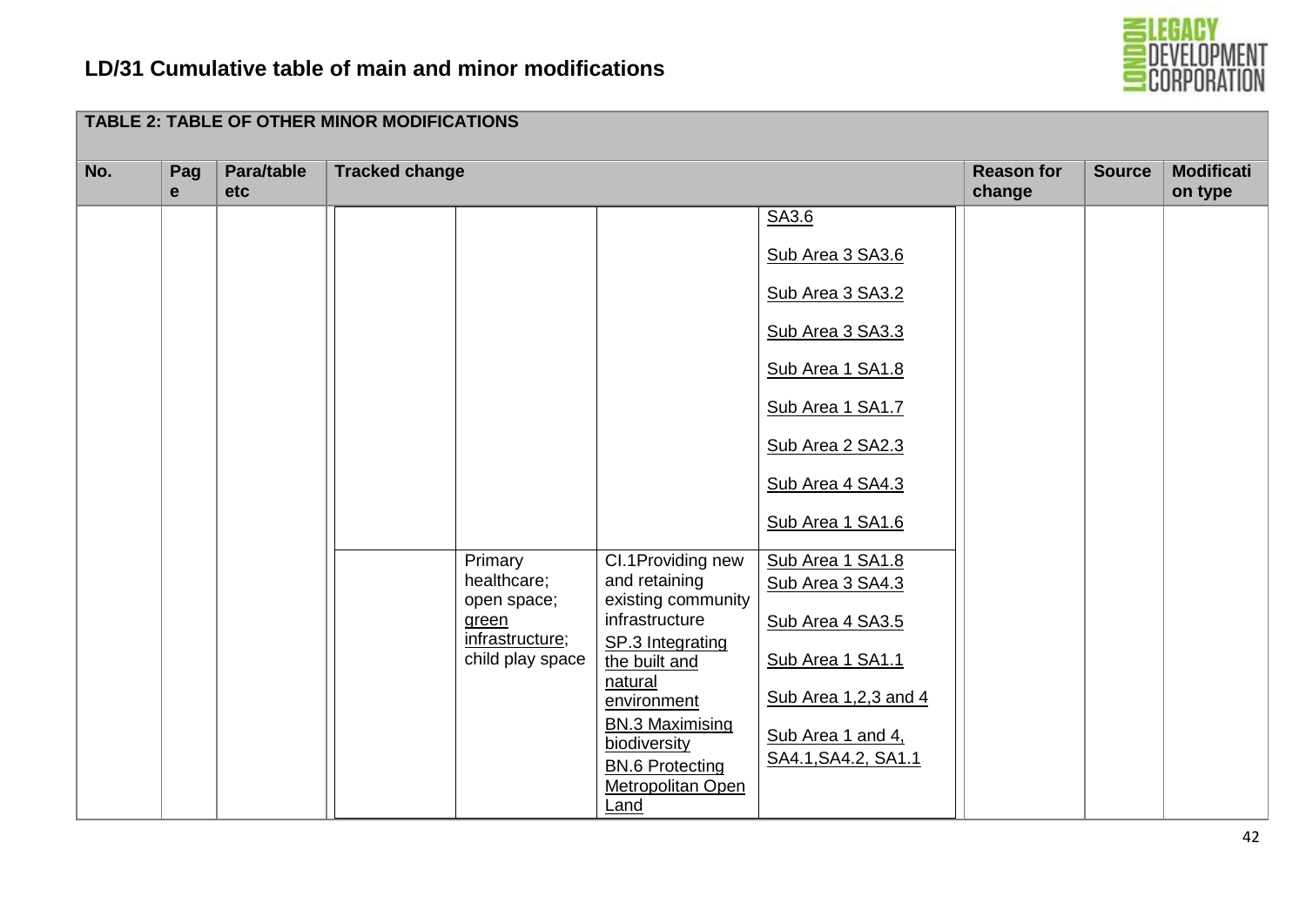## LD/31 Cumulative table of main and minor modifications

| TABLE 2: TABLE OF OTHER MINOR MODIFICATIONS | | | | | | | | | |
|---|---|---|---|---|---|---|---|---|---|
| No. | Page | Para/table etc | Tracked change | | | | Reason for change | Source | Modification type |
| | | | | | | SA3.6<br><br>Sub Area 3 SA3.6<br><br>Sub Area 3 SA3.2<br><br>Sub Area 3 SA3.3<br><br>Sub Area 1 SA1.8<br><br>Sub Area 1 SA1.7<br><br>Sub Area 2 SA2.3<br><br>Sub Area 4 SA4.3<br><br>Sub Area 1 SA1.6 | | | |
| | | | | Primary healthcare; open space; green infrastructure; child play space | CI.1Providing new and retaining existing community infrastructure<br>SP.3 Integrating the built and natural environment<br>BN.3 Maximising biodiversity<br>BN.6 Protecting Metropolitan Open Land | Sub Area 1 SA1.8<br>Sub Area 3 SA4.3<br><br>Sub Area 4 SA3.5<br><br>Sub Area 1 SA1.1<br><br>Sub Area 1,2,3 and 4<br><br>Sub Area 1 and 4, SA4.1,SA4.2, SA1.1 | | | |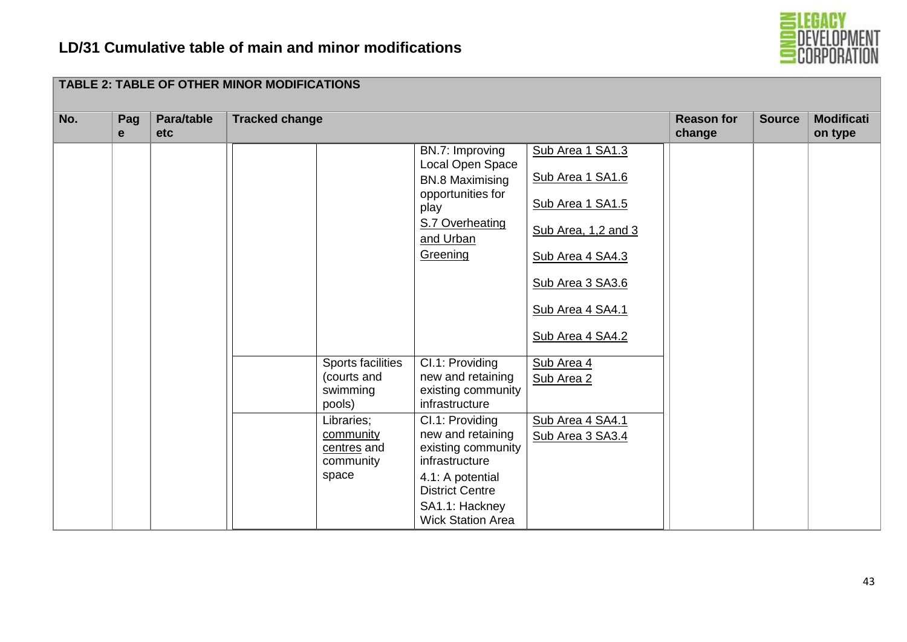## LD/31 Cumulative table of main and minor modifications

| TABLE 2: TABLE OF OTHER MINOR MODIFICATIONS | | | | | | | | | |
|---|---|---|---|---|---|---|---|---|---|
| **No.** | **Page** | **Para/table etc** | **Tracked change** | | | | **Reason for change** | **Source** | **Modification type** |
| | | | | | BN.7: Improving Local Open Space<br>BN.8 Maximising opportunities for play<br>S.7 Overheating and Urban Greening | Sub Area 1 SA1.3<br>Sub Area 1 SA1.6<br>Sub Area 1 SA1.5<br>Sub Area, 1,2 and 3<br>Sub Area 4 SA4.3<br>Sub Area 3 SA3.6<br>Sub Area 4 SA4.1<br>Sub Area 4 SA4.2 | | | |
| | | | | Sports facilities (courts and swimming pools) | CI.1: Providing new and retaining existing community infrastructure | Sub Area 4<br>Sub Area 2 | | | |
| | | | | Libraries; community centres and community space | CI.1: Providing new and retaining existing community infrastructure<br>4.1: A potential District Centre<br>SA1.1: Hackney Wick Station Area | Sub Area 4 SA4.1<br>Sub Area 3 SA3.4 | | | |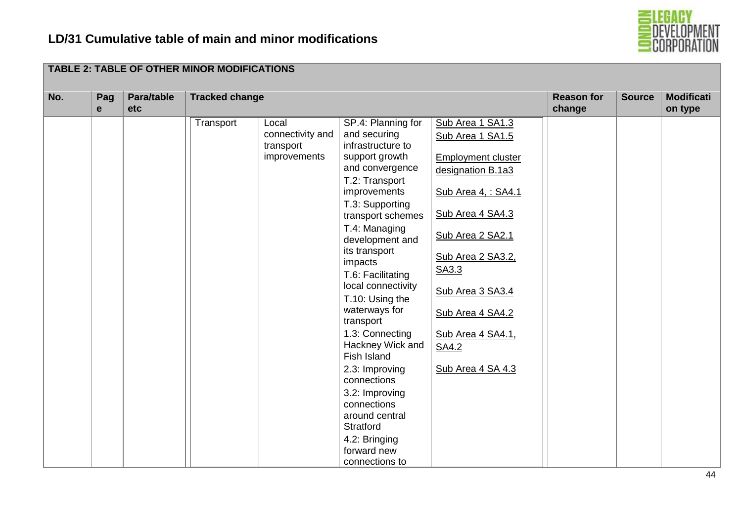# LD/31 Cumulative table of main and minor modifications

| TABLE 2: TABLE OF OTHER MINOR MODIFICATIONS | | | | | | |
|---|---|---|---|---|---|---|
| **No.** | **Page** | **Para/table etc** | **Tracked change** | **Reason for change** | **Source** | **Modification type** |
| | | | <table><tr><td>Transport</td><td>Local connectivity and transport improvements</td><td>SP.4: Planning for and securing infrastructure to support growth and convergence<br>T.2: Transport improvements<br>T.3: Supporting transport schemes<br>T.4: Managing development and its transport impacts<br>T.6: Facilitating local connectivity<br>T.10: Using the waterways for transport<br>1.3: Connecting Hackney Wick and Fish Island<br>2.3: Improving connections<br>3.2: Improving connections around central Stratford<br>4.2: Bringing forward new connections to</td><td><u>Sub Area 1 SA1.3</u><br><u>Sub Area 1 SA1.5</u><br><u>Employment cluster designation B.1a3</u><br><u>Sub Area 4, : SA4.1</u><br><u>Sub Area 4 SA4.3</u><br><u>Sub Area 2 SA2.1</u><br><u>Sub Area 2 SA3.2, SA3.3</u><br><u>Sub Area 3 SA3.4</u><br><u>Sub Area 4 SA4.2</u><br><u>Sub Area 4 SA4.1, SA4.2</u><br><u>Sub Area 4 SA 4.3</u></td></tr></table> | | | |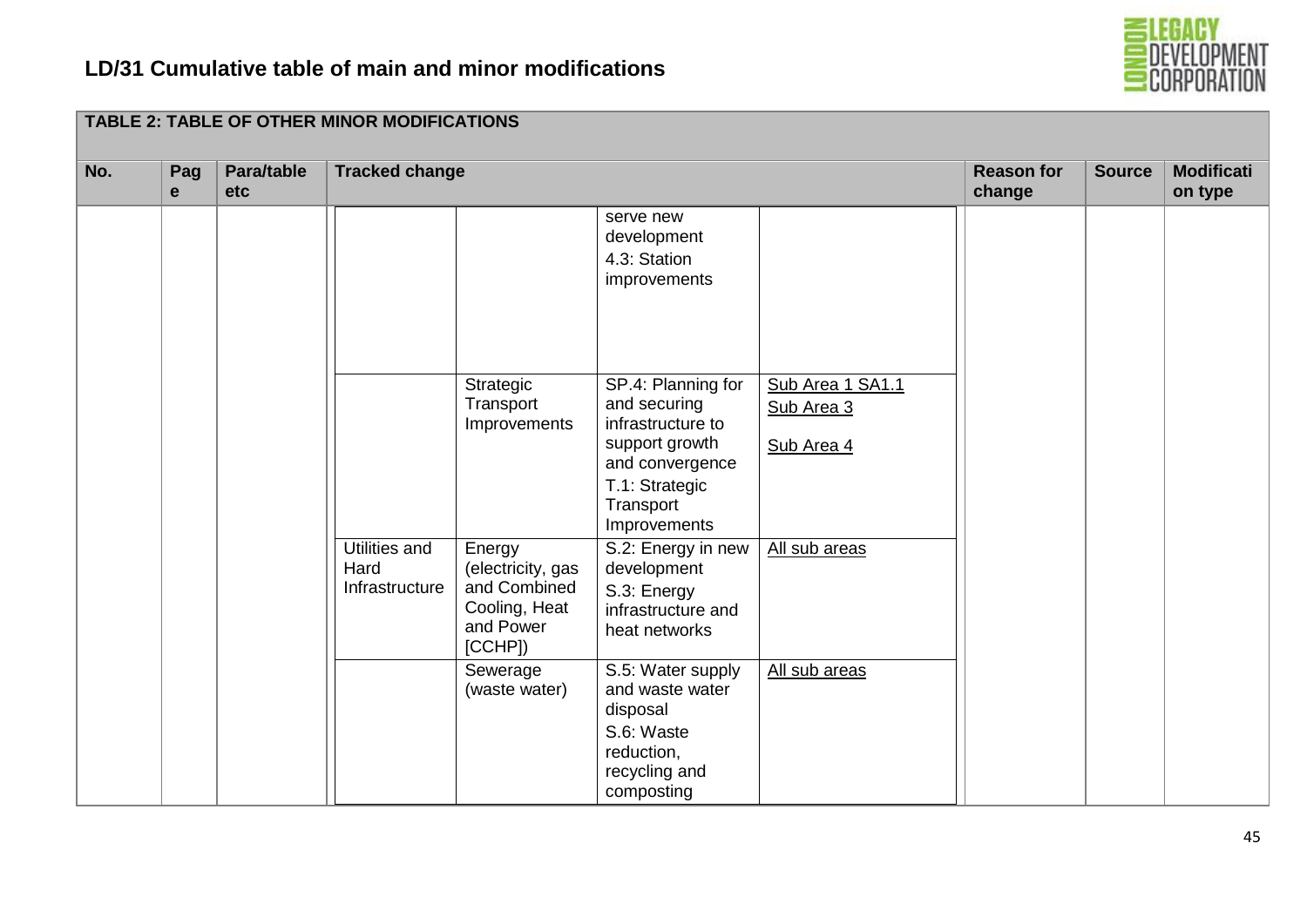## LD/31 Cumulative table of main and minor modifications

**TABLE 2: TABLE OF OTHER MINOR MODIFICATIONS**

| No. | Page | Para/table etc | Tracked change | | | | Reason for change | Source | Modification type |
|---|---|---|---|---|---|---|---|---|---|
| | | | | | serve new development<br>4.3: Station improvements | | | | |
| | | | | Strategic Transport Improvements | SP.4: Planning for and securing infrastructure to support growth and convergence<br>T.1: Strategic Transport Improvements | <u>Sub Area 1 SA1.1</u><br><u>Sub Area 3</u><br><u>Sub Area 4</u> | | | |
| | | | Utilities and Hard Infrastructure | Energy (electricity, gas and Combined Cooling, Heat and Power [CCHP]) | S.2: Energy in new development<br>S.3: Energy infrastructure and heat networks | <u>All sub areas</u> | | | |
| | | | | Sewerage (waste water) | S.5: Water supply and waste water disposal<br>S.6: Waste reduction, recycling and composting | <u>All sub areas</u> | | | |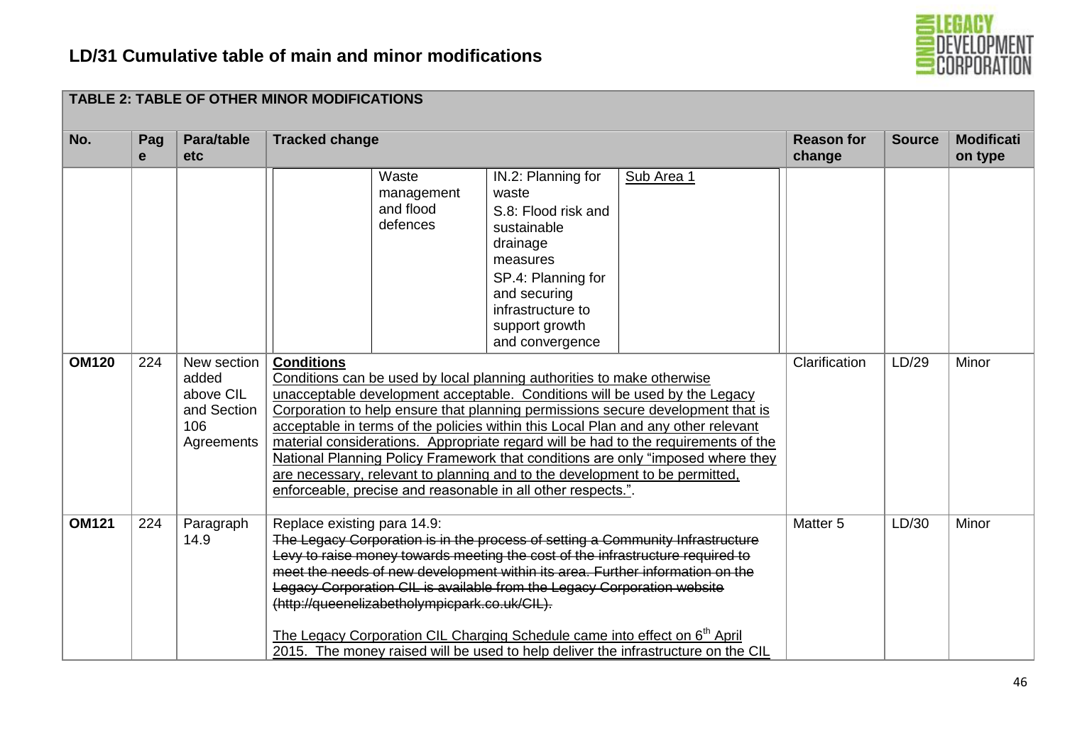## LD/31 Cumulative table of main and minor modifications

**TABLE 2: TABLE OF OTHER MINOR MODIFICATIONS**

| No. | Page | Para/table etc | Tracked change | Reason for change | Source | Modification type |
|---|---|---|---|---|---|---|
| | | | \| \| Waste management and flood defences \| IN.2: Planning for waste<br>S.8: Flood risk and sustainable drainage measures<br>SP.4: Planning for and securing infrastructure to support growth and convergence \| <u>Sub Area 1</u> \| | | | |
| **OM120** | 224 | New section added above CIL and Section 106 Agreements | <u>**Conditions**</u><br><u>Conditions can be used by local planning authorities to make otherwise unacceptable development acceptable. Conditions will be used by the Legacy Corporation to help ensure that planning permissions secure development that is acceptable in terms of the policies within this Local Plan and any other relevant material considerations. Appropriate regard will be had to the requirements of the National Planning Policy Framework that conditions are only "imposed where they are necessary, relevant to planning and to the development to be permitted, enforceable, precise and reasonable in all other respects."</u>. | Clarification | LD/29 | Minor |
| **OM121** | 224 | Paragraph 14.9 | Replace existing para 14.9:<br>~~The Legacy Corporation is in the process of setting a Community Infrastructure Levy to raise money towards meeting the cost of the infrastructure required to meet the needs of new development within its area. Further information on the Legacy Corporation CIL is available from the Legacy Corporation website (http://queenelizabetholympicpark.co.uk/CIL).~~<br><br><u>The Legacy Corporation CIL Charging Schedule came into effect on 6th April 2015. The money raised will be used to help deliver the infrastructure on the CIL</u> | Matter 5 | LD/30 | Minor |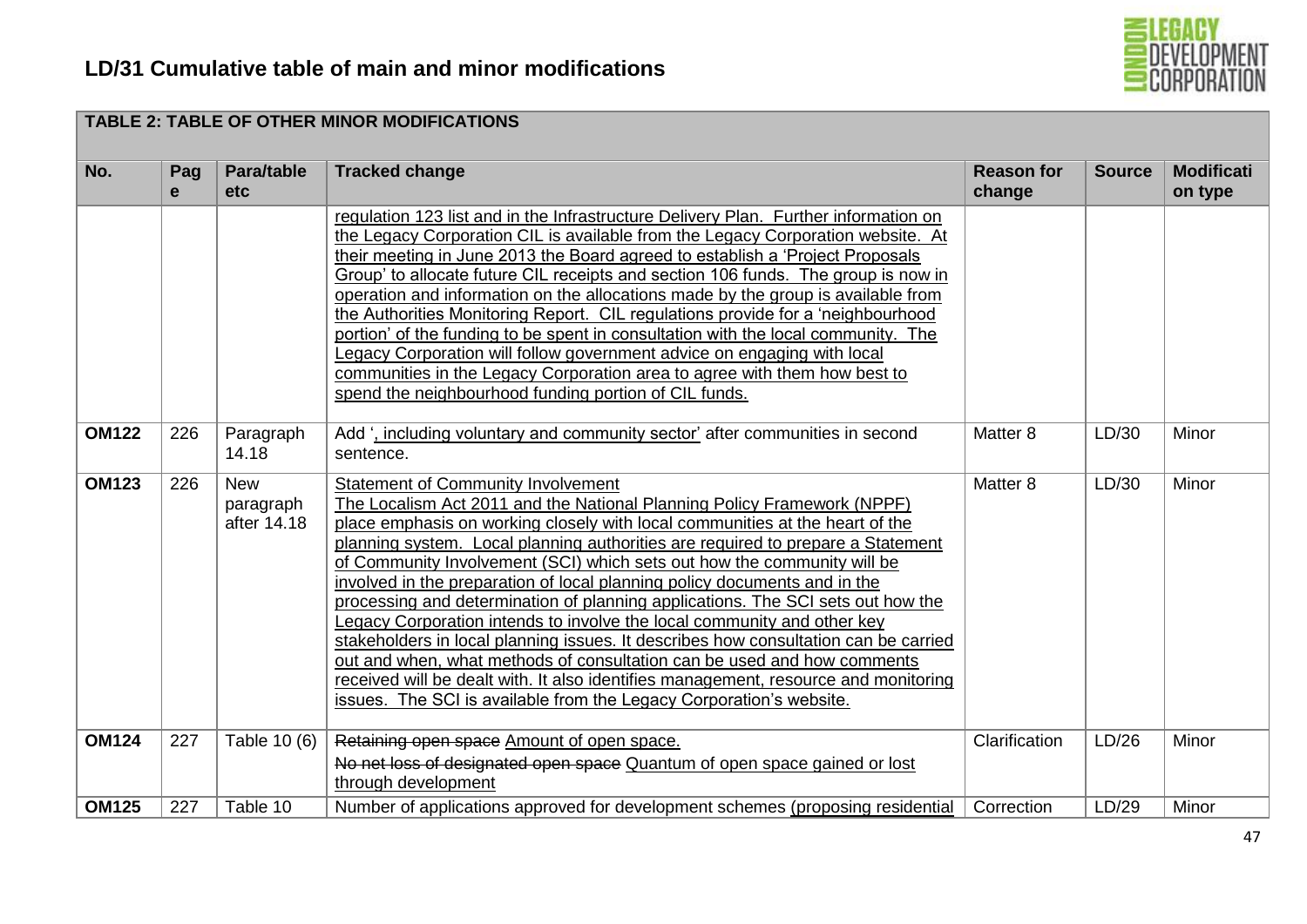# LD/31 Cumulative table of main and minor modifications

| TABLE 2: TABLE OF OTHER MINOR MODIFICATIONS | | | | | | |
|---|---|---|---|---|---|---|
| **No.** | **Page** | **Para/table etc** | **Tracked change** | **Reason for change** | **Source** | **Modification type** |
| | | | <u>regulation 123 list and in the Infrastructure Delivery Plan. Further information on the Legacy Corporation CIL is available from the Legacy Corporation website. At their meeting in June 2013 the Board agreed to establish a 'Project Proposals Group' to allocate future CIL receipts and section 106 funds. The group is now in operation and information on the allocations made by the group is available from the Authorities Monitoring Report. CIL regulations provide for a 'neighbourhood portion' of the funding to be spent in consultation with the local community. The Legacy Corporation will follow government advice on engaging with local communities in the Legacy Corporation area to agree with them how best to spend the neighbourhood funding portion of CIL funds.</u> | | | |
| **OM122** | 226 | Paragraph 14.18 | Add '<u>, including voluntary and community sector</u>' after communities in second sentence. | Matter 8 | LD/30 | Minor |
| **OM123** | 226 | New paragraph after 14.18 | <u>Statement of Community Involvement</u><br><u>The Localism Act 2011 and the National Planning Policy Framework (NPPF) place emphasis on working closely with local communities at the heart of the planning system. Local planning authorities are required to prepare a Statement of Community Involvement (SCI) which sets out how the community will be involved in the preparation of local planning policy documents and in the processing and determination of planning applications. The SCI sets out how the Legacy Corporation intends to involve the local community and other key stakeholders in local planning issues. It describes how consultation can be carried out and when, what methods of consultation can be used and how comments received will be dealt with. It also identifies management, resource and monitoring issues. The SCI is available from the Legacy Corporation's website.</u> | Matter 8 | LD/30 | Minor |
| **OM124** | 227 | Table 10 (6) | ~~Retaining open space~~ <u>Amount of open space.</u><br>~~No net loss of designated open space~~ <u>Quantum of open space gained or lost through development</u> | Clarification | LD/26 | Minor |
| **OM125** | 227 | Table 10 | Number of applications approved for development schemes <u>(proposing residential</u> | Correction | LD/29 | Minor |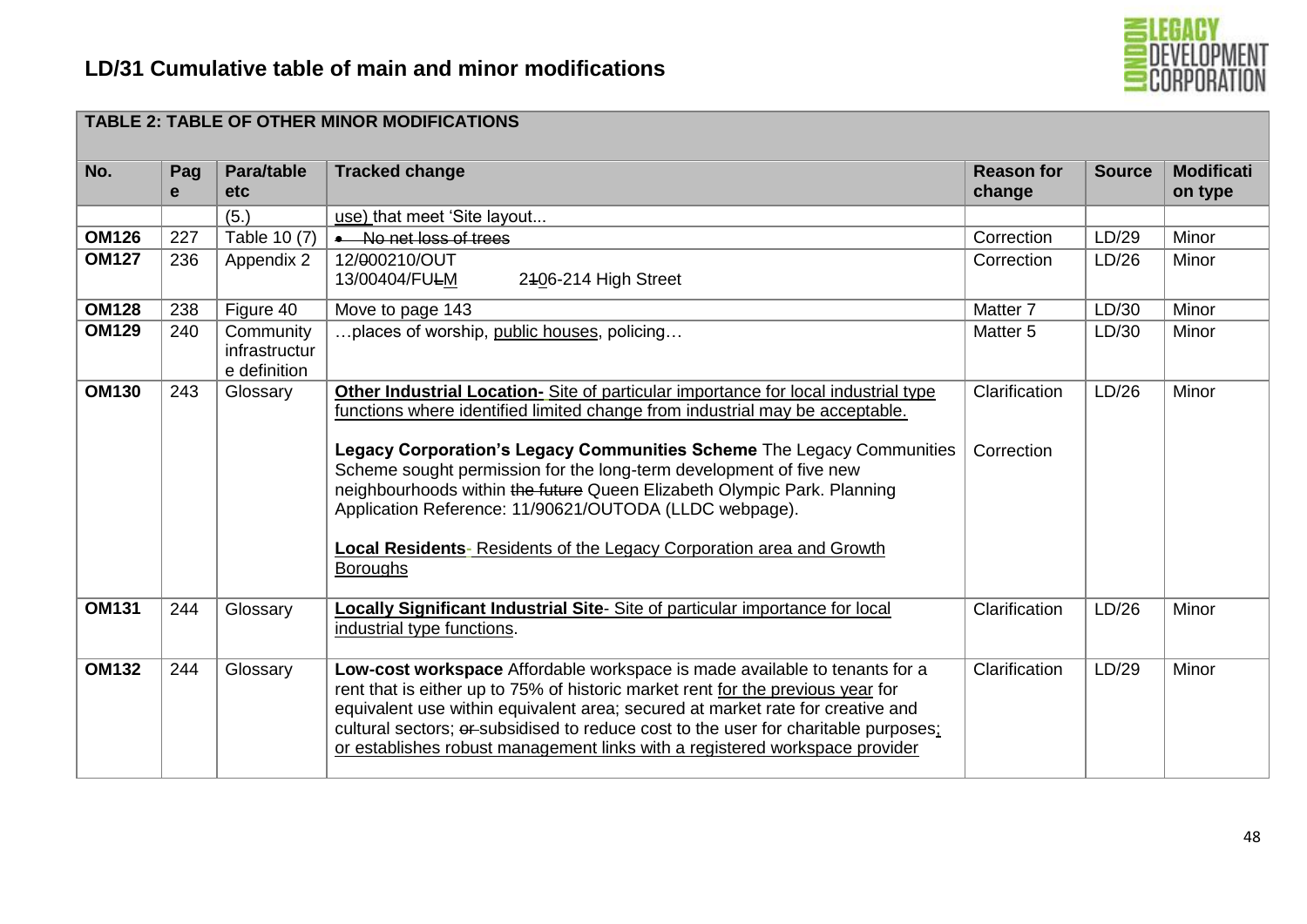## LD/31 Cumulative table of main and minor modifications

| TABLE 2: TABLE OF OTHER MINOR MODIFICATIONS | | | | | | |
|---|---|---|---|---|---|---|
| **No.** | **Page** | **Para/table etc** | **Tracked change** | **Reason for change** | **Source** | **Modification type** |
| | | (5.) | use) that meet 'Site layout... | | | |
| **OM126** | 227 | Table 10 (7) | • No net loss of trees | Correction | LD/29 | Minor |
| **OM127** | 236 | Appendix 2 | 12/000210/OUT<br>13/00404/FULM 2106-214 High Street | Correction | LD/26 | Minor |
| **OM128** | 238 | Figure 40 | Move to page 143 | Matter 7 | LD/30 | Minor |
| **OM129** | 240 | Community infrastructure definition | …places of worship, public houses, policing… | Matter 5 | LD/30 | Minor |
| **OM130** | 243 | Glossary | **Other Industrial Location-** Site of particular importance for local industrial type functions where identified limited change from industrial may be acceptable.<br><br>**Legacy Corporation's Legacy Communities Scheme** The Legacy Communities Scheme sought permission for the long-term development of five new neighbourhoods within the future Queen Elizabeth Olympic Park. Planning Application Reference: 11/90621/OUTODA (LLDC webpage).<br><br>**Local Residents**- Residents of the Legacy Corporation area and Growth Boroughs | Clarification<br><br>Correction | LD/26 | Minor |
| **OM131** | 244 | Glossary | **Locally Significant Industrial Site**- Site of particular importance for local industrial type functions. | Clarification | LD/26 | Minor |
| **OM132** | 244 | Glossary | **Low-cost workspace** Affordable workspace is made available to tenants for a rent that is either up to 75% of historic market rent for the previous year for equivalent use within equivalent area; secured at market rate for creative and cultural sectors; or subsidised to reduce cost to the user for charitable purposes; or establishes robust management links with a registered workspace provider | Clarification | LD/29 | Minor |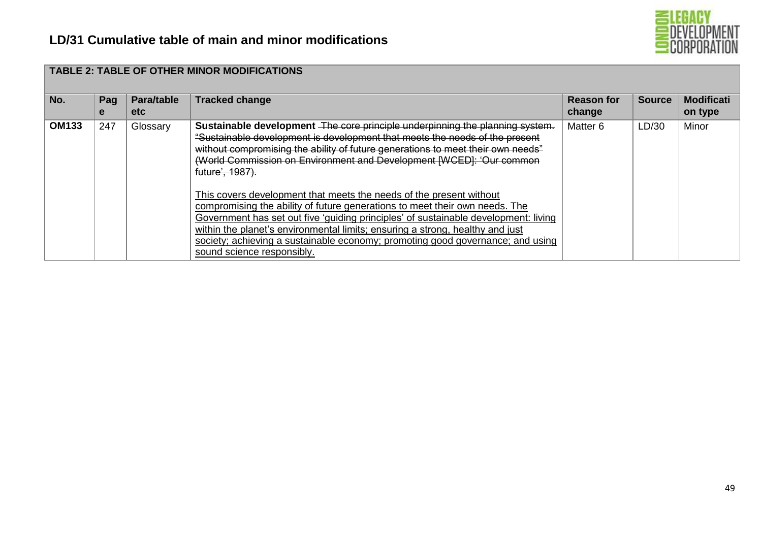## LD/31 Cumulative table of main and minor modifications

| TABLE 2: TABLE OF OTHER MINOR MODIFICATIONS | | | | | | |
|---|---|---|---|---|---|---|
| **No.** | **Page** | **Para/table etc** | **Tracked change** | **Reason for change** | **Source** | **Modification type** |
| **OM133** | 247 | Glossary | **Sustainable development** ~~The core principle underpinning the planning system. "Sustainable development is development that meets the needs of the present without compromising the ability of future generations to meet their own needs" (World Commission on Environment and Development [WCED]: 'Our common future', 1987).~~<br><br><ins>This covers development that meets the needs of the present without compromising the ability of future generations to meet their own needs. The Government has set out five 'guiding principles' of sustainable development: living within the planet's environmental limits; ensuring a strong, healthy and just society; achieving a sustainable economy; promoting good governance; and using sound science responsibly.</ins> | Matter 6 | LD/30 | Minor |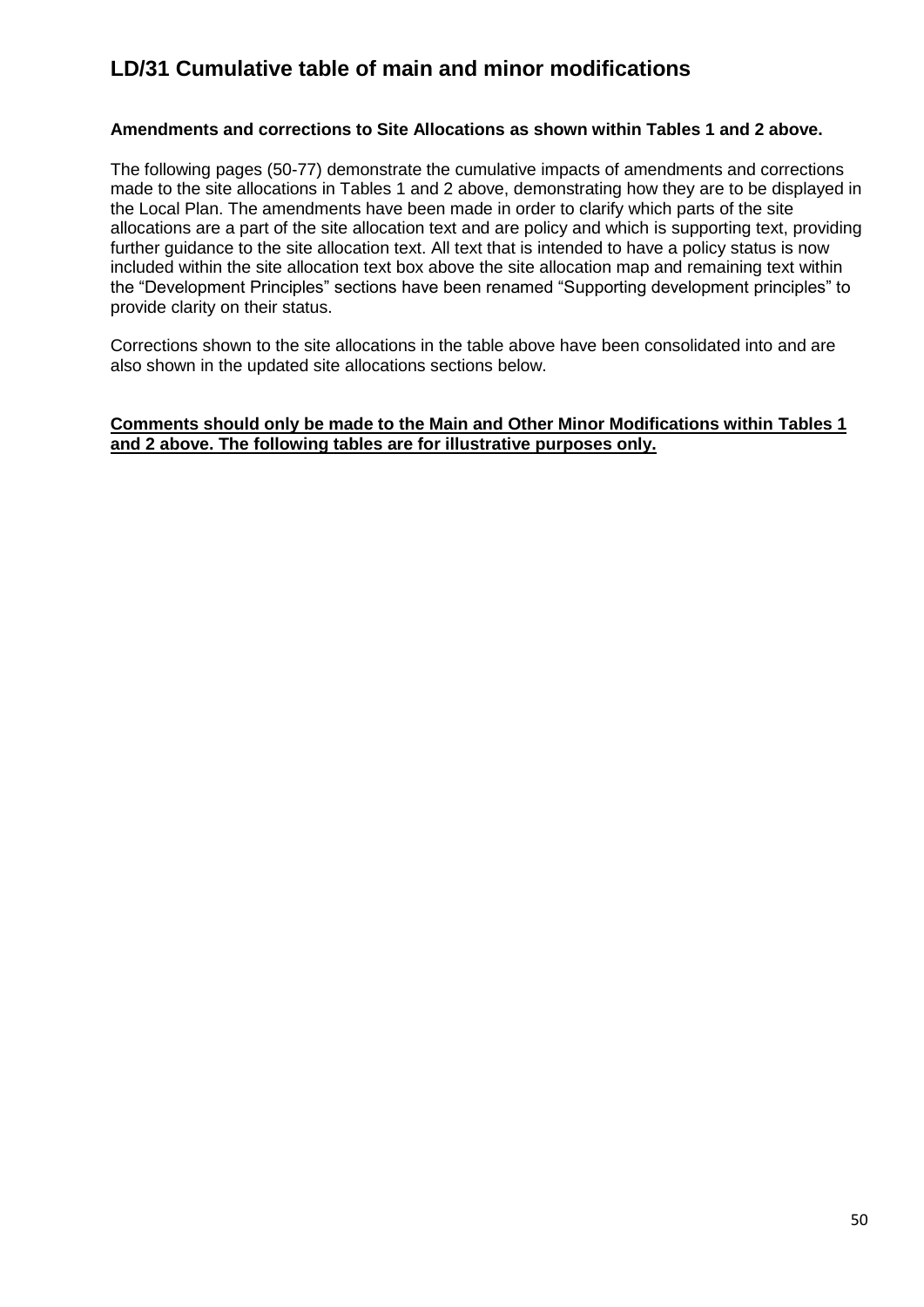# LD/31 Cumulative table of main and minor modifications

**Amendments and corrections to Site Allocations as shown within Tables 1 and 2 above.**

The following pages (50-77) demonstrate the cumulative impacts of amendments and corrections made to the site allocations in Tables 1 and 2 above, demonstrating how they are to be displayed in the Local Plan. The amendments have been made in order to clarify which parts of the site allocations are a part of the site allocation text and are policy and which is supporting text, providing further guidance to the site allocation text. All text that is intended to have a policy status is now included within the site allocation text box above the site allocation map and remaining text within the "Development Principles" sections have been renamed "Supporting development principles" to provide clarity on their status.

Corrections shown to the site allocations in the table above have been consolidated into and are also shown in the updated site allocations sections below.

<u>**Comments should only be made to the Main and Other Minor Modifications within Tables 1 and 2 above. The following tables are for illustrative purposes only.**</u>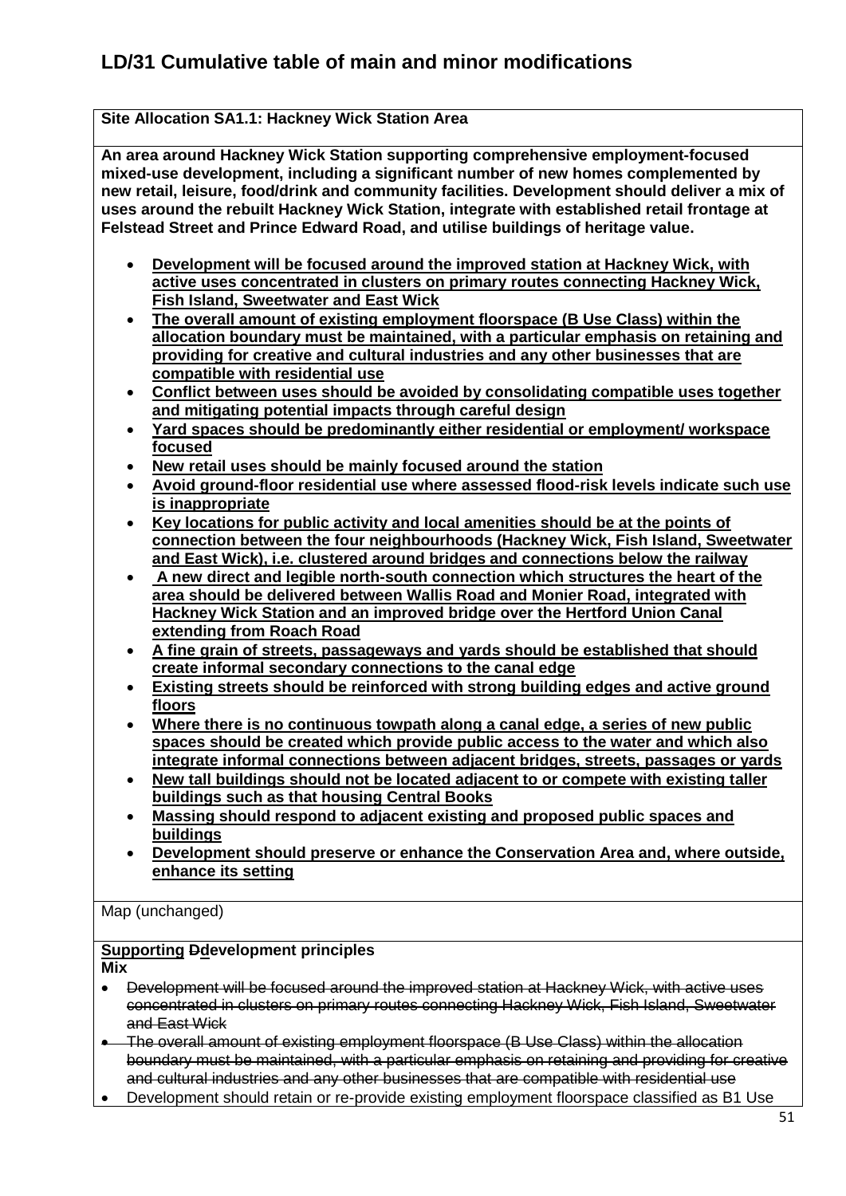# LD/31 Cumulative table of main and minor modifications

**Site Allocation SA1.1: Hackney Wick Station Area**

**An area around Hackney Wick Station supporting comprehensive employment-focused mixed-use development, including a significant number of new homes complemented by new retail, leisure, food/drink and community facilities. Development should deliver a mix of uses around the rebuilt Hackney Wick Station, integrate with established retail frontage at Felstead Street and Prince Edward Road, and utilise buildings of heritage value.**

- **<u>Development will be focused around the improved station at Hackney Wick, with active uses concentrated in clusters on primary routes connecting Hackney Wick, Fish Island, Sweetwater and East Wick</u>**
- **<u>The overall amount of existing employment floorspace (B Use Class) within the allocation boundary must be maintained, with a particular emphasis on retaining and providing for creative and cultural industries and any other businesses that are compatible with residential use</u>**
- **<u>Conflict between uses should be avoided by consolidating compatible uses together and mitigating potential impacts through careful design</u>**
- **<u>Yard spaces should be predominantly either residential or employment/ workspace focused</u>**
- **<u>New retail uses should be mainly focused around the station</u>**
- **<u>Avoid ground-floor residential use where assessed flood-risk levels indicate such use is inappropriate</u>**
- **<u>Key locations for public activity and local amenities should be at the points of connection between the four neighbourhoods (Hackney Wick, Fish Island, Sweetwater and East Wick), i.e. clustered around bridges and connections below the railway</u>**
- **<u>A new direct and legible north-south connection which structures the heart of the area should be delivered between Wallis Road and Monier Road, integrated with Hackney Wick Station and an improved bridge over the Hertford Union Canal extending from Roach Road</u>**
- **<u>A fine grain of streets, passageways and yards should be established that should create informal secondary connections to the canal edge</u>**
- **<u>Existing streets should be reinforced with strong building edges and active ground floors</u>**
- **<u>Where there is no continuous towpath along a canal edge, a series of new public spaces should be created which provide public access to the water and which also integrate informal connections between adjacent bridges, streets, passages or yards</u>**
- **<u>New tall buildings should not be located adjacent to or compete with existing taller buildings such as that housing Central Books</u>**
- **<u>Massing should respond to adjacent existing and proposed public spaces and buildings</u>**
- **<u>Development should preserve or enhance the Conservation Area and, where outside, enhance its setting</u>**

Map (unchanged)

**<u>Supporting</u> ~~D~~<u>d</u>evelopment principles**
**Mix**

- ~~Development will be focused around the improved station at Hackney Wick, with active uses concentrated in clusters on primary routes connecting Hackney Wick, Fish Island, Sweetwater and East Wick~~
- ~~The overall amount of existing employment floorspace (B Use Class) within the allocation boundary must be maintained, with a particular emphasis on retaining and providing for creative and cultural industries and any other businesses that are compatible with residential use~~
- Development should retain or re-provide existing employment floorspace classified as B1 Use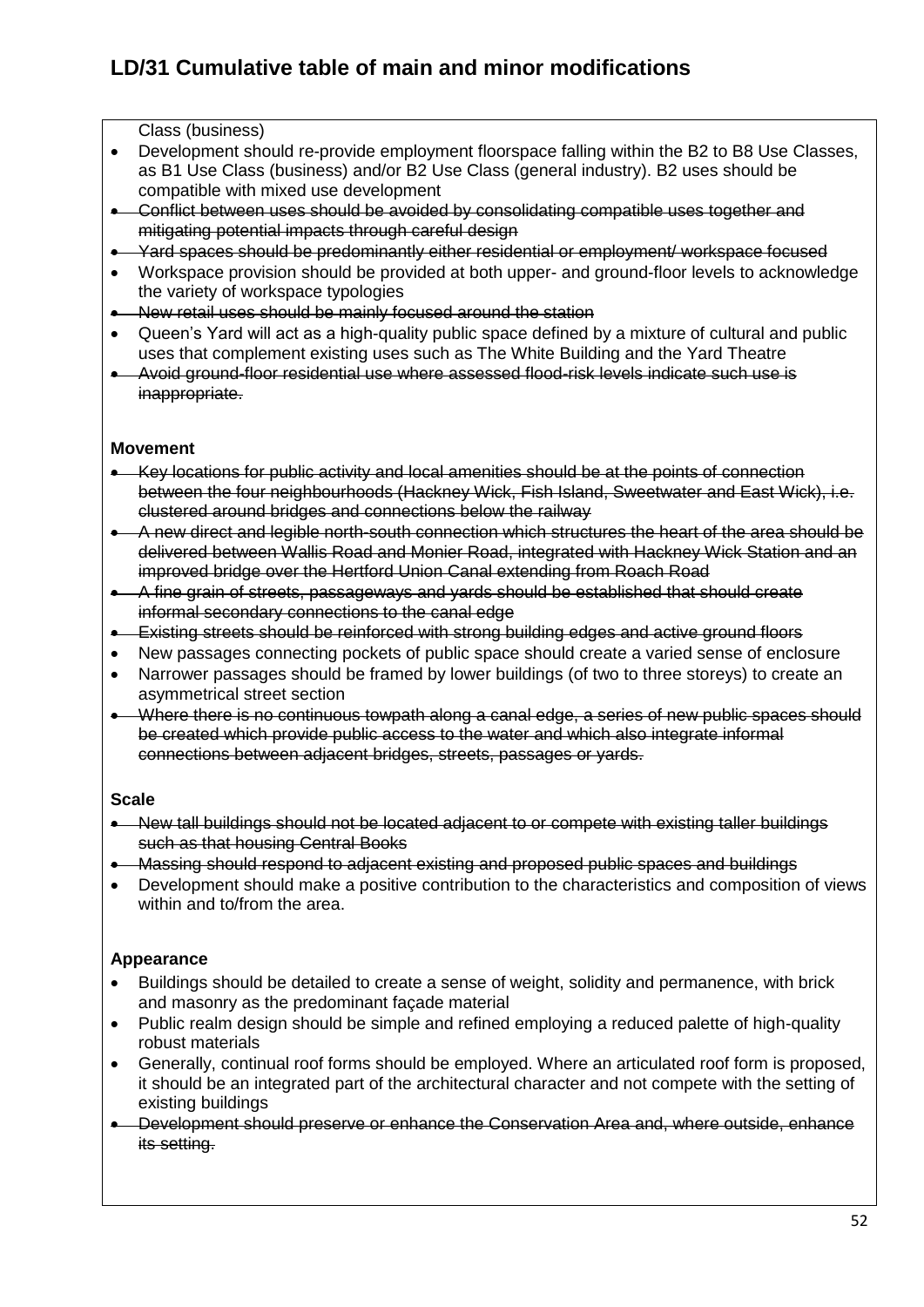# LD/31 Cumulative table of main and minor modifications

Class (business)

- Development should re-provide employment floorspace falling within the B2 to B8 Use Classes, as B1 Use Class (business) and/or B2 Use Class (general industry). B2 uses should be compatible with mixed use development
- ~~Conflict between uses should be avoided by consolidating compatible uses together and mitigating potential impacts through careful design~~
- ~~Yard spaces should be predominantly either residential or employment/ workspace focused~~
- Workspace provision should be provided at both upper- and ground-floor levels to acknowledge the variety of workspace typologies
- ~~New retail uses should be mainly focused around the station~~
- Queen's Yard will act as a high-quality public space defined by a mixture of cultural and public uses that complement existing uses such as The White Building and the Yard Theatre
- ~~Avoid ground-floor residential use where assessed flood-risk levels indicate such use is inappropriate.~~

**Movement**

- ~~Key locations for public activity and local amenities should be at the points of connection between the four neighbourhoods (Hackney Wick, Fish Island, Sweetwater and East Wick), i.e. clustered around bridges and connections below the railway~~
- ~~A new direct and legible north-south connection which structures the heart of the area should be delivered between Wallis Road and Monier Road, integrated with Hackney Wick Station and an improved bridge over the Hertford Union Canal extending from Roach Road~~
- ~~A fine grain of streets, passageways and yards should be established that should create informal secondary connections to the canal edge~~
- ~~Existing streets should be reinforced with strong building edges and active ground floors~~
- New passages connecting pockets of public space should create a varied sense of enclosure
- Narrower passages should be framed by lower buildings (of two to three storeys) to create an asymmetrical street section
- ~~Where there is no continuous towpath along a canal edge, a series of new public spaces should be created which provide public access to the water and which also integrate informal connections between adjacent bridges, streets, passages or yards.~~

**Scale**

- ~~New tall buildings should not be located adjacent to or compete with existing taller buildings such as that housing Central Books~~
- ~~Massing should respond to adjacent existing and proposed public spaces and buildings~~
- Development should make a positive contribution to the characteristics and composition of views within and to/from the area.

**Appearance**

- Buildings should be detailed to create a sense of weight, solidity and permanence, with brick and masonry as the predominant façade material
- Public realm design should be simple and refined employing a reduced palette of high-quality robust materials
- Generally, continual roof forms should be employed. Where an articulated roof form is proposed, it should be an integrated part of the architectural character and not compete with the setting of existing buildings
- ~~Development should preserve or enhance the Conservation Area and, where outside, enhance its setting.~~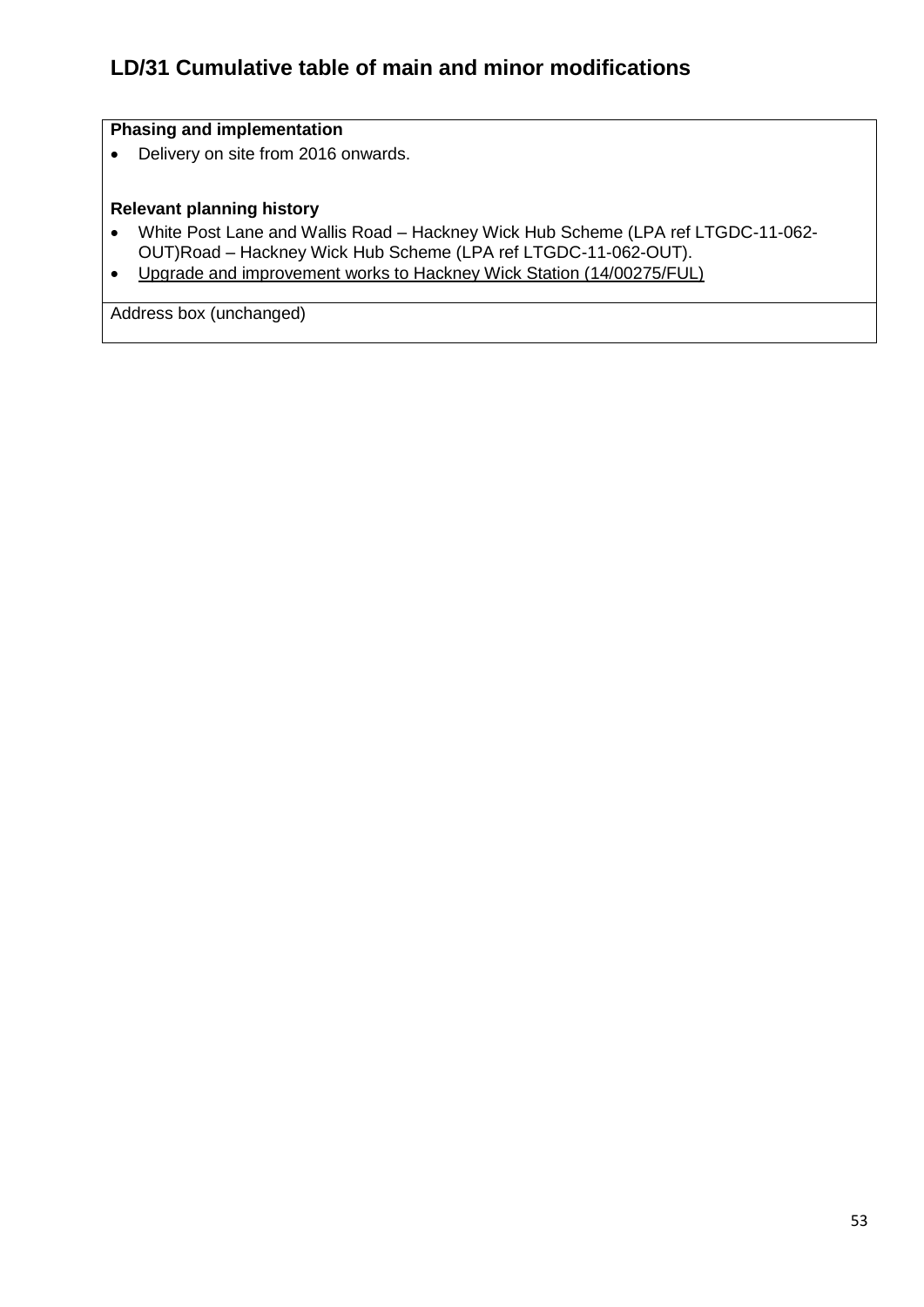# LD/31 Cumulative table of main and minor modifications

**Phasing and implementation**

- Delivery on site from 2016 onwards.

**Relevant planning history**

- White Post Lane and Wallis Road – Hackney Wick Hub Scheme (LPA ref LTGDC-11-062-OUT)Road – Hackney Wick Hub Scheme (LPA ref LTGDC-11-062-OUT).
- <u>Upgrade and improvement works to Hackney Wick Station (14/00275/FUL)</u>

Address box (unchanged)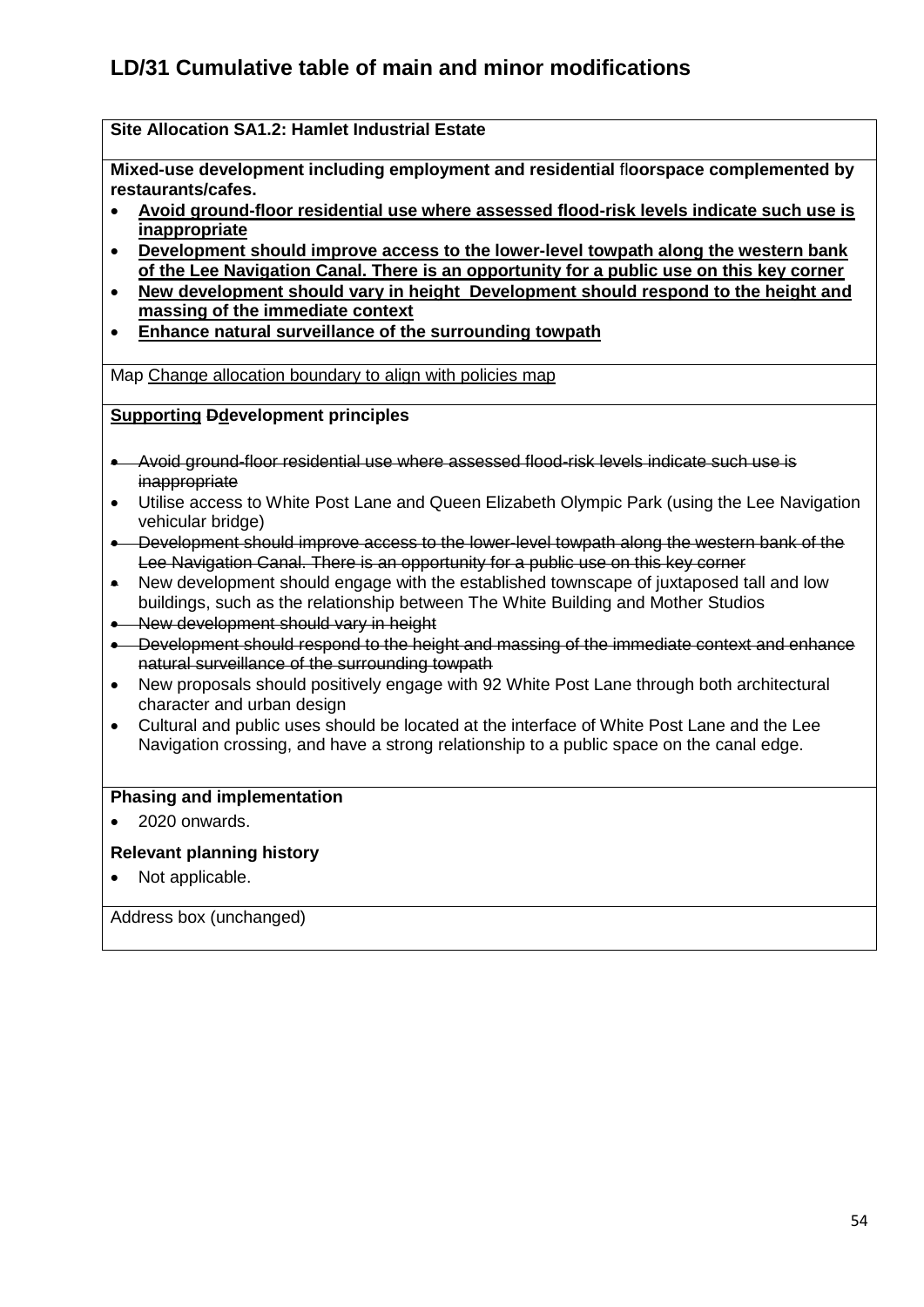## LD/31 Cumulative table of main and minor modifications

| **Site Allocation SA1.2: Hamlet Industrial Estate** |
|---|
| **Mixed-use development including employment and residential floorspace complemented by restaurants/cafes.**<br>• <u>**Avoid ground-floor residential use where assessed flood-risk levels indicate such use is inappropriate**</u><br>• <u>**Development should improve access to the lower-level towpath along the western bank of the Lee Navigation Canal. There is an opportunity for a public use on this key corner**</u><br>• <u>**New development should vary in height Development should respond to the height and massing of the immediate context**</u><br>• <u>**Enhance natural surveillance of the surrounding towpath**</u> |
| Map <u>Change allocation boundary to align with policies map</u> |
| **<u>Supporting</u> ~~D~~<u>d</u>evelopment principles**<br><br>• ~~Avoid ground-floor residential use where assessed flood-risk levels indicate such use is inappropriate~~<br>• Utilise access to White Post Lane and Queen Elizabeth Olympic Park (using the Lee Navigation vehicular bridge)<br>• ~~Development should improve access to the lower-level towpath along the western bank of the Lee Navigation Canal. There is an opportunity for a public use on this key corner~~<br>• New development should engage with the established townscape of juxtaposed tall and low buildings, such as the relationship between The White Building and Mother Studios<br>• ~~New development should vary in height~~<br>• ~~Development should respond to the height and massing of the immediate context and enhance natural surveillance of the surrounding towpath~~<br>• New proposals should positively engage with 92 White Post Lane through both architectural character and urban design<br>• Cultural and public uses should be located at the interface of White Post Lane and the Lee Navigation crossing, and have a strong relationship to a public space on the canal edge. |
| **Phasing and implementation**<br>• 2020 onwards.<br><br>**Relevant planning history**<br>• Not applicable. |
| Address box (unchanged) |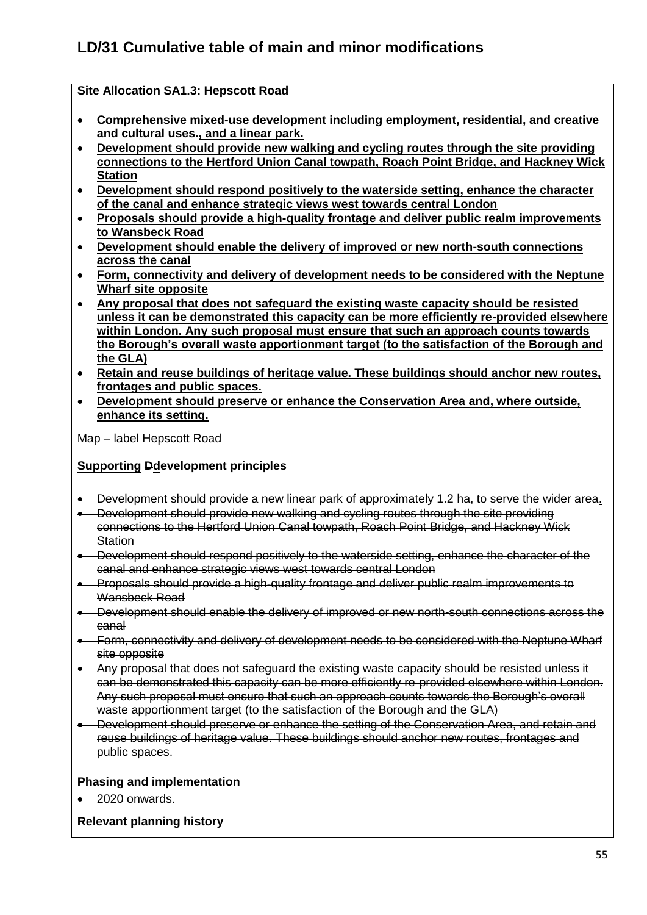# LD/31 Cumulative table of main and minor modifications

**Site Allocation SA1.3: Hepscott Road**

- **Comprehensive mixed-use development including employment, residential, ~~and~~ creative and cultural uses~~.~~<u>, and a linear park.</u>**
- <u>**Development should provide new walking and cycling routes through the site providing connections to the Hertford Union Canal towpath, Roach Point Bridge, and Hackney Wick Station**</u>
- <u>**Development should respond positively to the waterside setting, enhance the character of the canal and enhance strategic views west towards central London**</u>
- <u>**Proposals should provide a high-quality frontage and deliver public realm improvements to Wansbeck Road**</u>
- <u>**Development should enable the delivery of improved or new north-south connections across the canal**</u>
- <u>**Form, connectivity and delivery of development needs to be considered with the Neptune Wharf site opposite**</u>
- <u>**Any proposal that does not safeguard the existing waste capacity should be resisted unless it can be demonstrated this capacity can be more efficiently re-provided elsewhere within London. Any such proposal must ensure that such an approach counts towards the Borough's overall waste apportionment target (to the satisfaction of the Borough and the GLA)**</u>
- <u>**Retain and reuse buildings of heritage value. These buildings should anchor new routes, frontages and public spaces.**</u>
- <u>**Development should preserve or enhance the Conservation Area and, where outside, enhance its setting.**</u>

Map – label Hepscott Road

**<u>Supporting</u> ~~D~~<u>d</u>evelopment principles**

- Development should provide a new linear park of approximately 1.2 ha, to serve the wider area<u>.</u>
- ~~Development should provide new walking and cycling routes through the site providing connections to the Hertford Union Canal towpath, Roach Point Bridge, and Hackney Wick Station~~
- ~~Development should respond positively to the waterside setting, enhance the character of the canal and enhance strategic views west towards central London~~
- ~~Proposals should provide a high-quality frontage and deliver public realm improvements to Wansbeck Road~~
- ~~Development should enable the delivery of improved or new north-south connections across the canal~~
- ~~Form, connectivity and delivery of development needs to be considered with the Neptune Wharf site opposite~~
- ~~Any proposal that does not safeguard the existing waste capacity should be resisted unless it can be demonstrated this capacity can be more efficiently re-provided elsewhere within London. Any such proposal must ensure that such an approach counts towards the Borough's overall waste apportionment target (to the satisfaction of the Borough and the GLA)~~
- ~~Development should preserve or enhance the setting of the Conservation Area, and retain and reuse buildings of heritage value. These buildings should anchor new routes, frontages and public spaces.~~

**Phasing and implementation**

- 2020 onwards.

**Relevant planning history**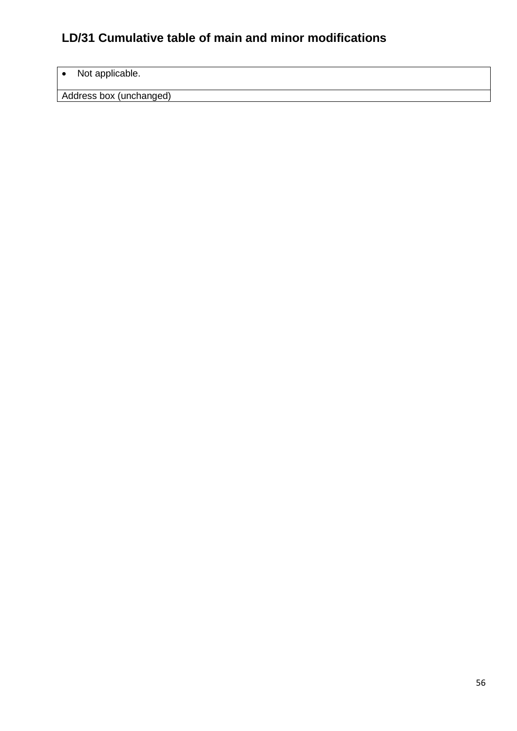# LD/31 Cumulative table of main and minor modifications

| • Not applicable. |
|---|
| Address box (unchanged) |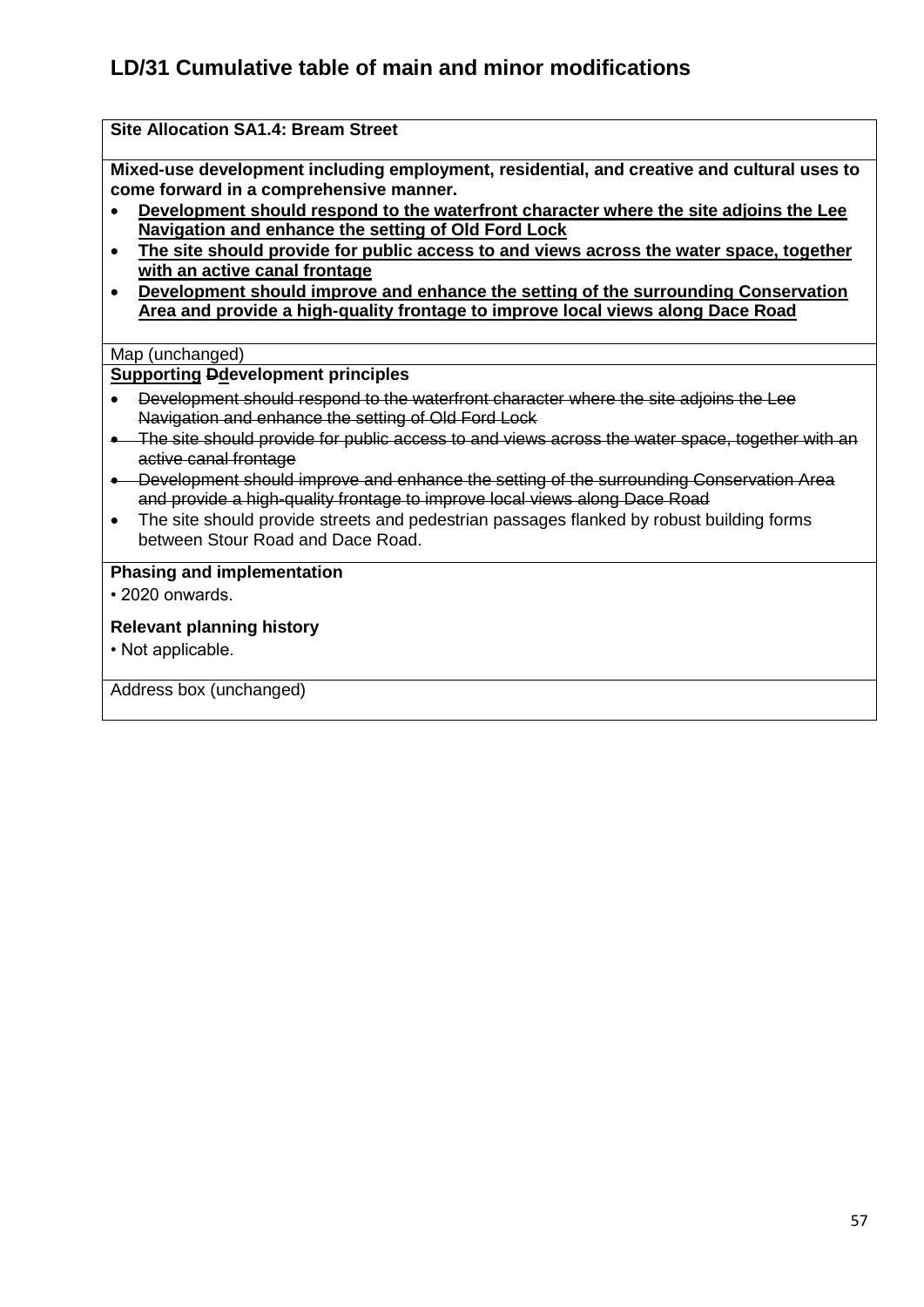## LD/31 Cumulative table of main and minor modifications

**Site Allocation SA1.4: Bream Street**

**Mixed-use development including employment, residential, and creative and cultural uses to come forward in a comprehensive manner.**

- <u>**Development should respond to the waterfront character where the site adjoins the Lee Navigation and enhance the setting of Old Ford Lock**</u>
- <u>**The site should provide for public access to and views across the water space, together with an active canal frontage**</u>
- <u>**Development should improve and enhance the setting of the surrounding Conservation Area and provide a high-quality frontage to improve local views along Dace Road**</u>

Map (unchanged)

**<u>Supporting</u> ~~D~~<u>d</u>evelopment principles**

- ~~Development should respond to the waterfront character where the site adjoins the Lee Navigation and enhance the setting of Old Ford Lock~~
- ~~The site should provide for public access to and views across the water space, together with an active canal frontage~~
- ~~Development should improve and enhance the setting of the surrounding Conservation Area and provide a high-quality frontage to improve local views along Dace Road~~
- The site should provide streets and pedestrian passages flanked by robust building forms between Stour Road and Dace Road.

**Phasing and implementation**

• 2020 onwards.

**Relevant planning history**

• Not applicable.

Address box (unchanged)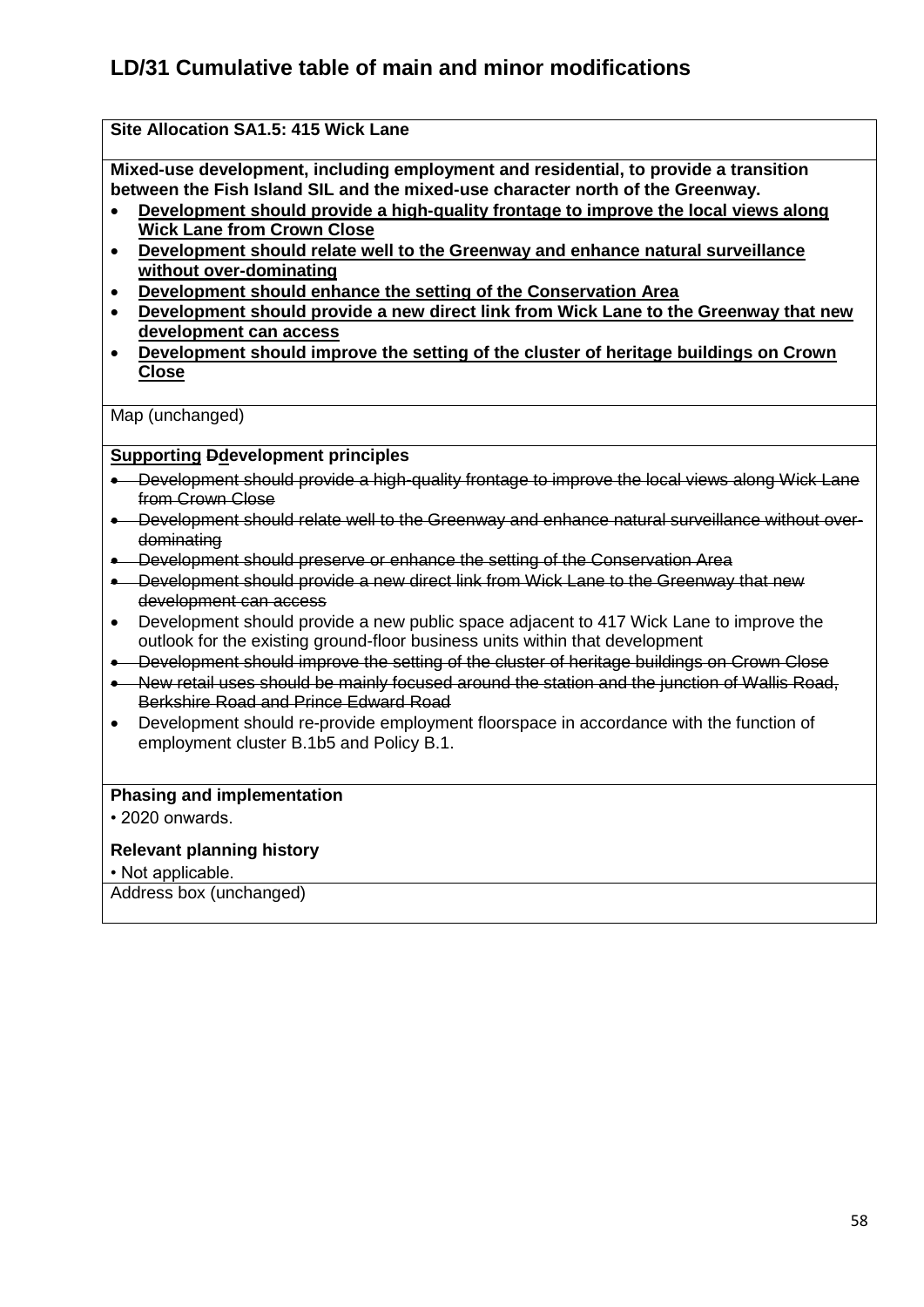# LD/31 Cumulative table of main and minor modifications

**Site Allocation SA1.5: 415 Wick Lane**

**Mixed-use development, including employment and residential, to provide a transition between the Fish Island SIL and the mixed-use character north of the Greenway.**

- <u>**Development should provide a high-quality frontage to improve the local views along Wick Lane from Crown Close**</u>
- <u>**Development should relate well to the Greenway and enhance natural surveillance without over-dominating**</u>
- <u>**Development should enhance the setting of the Conservation Area**</u>
- <u>**Development should provide a new direct link from Wick Lane to the Greenway that new development can access**</u>
- <u>**Development should improve the setting of the cluster of heritage buildings on Crown Close**</u>

Map (unchanged)

**<u>Supporting</u> ~~D~~<u>d</u>evelopment principles**

- ~~Development should provide a high-quality frontage to improve the local views along Wick Lane from Crown Close~~
- ~~Development should relate well to the Greenway and enhance natural surveillance without over-dominating~~
- ~~Development should preserve or enhance the setting of the Conservation Area~~
- ~~Development should provide a new direct link from Wick Lane to the Greenway that new development can access~~
- Development should provide a new public space adjacent to 417 Wick Lane to improve the outlook for the existing ground-floor business units within that development
- ~~Development should improve the setting of the cluster of heritage buildings on Crown Close~~
- ~~New retail uses should be mainly focused around the station and the junction of Wallis Road, Berkshire Road and Prince Edward Road~~
- Development should re-provide employment floorspace in accordance with the function of employment cluster B.1b5 and Policy B.1.

**Phasing and implementation**

• 2020 onwards.

**Relevant planning history**

• Not applicable.

Address box (unchanged)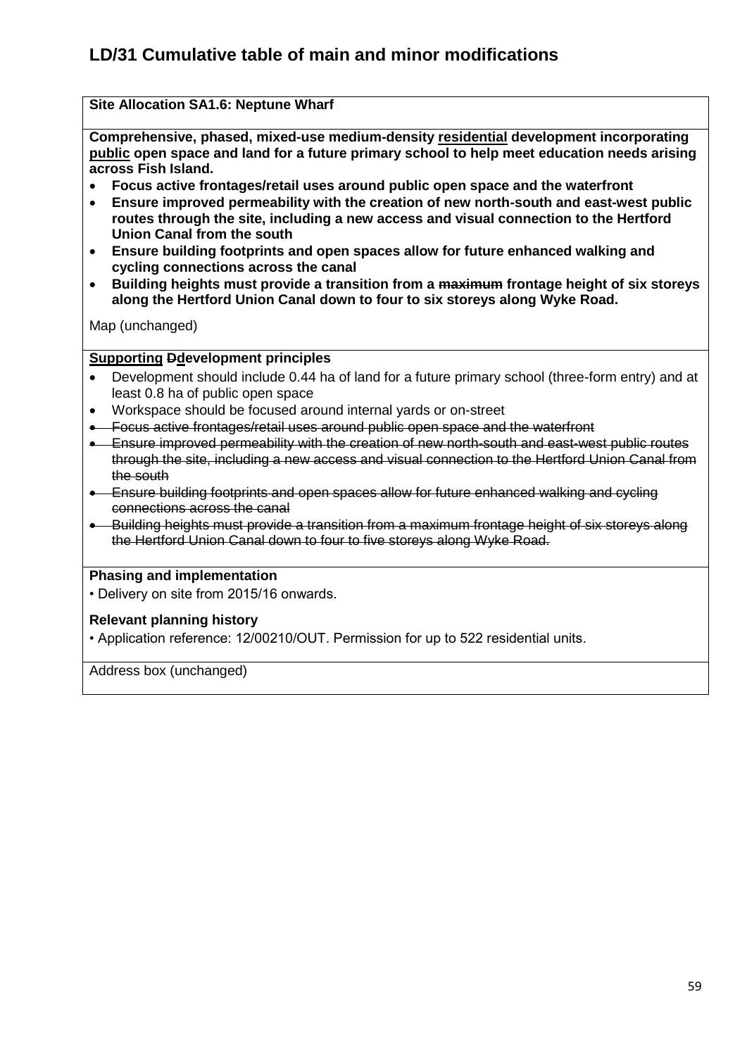# LD/31 Cumulative table of main and minor modifications

**Site Allocation SA1.6: Neptune Wharf**

**Comprehensive, phased, mixed-use medium-density <u>residential</u> development incorporating <u>public</u> open space and land for a future primary school to help meet education needs arising across Fish Island.**

- **Focus active frontages/retail uses around public open space and the waterfront**
- **Ensure improved permeability with the creation of new north-south and east-west public routes through the site, including a new access and visual connection to the Hertford Union Canal from the south**
- **Ensure building footprints and open spaces allow for future enhanced walking and cycling connections across the canal**
- **Building heights must provide a transition from a ~~maximum~~ frontage height of six storeys along the Hertford Union Canal down to four to six storeys along Wyke Road.**

Map (unchanged)

**<u>Supporting</u> ~~D~~<u>d</u>evelopment principles**

- Development should include 0.44 ha of land for a future primary school (three-form entry) and at least 0.8 ha of public open space
- Workspace should be focused around internal yards or on-street
- ~~Focus active frontages/retail uses around public open space and the waterfront~~
- ~~Ensure improved permeability with the creation of new north-south and east-west public routes through the site, including a new access and visual connection to the Hertford Union Canal from the south~~
- ~~Ensure building footprints and open spaces allow for future enhanced walking and cycling connections across the canal~~
- ~~Building heights must provide a transition from a maximum frontage height of six storeys along the Hertford Union Canal down to four to five storeys along Wyke Road.~~

**Phasing and implementation**

• Delivery on site from 2015/16 onwards.

**Relevant planning history**

• Application reference: 12/00210/OUT. Permission for up to 522 residential units.

Address box (unchanged)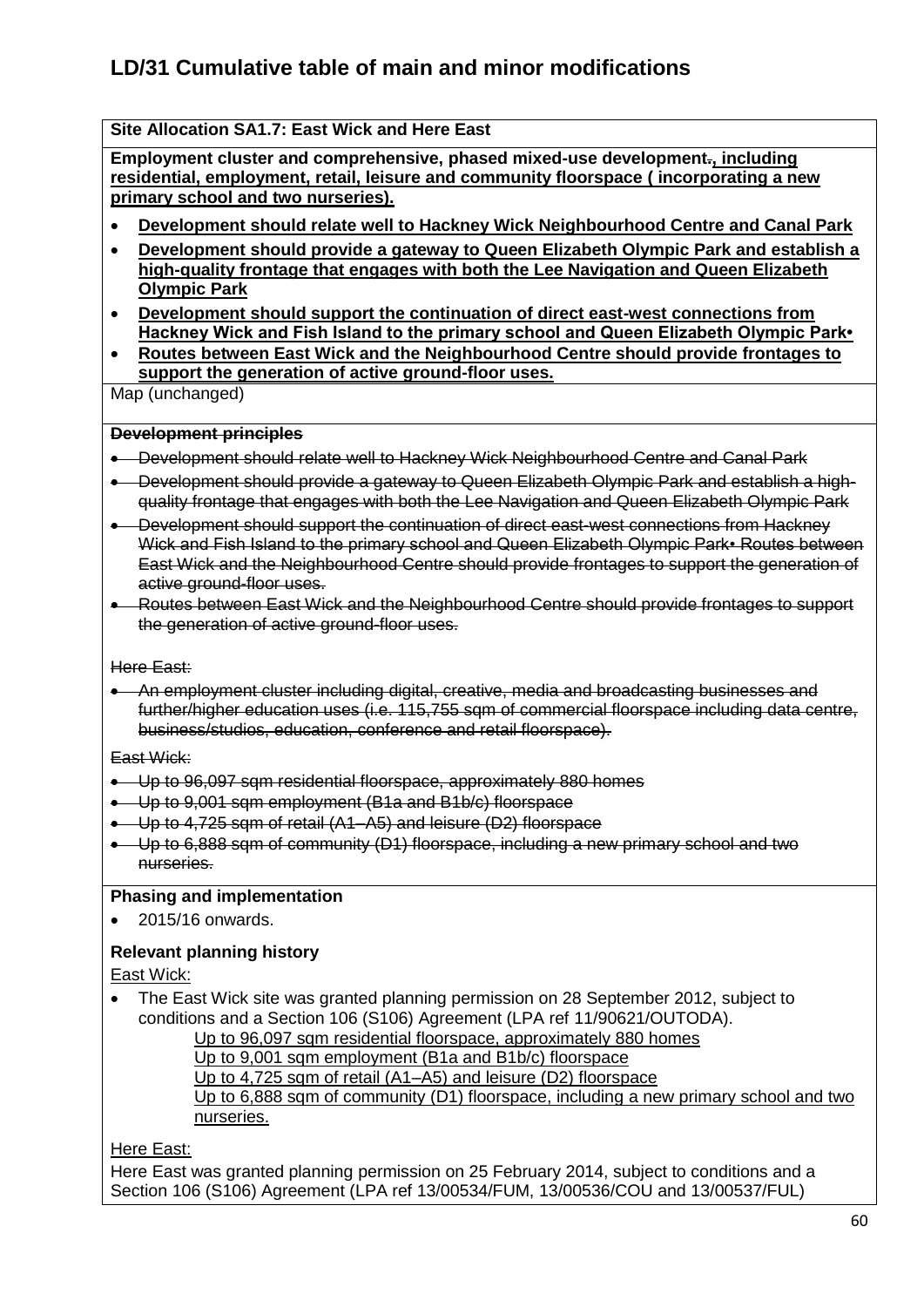# LD/31 Cumulative table of main and minor modifications

**Site Allocation SA1.7: East Wick and Here East**

**Employment cluster and comprehensive, phased mixed-use development~~.~~, including residential, employment, retail, leisure and community floorspace ( incorporating a new primary school and two nurseries).**

- **Development should relate well to Hackney Wick Neighbourhood Centre and Canal Park**
- **Development should provide a gateway to Queen Elizabeth Olympic Park and establish a high-quality frontage that engages with both the Lee Navigation and Queen Elizabeth Olympic Park**
- **Development should support the continuation of direct east-west connections from Hackney Wick and Fish Island to the primary school and Queen Elizabeth Olympic Park•**
- **Routes between East Wick and the Neighbourhood Centre should provide frontages to support the generation of active ground-floor uses.**

Map (unchanged)

~~**Development principles**~~

- ~~Development should relate well to Hackney Wick Neighbourhood Centre and Canal Park~~
- ~~Development should provide a gateway to Queen Elizabeth Olympic Park and establish a high-quality frontage that engages with both the Lee Navigation and Queen Elizabeth Olympic Park~~
- ~~Development should support the continuation of direct east-west connections from Hackney Wick and Fish Island to the primary school and Queen Elizabeth Olympic Park• Routes between East Wick and the Neighbourhood Centre should provide frontages to support the generation of active ground-floor uses.~~
- ~~Routes between East Wick and the Neighbourhood Centre should provide frontages to support the generation of active ground-floor uses.~~

~~Here East:~~

- ~~An employment cluster including digital, creative, media and broadcasting businesses and further/higher education uses (i.e. 115,755 sqm of commercial floorspace including data centre, business/studios, education, conference and retail floorspace).~~

~~East Wick:~~

- ~~Up to 96,097 sqm residential floorspace, approximately 880 homes~~
- ~~Up to 9,001 sqm employment (B1a and B1b/c) floorspace~~
- ~~Up to 4,725 sqm of retail (A1–A5) and leisure (D2) floorspace~~
- ~~Up to 6,888 sqm of community (D1) floorspace, including a new primary school and two nurseries.~~

**Phasing and implementation**

- 2015/16 onwards.

**Relevant planning history**

East Wick:

- The East Wick site was granted planning permission on 28 September 2012, subject to conditions and a Section 106 (S106) Agreement (LPA ref 11/90621/OUTODA).
  - Up to 96,097 sqm residential floorspace, approximately 880 homes
  - Up to 9,001 sqm employment (B1a and B1b/c) floorspace
  - Up to 4,725 sqm of retail (A1–A5) and leisure (D2) floorspace
  - Up to 6,888 sqm of community (D1) floorspace, including a new primary school and two nurseries.

Here East:

Here East was granted planning permission on 25 February 2014, subject to conditions and a Section 106 (S106) Agreement (LPA ref 13/00534/FUM, 13/00536/COU and 13/00537/FUL)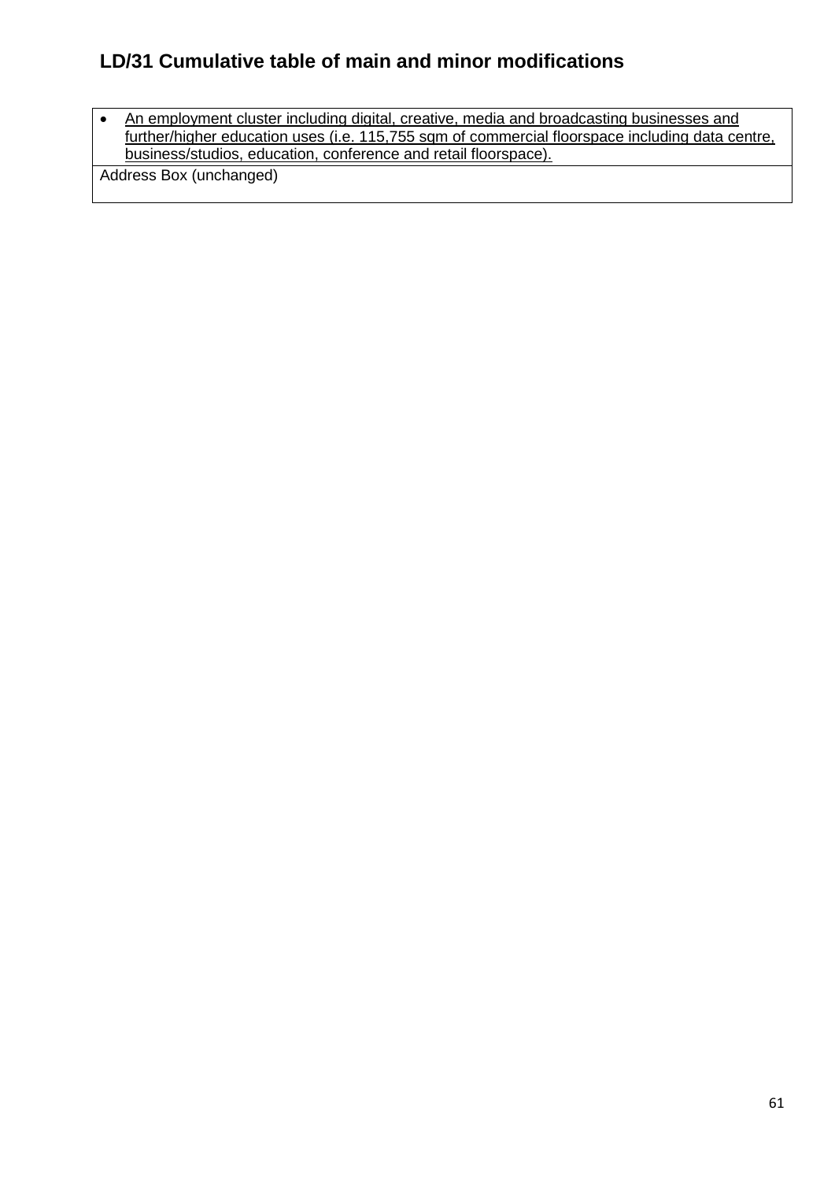## LD/31 Cumulative table of main and minor modifications

| • <u>An employment cluster including digital, creative, media and broadcasting businesses and further/higher education uses (i.e. 115,755 sqm of commercial floorspace including data centre, business/studios, education, conference and retail floorspace).</u> |
|---|
| Address Box (unchanged) |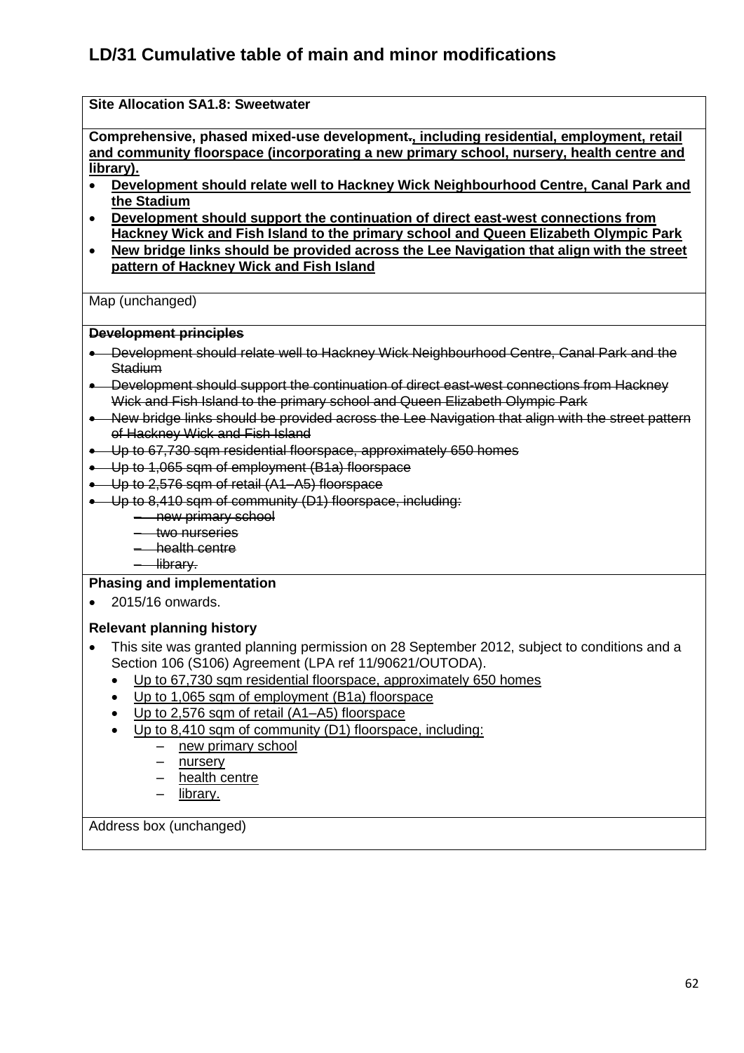## LD/31 Cumulative table of main and minor modifications

**Site Allocation SA1.8: Sweetwater**

**Comprehensive, phased mixed-use development~~.~~<u>, including residential, employment, retail and community floorspace (incorporating a new primary school, nursery, health centre and library).</u>**

- **<u>Development should relate well to Hackney Wick Neighbourhood Centre, Canal Park and the Stadium</u>**
- **<u>Development should support the continuation of direct east-west connections from Hackney Wick and Fish Island to the primary school and Queen Elizabeth Olympic Park</u>**
- **<u>New bridge links should be provided across the Lee Navigation that align with the street pattern of Hackney Wick and Fish Island</u>**

Map (unchanged)

~~**Development principles**~~

- ~~Development should relate well to Hackney Wick Neighbourhood Centre, Canal Park and the Stadium~~
- ~~Development should support the continuation of direct east-west connections from Hackney Wick and Fish Island to the primary school and Queen Elizabeth Olympic Park~~
- ~~New bridge links should be provided across the Lee Navigation that align with the street pattern of Hackney Wick and Fish Island~~
- ~~Up to 67,730 sqm residential floorspace, approximately 650 homes~~
- ~~Up to 1,065 sqm of employment (B1a) floorspace~~
- ~~Up to 2,576 sqm of retail (A1–A5) floorspace~~
- ~~Up to 8,410 sqm of community (D1) floorspace, including:~~
  - ~~new primary school~~
  - ~~two nurseries~~
  - ~~health centre~~
  - ~~library.~~

**Phasing and implementation**

- 2015/16 onwards.

**Relevant planning history**

- This site was granted planning permission on 28 September 2012, subject to conditions and a Section 106 (S106) Agreement (LPA ref 11/90621/OUTODA).
  - <u>Up to 67,730 sqm residential floorspace, approximately 650 homes</u>
  - <u>Up to 1,065 sqm of employment (B1a) floorspace</u>
  - <u>Up to 2,576 sqm of retail (A1–A5) floorspace</u>
  - <u>Up to 8,410 sqm of community (D1) floorspace, including:</u>
    - <u>new primary school</u>
    - <u>nursery</u>
    - <u>health centre</u>
    - <u>library.</u>

Address box (unchanged)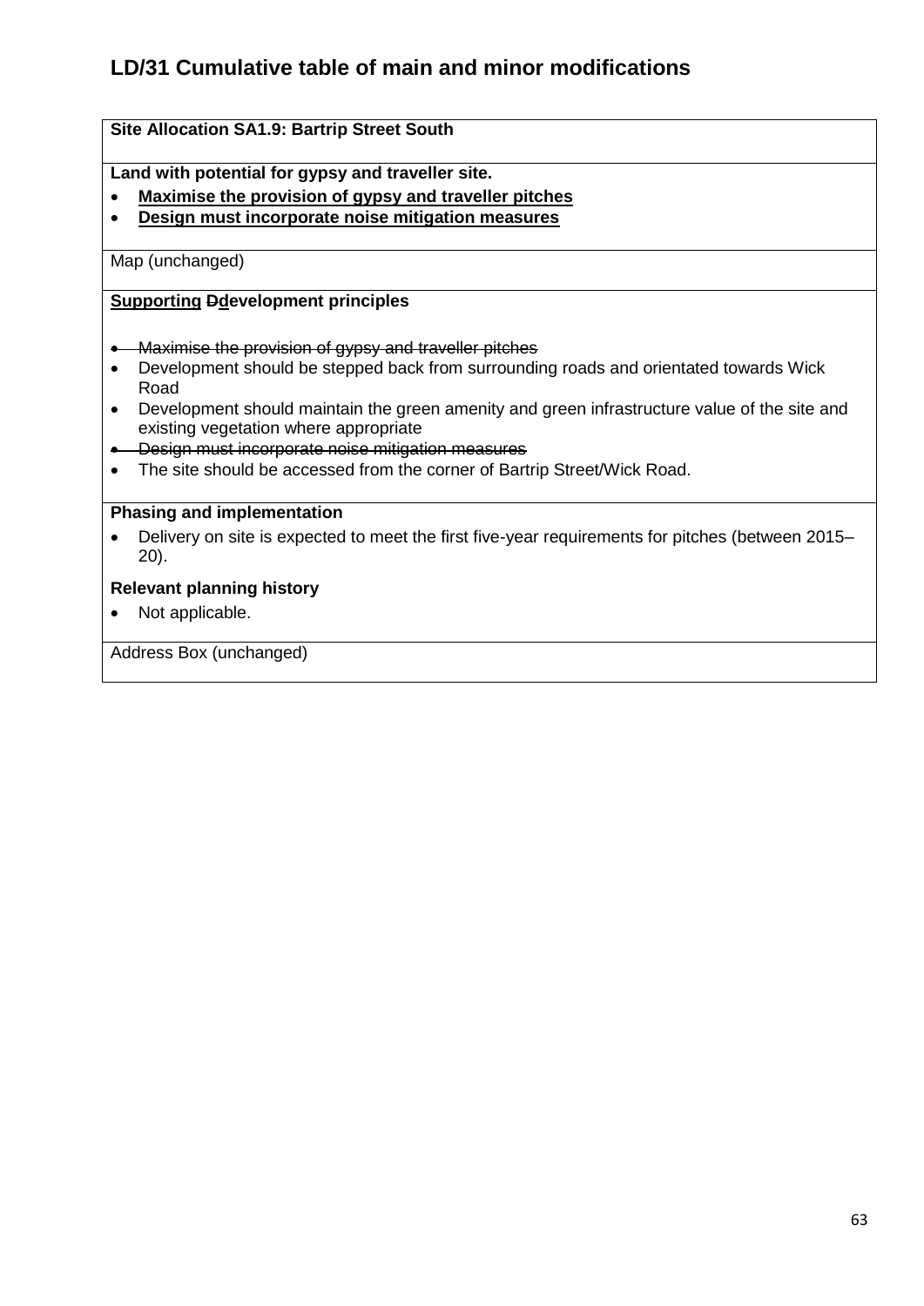# LD/31 Cumulative table of main and minor modifications

**Site Allocation SA1.9: Bartrip Street South**

**Land with potential for gypsy and traveller site.**

- **<u>Maximise the provision of gypsy and traveller pitches</u>**
- **<u>Design must incorporate noise mitigation measures</u>**

Map (unchanged)

**<u>Supporting</u> ~~D~~<u>d</u>evelopment principles**

- ~~Maximise the provision of gypsy and traveller pitches~~
- Development should be stepped back from surrounding roads and orientated towards Wick Road
- Development should maintain the green amenity and green infrastructure value of the site and existing vegetation where appropriate
- ~~Design must incorporate noise mitigation measures~~
- The site should be accessed from the corner of Bartrip Street/Wick Road.

**Phasing and implementation**

- Delivery on site is expected to meet the first five-year requirements for pitches (between 2015–20).

**Relevant planning history**

- Not applicable.

Address Box (unchanged)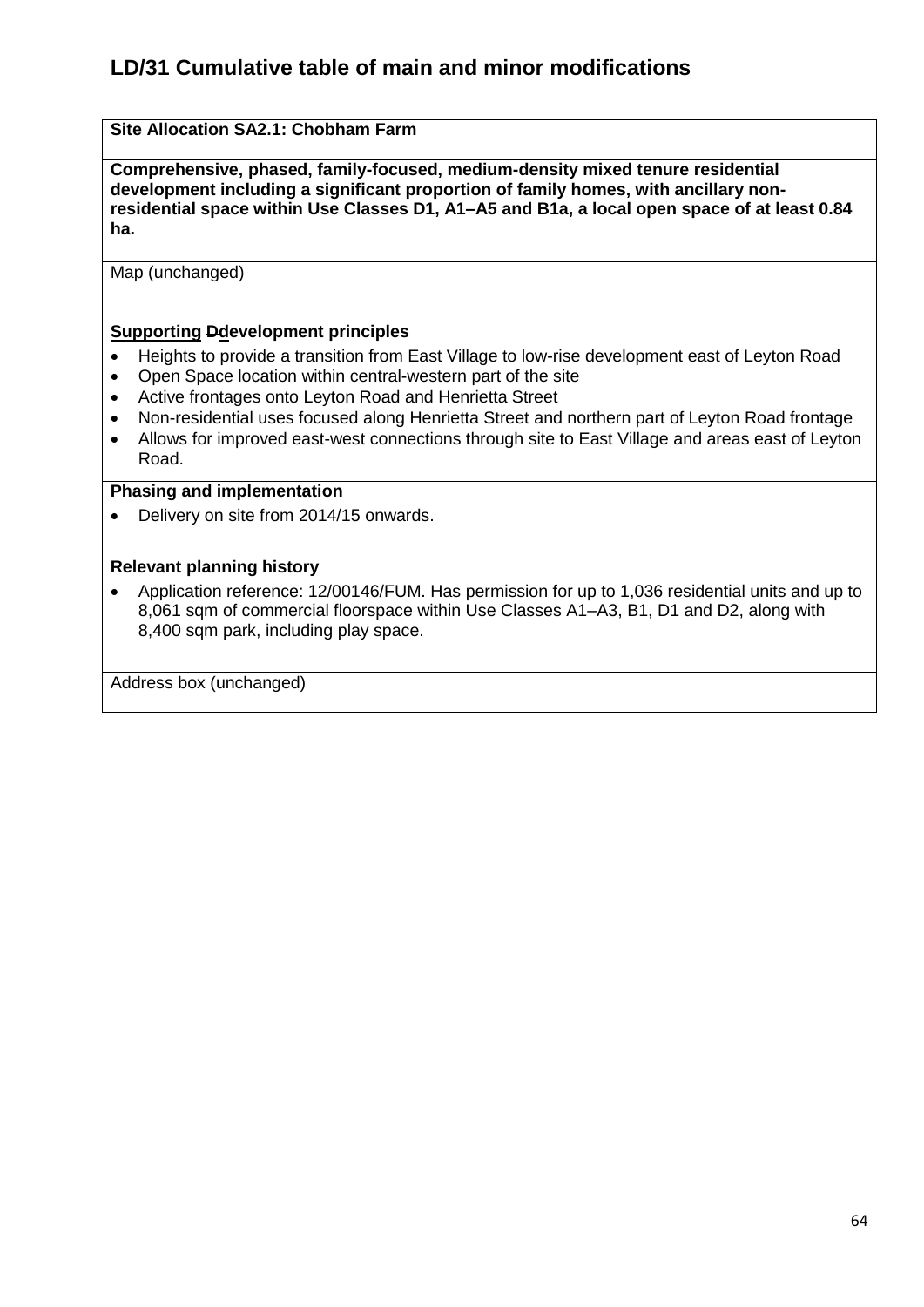## LD/31 Cumulative table of main and minor modifications

**Site Allocation SA2.1: Chobham Farm**

**Comprehensive, phased, family-focused, medium-density mixed tenure residential development including a significant proportion of family homes, with ancillary non-residential space within Use Classes D1, A1–A5 and B1a, a local open space of at least 0.84 ha.**

Map (unchanged)

**Supporting ~~D~~development principles**

- Heights to provide a transition from East Village to low-rise development east of Leyton Road
- Open Space location within central-western part of the site
- Active frontages onto Leyton Road and Henrietta Street
- Non-residential uses focused along Henrietta Street and northern part of Leyton Road frontage
- Allows for improved east-west connections through site to East Village and areas east of Leyton Road.

**Phasing and implementation**

- Delivery on site from 2014/15 onwards.

**Relevant planning history**

- Application reference: 12/00146/FUM. Has permission for up to 1,036 residential units and up to 8,061 sqm of commercial floorspace within Use Classes A1–A3, B1, D1 and D2, along with 8,400 sqm park, including play space.

Address box (unchanged)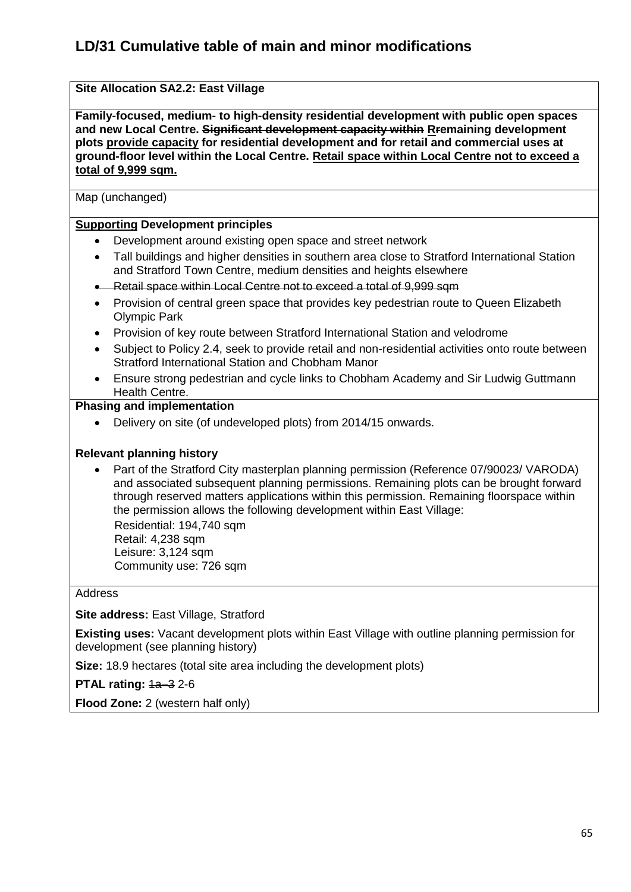# LD/31 Cumulative table of main and minor modifications

**Site Allocation SA2.2: East Village**

**Family-focused, medium- to high-density residential development with public open spaces and new Local Centre. ~~Significant development capacity within~~ <u>R</u>~~r~~emaining development plots <u>provide capacity</u> for residential development and for retail and commercial uses at ground-floor level within the Local Centre. <u>Retail space within Local Centre not to exceed a total of 9,999 sqm.</u>**

Map (unchanged)

**<u>Supporting</u> Development principles**

- Development around existing open space and street network
- Tall buildings and higher densities in southern area close to Stratford International Station and Stratford Town Centre, medium densities and heights elsewhere
- ~~Retail space within Local Centre not to exceed a total of 9,999 sqm~~
- Provision of central green space that provides key pedestrian route to Queen Elizabeth Olympic Park
- Provision of key route between Stratford International Station and velodrome
- Subject to Policy 2.4, seek to provide retail and non-residential activities onto route between Stratford International Station and Chobham Manor
- Ensure strong pedestrian and cycle links to Chobham Academy and Sir Ludwig Guttmann Health Centre.

**Phasing and implementation**

- Delivery on site (of undeveloped plots) from 2014/15 onwards.

**Relevant planning history**

- Part of the Stratford City masterplan planning permission (Reference 07/90023/ VARODA) and associated subsequent planning permissions. Remaining plots can be brought forward through reserved matters applications within this permission. Remaining floorspace within the permission allows the following development within East Village:

  Residential: 194,740 sqm
  Retail: 4,238 sqm
  Leisure: 3,124 sqm
  Community use: 726 sqm

Address

**Site address:** East Village, Stratford

**Existing uses:** Vacant development plots within East Village with outline planning permission for development (see planning history)

**Size:** 18.9 hectares (total site area including the development plots)

**PTAL rating:** ~~1a–3~~ 2-6

**Flood Zone:** 2 (western half only)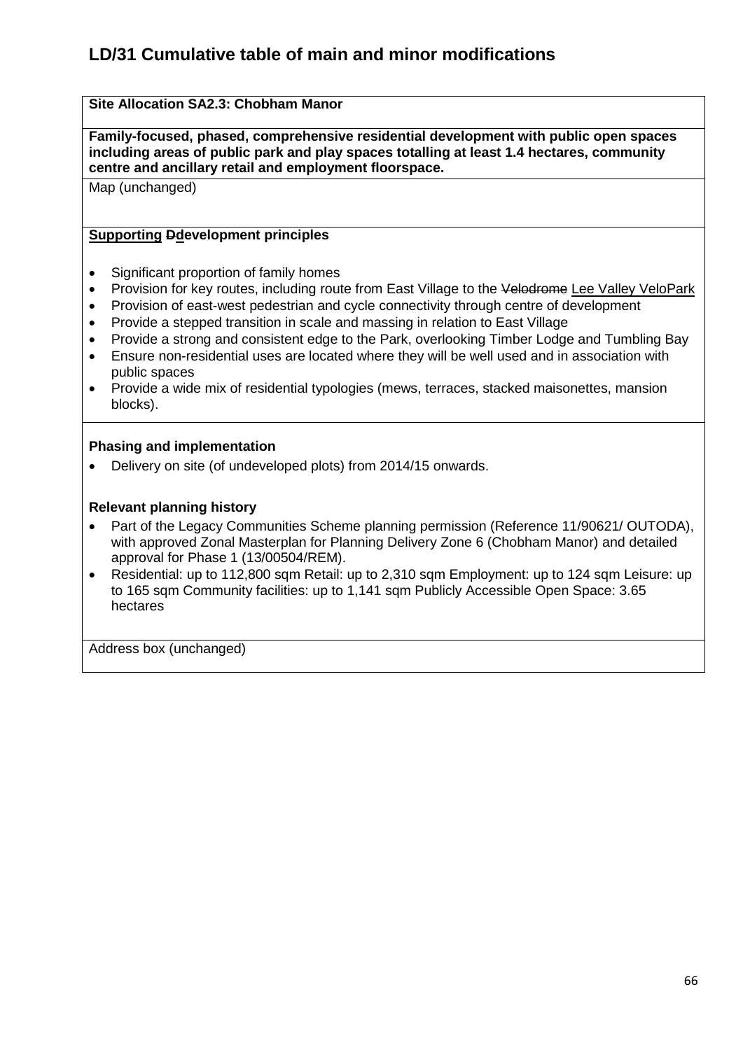# LD/31 Cumulative table of main and minor modifications

**Site Allocation SA2.3: Chobham Manor**

**Family-focused, phased, comprehensive residential development with public open spaces including areas of public park and play spaces totalling at least 1.4 hectares, community centre and ancillary retail and employment floorspace.**

Map (unchanged)

**<u>Supporting</u> ~~D~~<u>d</u>evelopment principles**

- Significant proportion of family homes
- Provision for key routes, including route from East Village to the ~~Velodrome~~ <u>Lee Valley VeloPark</u>
- Provision of east-west pedestrian and cycle connectivity through centre of development
- Provide a stepped transition in scale and massing in relation to East Village
- Provide a strong and consistent edge to the Park, overlooking Timber Lodge and Tumbling Bay
- Ensure non-residential uses are located where they will be well used and in association with public spaces
- Provide a wide mix of residential typologies (mews, terraces, stacked maisonettes, mansion blocks).

**Phasing and implementation**

- Delivery on site (of undeveloped plots) from 2014/15 onwards.

**Relevant planning history**

- Part of the Legacy Communities Scheme planning permission (Reference 11/90621/ OUTODA), with approved Zonal Masterplan for Planning Delivery Zone 6 (Chobham Manor) and detailed approval for Phase 1 (13/00504/REM).
- Residential: up to 112,800 sqm Retail: up to 2,310 sqm Employment: up to 124 sqm Leisure: up to 165 sqm Community facilities: up to 1,141 sqm Publicly Accessible Open Space: 3.65 hectares

Address box (unchanged)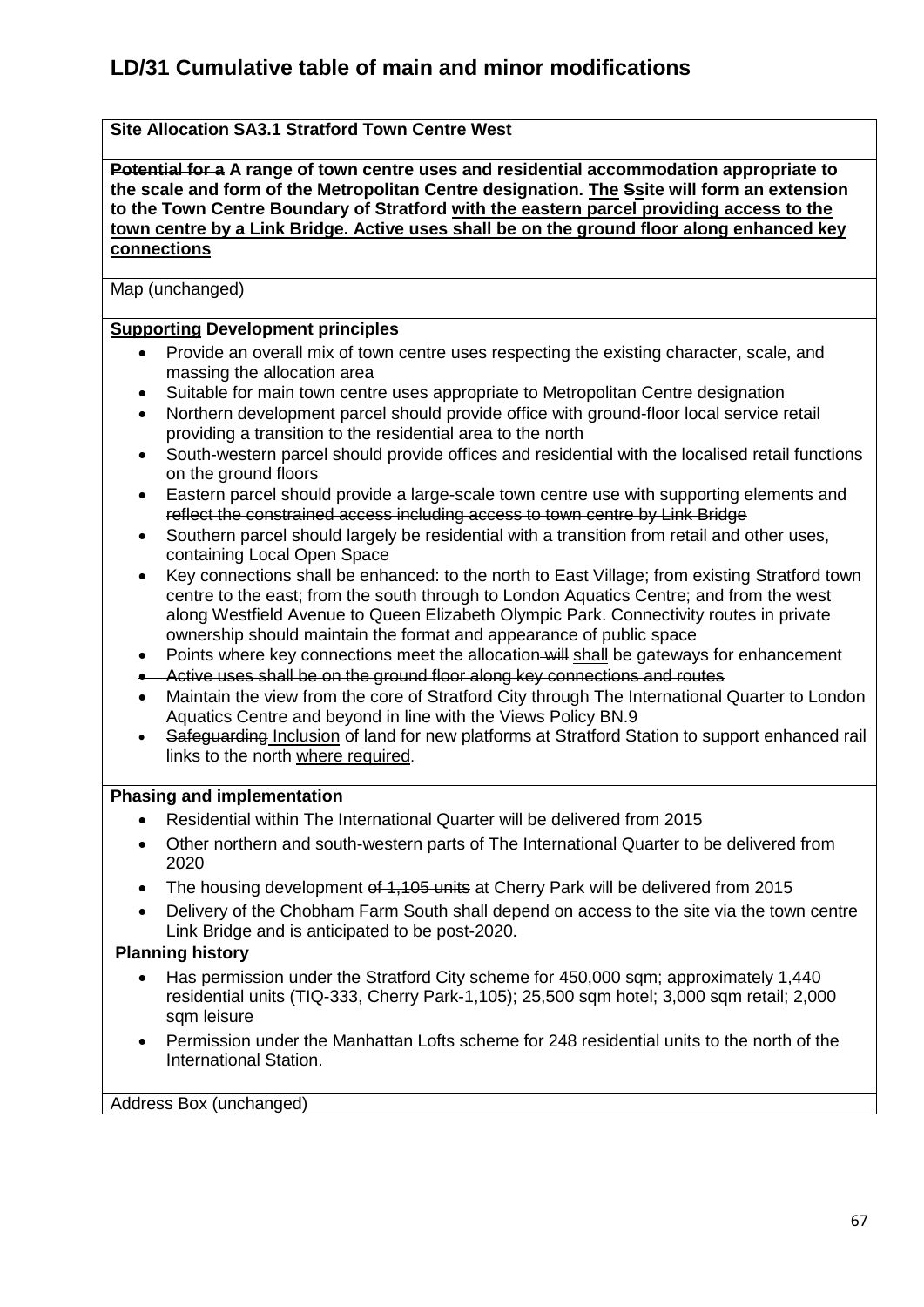# LD/31 Cumulative table of main and minor modifications

**Site Allocation SA3.1 Stratford Town Centre West**

**~~Potential for a~~ A range of town centre uses and residential accommodation appropriate to the scale and form of the Metropolitan Centre designation. <u>The</u> ~~S~~site will form an extension to the Town Centre Boundary of Stratford <u>with the eastern parcel providing access to the town centre by a Link Bridge. Active uses shall be on the ground floor along enhanced key connections</u>**

Map (unchanged)

**<u>Supporting</u> Development principles**

- Provide an overall mix of town centre uses respecting the existing character, scale, and massing the allocation area
- Suitable for main town centre uses appropriate to Metropolitan Centre designation
- Northern development parcel should provide office with ground-floor local service retail providing a transition to the residential area to the north
- South-western parcel should provide offices and residential with the localised retail functions on the ground floors
- Eastern parcel should provide a large-scale town centre use with supporting elements and ~~reflect the constrained access including access to town centre by Link Bridge~~
- Southern parcel should largely be residential with a transition from retail and other uses, containing Local Open Space
- Key connections shall be enhanced: to the north to East Village; from existing Stratford town centre to the east; from the south through to London Aquatics Centre; and from the west along Westfield Avenue to Queen Elizabeth Olympic Park. Connectivity routes in private ownership should maintain the format and appearance of public space
- Points where key connections meet the allocation ~~will~~ <u>shall</u> be gateways for enhancement
- ~~Active uses shall be on the ground floor along key connections and routes~~
- Maintain the view from the core of Stratford City through The International Quarter to London Aquatics Centre and beyond in line with the Views Policy BN.9
- ~~Safeguarding~~ <u>Inclusion</u> of land for new platforms at Stratford Station to support enhanced rail links to the north <u>where required</u>.

**Phasing and implementation**

- Residential within The International Quarter will be delivered from 2015
- Other northern and south-western parts of The International Quarter to be delivered from 2020
- The housing development ~~of 1,105 units~~ at Cherry Park will be delivered from 2015
- Delivery of the Chobham Farm South shall depend on access to the site via the town centre Link Bridge and is anticipated to be post-2020.

**Planning history**

- Has permission under the Stratford City scheme for 450,000 sqm; approximately 1,440 residential units (TIQ-333, Cherry Park-1,105); 25,500 sqm hotel; 3,000 sqm retail; 2,000 sqm leisure
- Permission under the Manhattan Lofts scheme for 248 residential units to the north of the International Station.

Address Box (unchanged)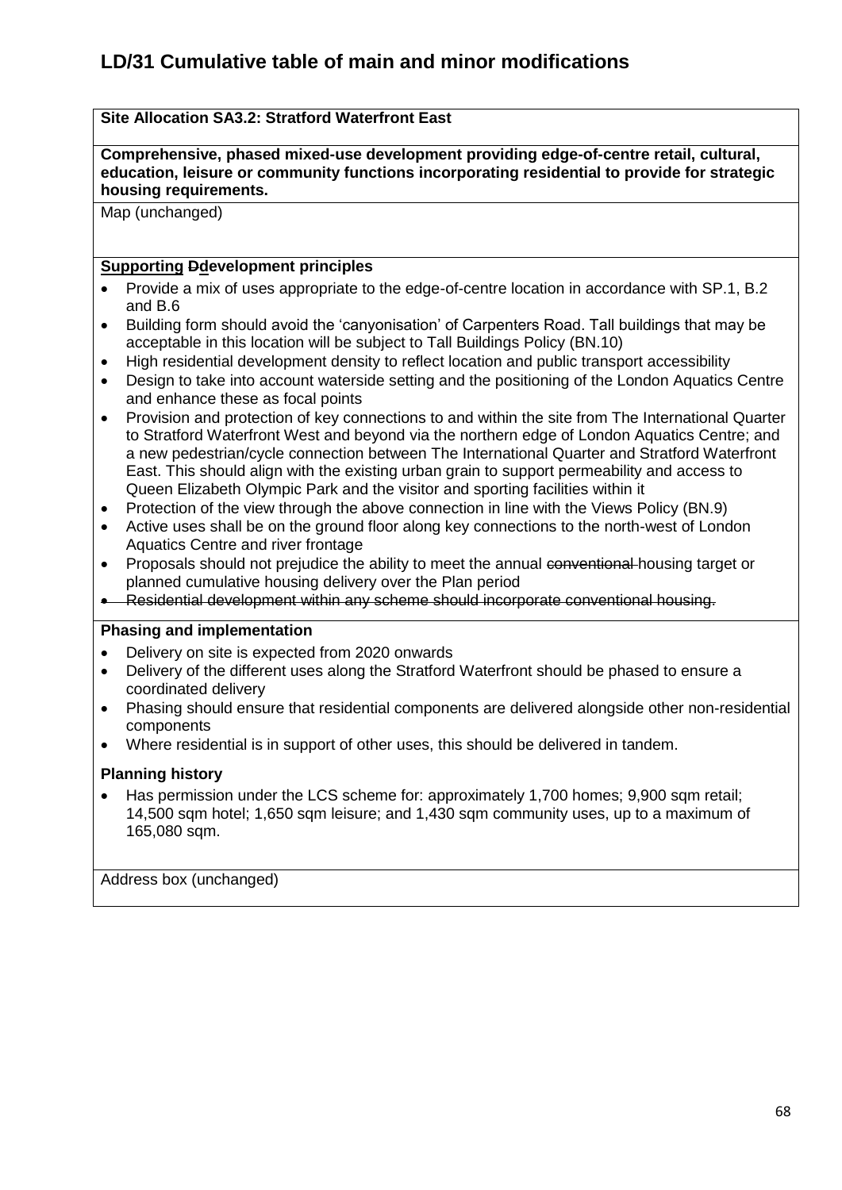# LD/31 Cumulative table of main and minor modifications

**Site Allocation SA3.2: Stratford Waterfront East**

**Comprehensive, phased mixed-use development providing edge-of-centre retail, cultural, education, leisure or community functions incorporating residential to provide for strategic housing requirements.**

Map (unchanged)

**<u>Supporting</u> ~~D~~<u>d</u>evelopment principles**

- Provide a mix of uses appropriate to the edge-of-centre location in accordance with SP.1, B.2 and B.6
- Building form should avoid the 'canyonisation' of Carpenters Road. Tall buildings that may be acceptable in this location will be subject to Tall Buildings Policy (BN.10)
- High residential development density to reflect location and public transport accessibility
- Design to take into account waterside setting and the positioning of the London Aquatics Centre and enhance these as focal points
- Provision and protection of key connections to and within the site from The International Quarter to Stratford Waterfront West and beyond via the northern edge of London Aquatics Centre; and a new pedestrian/cycle connection between The International Quarter and Stratford Waterfront East. This should align with the existing urban grain to support permeability and access to Queen Elizabeth Olympic Park and the visitor and sporting facilities within it
- Protection of the view through the above connection in line with the Views Policy (BN.9)
- Active uses shall be on the ground floor along key connections to the north-west of London Aquatics Centre and river frontage
- Proposals should not prejudice the ability to meet the annual ~~conventional~~ housing target or planned cumulative housing delivery over the Plan period
- ~~Residential development within any scheme should incorporate conventional housing.~~

**Phasing and implementation**

- Delivery on site is expected from 2020 onwards
- Delivery of the different uses along the Stratford Waterfront should be phased to ensure a coordinated delivery
- Phasing should ensure that residential components are delivered alongside other non-residential components
- Where residential is in support of other uses, this should be delivered in tandem.

**Planning history**

- Has permission under the LCS scheme for: approximately 1,700 homes; 9,900 sqm retail; 14,500 sqm hotel; 1,650 sqm leisure; and 1,430 sqm community uses, up to a maximum of 165,080 sqm.

Address box (unchanged)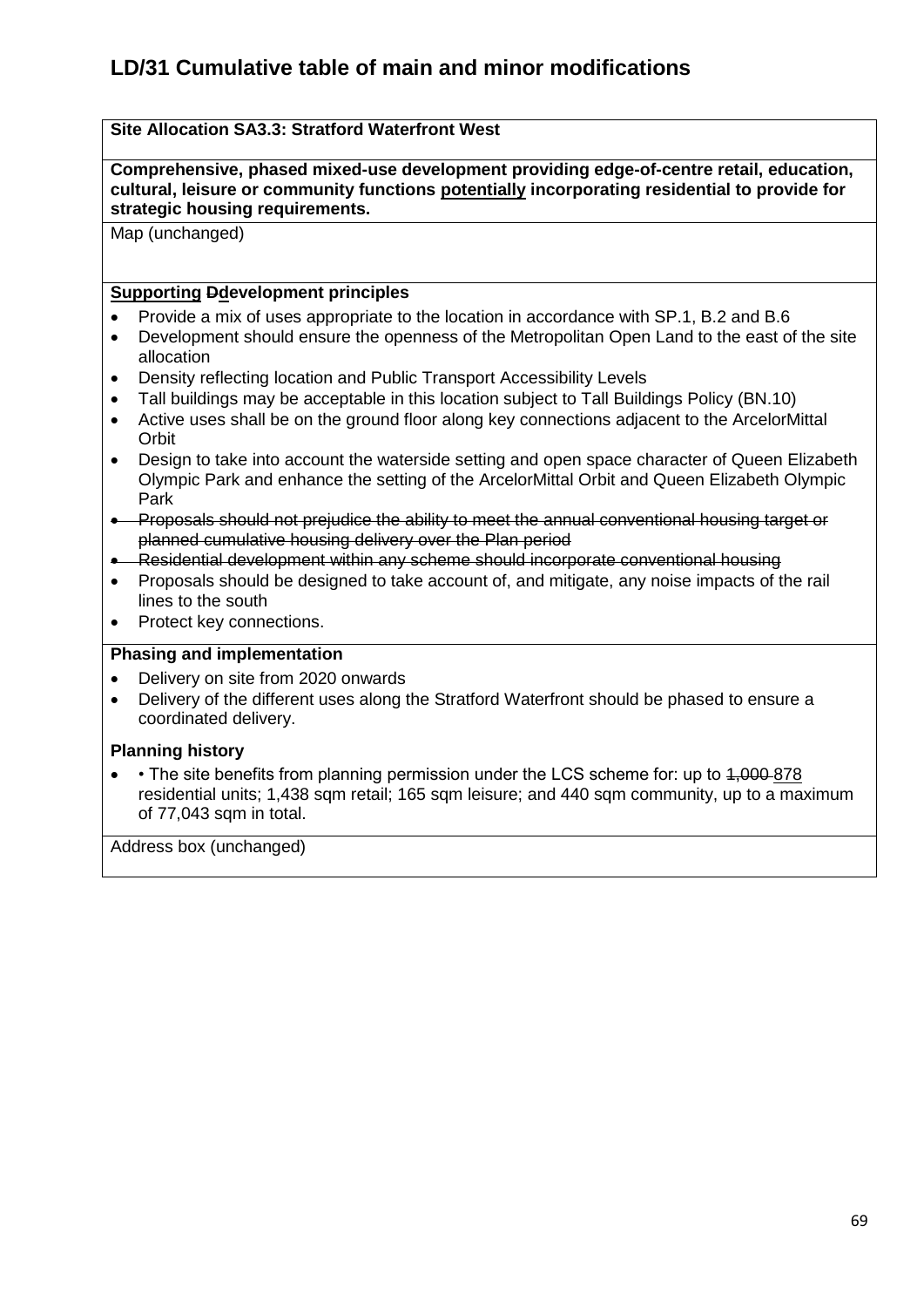# LD/31 Cumulative table of main and minor modifications

**Site Allocation SA3.3: Stratford Waterfront West**

**Comprehensive, phased mixed-use development providing edge-of-centre retail, education, cultural, leisure or community functions <u>potentially</u> incorporating residential to provide for strategic housing requirements.**

Map (unchanged)

**<u>Supporting</u> ~~D~~<u>d</u>evelopment principles**

- Provide a mix of uses appropriate to the location in accordance with SP.1, B.2 and B.6
- Development should ensure the openness of the Metropolitan Open Land to the east of the site allocation
- Density reflecting location and Public Transport Accessibility Levels
- Tall buildings may be acceptable in this location subject to Tall Buildings Policy (BN.10)
- Active uses shall be on the ground floor along key connections adjacent to the ArcelorMittal Orbit
- Design to take into account the waterside setting and open space character of Queen Elizabeth Olympic Park and enhance the setting of the ArcelorMittal Orbit and Queen Elizabeth Olympic Park
- ~~Proposals should not prejudice the ability to meet the annual conventional housing target or planned cumulative housing delivery over the Plan period~~
- ~~Residential development within any scheme should incorporate conventional housing~~
- Proposals should be designed to take account of, and mitigate, any noise impacts of the rail lines to the south
- Protect key connections.

**Phasing and implementation**

- Delivery on site from 2020 onwards
- Delivery of the different uses along the Stratford Waterfront should be phased to ensure a coordinated delivery.

**Planning history**

- • The site benefits from planning permission under the LCS scheme for: up to ~~1,000~~ <u>878</u> residential units; 1,438 sqm retail; 165 sqm leisure; and 440 sqm community, up to a maximum of 77,043 sqm in total.

Address box (unchanged)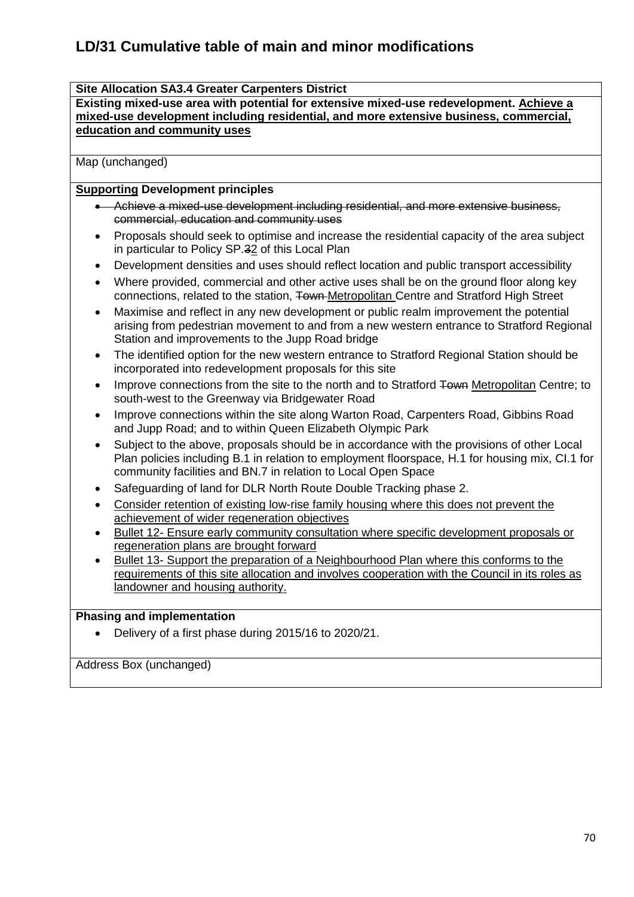# LD/31 Cumulative table of main and minor modifications

**Site Allocation SA3.4 Greater Carpenters District**

**Existing mixed-use area with potential for extensive mixed-use redevelopment. <u>Achieve a mixed-use development including residential, and more extensive business, commercial, education and community uses</u>**

Map (unchanged)

**<u>Supporting</u> Development principles**

- ~~Achieve a mixed-use development including residential, and more extensive business, commercial, education and community uses~~
- Proposals should seek to optimise and increase the residential capacity of the area subject in particular to Policy SP.~~3~~<u>2</u> of this Local Plan
- Development densities and uses should reflect location and public transport accessibility
- Where provided, commercial and other active uses shall be on the ground floor along key connections, related to the station, ~~Town~~ <u>Metropolitan</u> Centre and Stratford High Street
- Maximise and reflect in any new development or public realm improvement the potential arising from pedestrian movement to and from a new western entrance to Stratford Regional Station and improvements to the Jupp Road bridge
- The identified option for the new western entrance to Stratford Regional Station should be incorporated into redevelopment proposals for this site
- Improve connections from the site to the north and to Stratford ~~Town~~ <u>Metropolitan</u> Centre; to south-west to the Greenway via Bridgewater Road
- Improve connections within the site along Warton Road, Carpenters Road, Gibbins Road and Jupp Road; and to within Queen Elizabeth Olympic Park
- Subject to the above, proposals should be in accordance with the provisions of other Local Plan policies including B.1 in relation to employment floorspace, H.1 for housing mix, CI.1 for community facilities and BN.7 in relation to Local Open Space
- Safeguarding of land for DLR North Route Double Tracking phase 2.
- <u>Consider retention of existing low-rise family housing where this does not prevent the achievement of wider regeneration objectives</u>
- <u>Bullet 12- Ensure early community consultation where specific development proposals or regeneration plans are brought forward</u>
- <u>Bullet 13- Support the preparation of a Neighbourhood Plan where this conforms to the requirements of this site allocation and involves cooperation with the Council in its roles as landowner and housing authority.</u>

**Phasing and implementation**

- Delivery of a first phase during 2015/16 to 2020/21.

Address Box (unchanged)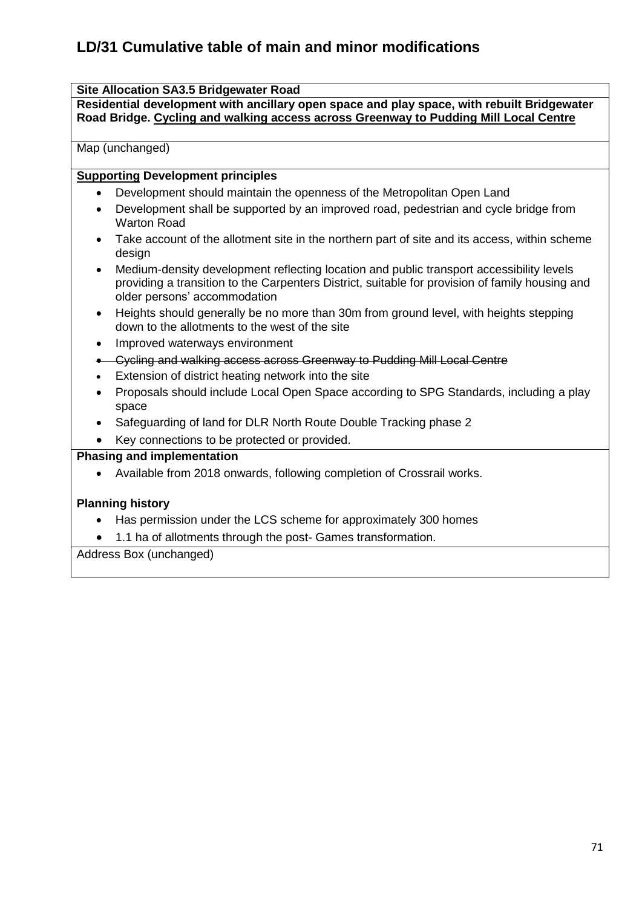## LD/31 Cumulative table of main and minor modifications

**Site Allocation SA3.5 Bridgewater Road**

**Residential development with ancillary open space and play space, with rebuilt Bridgewater Road Bridge. <u>Cycling and walking access across Greenway to Pudding Mill Local Centre</u>**

Map (unchanged)

**<u>Supporting</u> Development principles**

- Development should maintain the openness of the Metropolitan Open Land
- Development shall be supported by an improved road, pedestrian and cycle bridge from Warton Road
- Take account of the allotment site in the northern part of site and its access, within scheme design
- Medium-density development reflecting location and public transport accessibility levels providing a transition to the Carpenters District, suitable for provision of family housing and older persons' accommodation
- Heights should generally be no more than 30m from ground level, with heights stepping down to the allotments to the west of the site
- Improved waterways environment
- ~~Cycling and walking access across Greenway to Pudding Mill Local Centre~~
- Extension of district heating network into the site
- Proposals should include Local Open Space according to SPG Standards, including a play space
- Safeguarding of land for DLR North Route Double Tracking phase 2
- Key connections to be protected or provided.

**Phasing and implementation**

- Available from 2018 onwards, following completion of Crossrail works.

**Planning history**

- Has permission under the LCS scheme for approximately 300 homes
- 1.1 ha of allotments through the post- Games transformation.

Address Box (unchanged)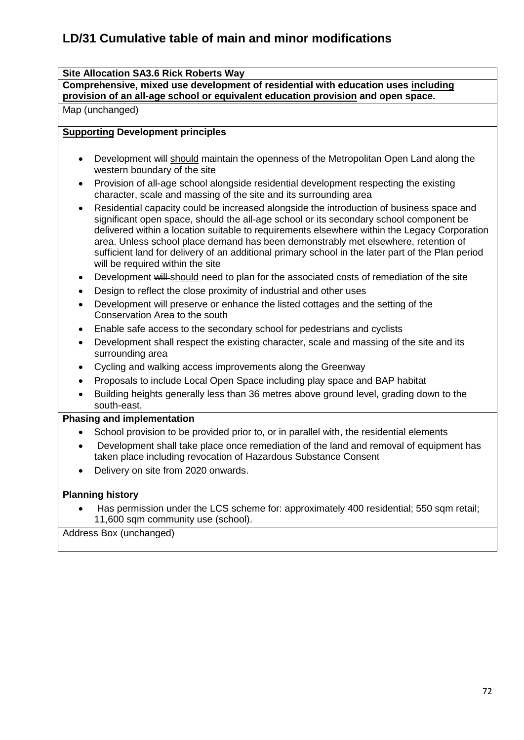# LD/31 Cumulative table of main and minor modifications

**Site Allocation SA3.6 Rick Roberts Way**

**Comprehensive, mixed use development of residential with education uses <u>including provision of an all-age school or equivalent education provision</u> and open space.**

Map (unchanged)

**<u>Supporting</u> Development principles**

- Development ~~will~~ <u>should</u> maintain the openness of the Metropolitan Open Land along the western boundary of the site
- Provision of all-age school alongside residential development respecting the existing character, scale and massing of the site and its surrounding area
- Residential capacity could be increased alongside the introduction of business space and significant open space, should the all-age school or its secondary school component be delivered within a location suitable to requirements elsewhere within the Legacy Corporation area. Unless school place demand has been demonstrably met elsewhere, retention of sufficient land for delivery of an additional primary school in the later part of the Plan period will be required within the site
- Development ~~will~~ <u>should</u> need to plan for the associated costs of remediation of the site
- Design to reflect the close proximity of industrial and other uses
- Development will preserve or enhance the listed cottages and the setting of the Conservation Area to the south
- Enable safe access to the secondary school for pedestrians and cyclists
- Development shall respect the existing character, scale and massing of the site and its surrounding area
- Cycling and walking access improvements along the Greenway
- Proposals to include Local Open Space including play space and BAP habitat
- Building heights generally less than 36 metres above ground level, grading down to the south-east.

**Phasing and implementation**

- School provision to be provided prior to, or in parallel with, the residential elements
- Development shall take place once remediation of the land and removal of equipment has taken place including revocation of Hazardous Substance Consent
- Delivery on site from 2020 onwards.

**Planning history**

- Has permission under the LCS scheme for: approximately 400 residential; 550 sqm retail; 11,600 sqm community use (school).

Address Box (unchanged)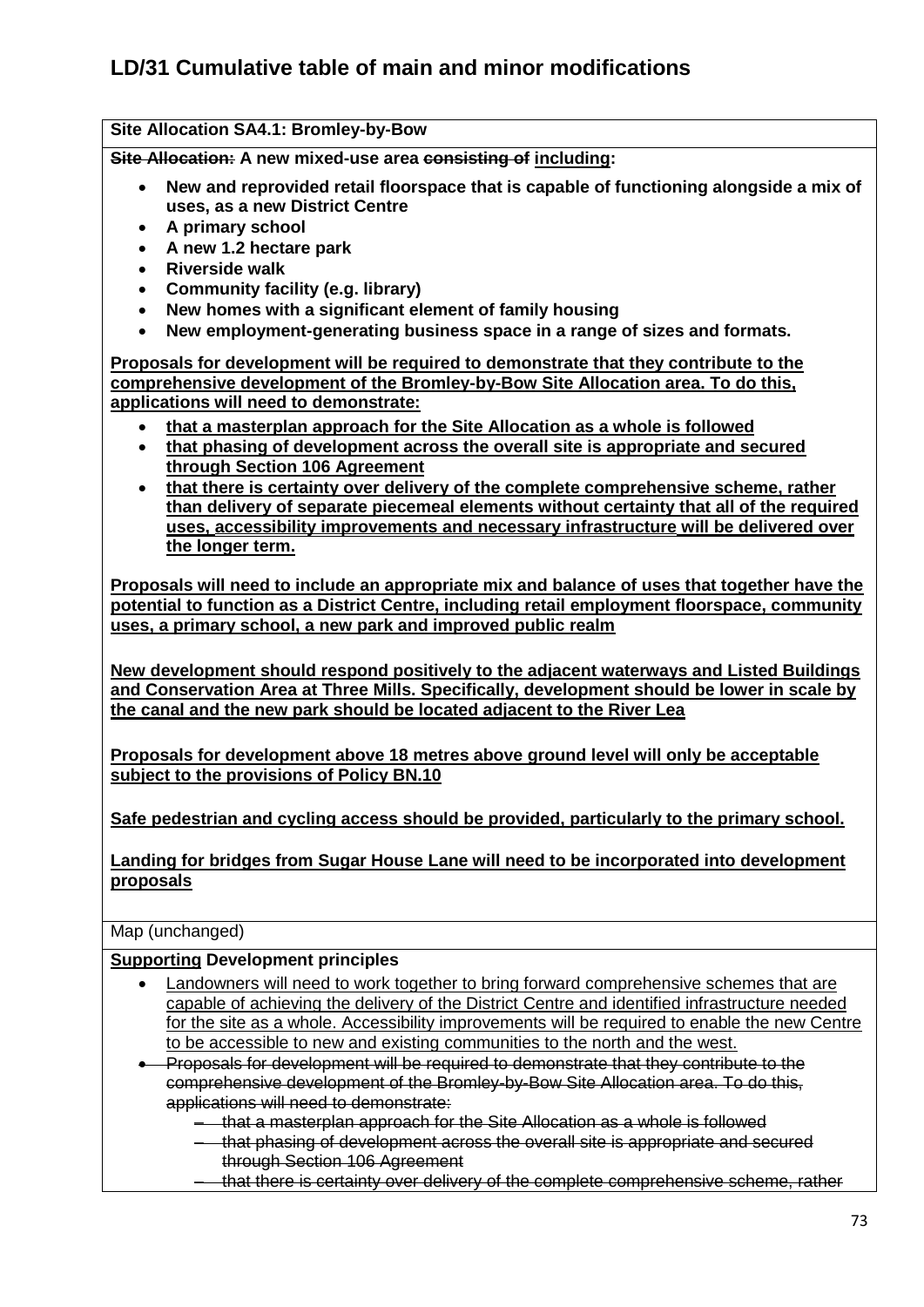# LD/31 Cumulative table of main and minor modifications

**Site Allocation SA4.1: Bromley-by-Bow**

**~~Site Allocation:~~ A new mixed-use area ~~consisting of~~ <u>including</u>:**

- **New and reprovided retail floorspace that is capable of functioning alongside a mix of uses, as a new District Centre**
- **A primary school**
- **A new 1.2 hectare park**
- **Riverside walk**
- **Community facility (e.g. library)**
- **New homes with a significant element of family housing**
- **New employment-generating business space in a range of sizes and formats.**

**<u>Proposals for development will be required to demonstrate that they contribute to the comprehensive development of the Bromley-by-Bow Site Allocation area. To do this, applications will need to demonstrate:</u>**

- **<u>that a masterplan approach for the Site Allocation as a whole is followed</u>**
- **<u>that phasing of development across the overall site is appropriate and secured through Section 106 Agreement</u>**
- **<u>that there is certainty over delivery of the complete comprehensive scheme, rather than delivery of separate piecemeal elements without certainty that all of the required uses, accessibility improvements and necessary infrastructure will be delivered over the longer term.</u>**

**<u>Proposals will need to include an appropriate mix and balance of uses that together have the potential to function as a District Centre, including retail employment floorspace, community uses, a primary school, a new park and improved public realm</u>**

**<u>New development should respond positively to the adjacent waterways and Listed Buildings and Conservation Area at Three Mills. Specifically, development should be lower in scale by the canal and the new park should be located adjacent to the River Lea</u>**

**<u>Proposals for development above 18 metres above ground level will only be acceptable subject to the provisions of Policy BN.10</u>**

**<u>Safe pedestrian and cycling access should be provided, particularly to the primary school.</u>**

**<u>Landing for bridges from Sugar House Lane will need to be incorporated into development proposals</u>**

Map (unchanged)

**<u>Supporting</u> Development principles**

- <u>Landowners will need to work together to bring forward comprehensive schemes that are capable of achieving the delivery of the District Centre and identified infrastructure needed for the site as a whole. Accessibility improvements will be required to enable the new Centre to be accessible to new and existing communities to the north and the west.</u>
- ~~Proposals for development will be required to demonstrate that they contribute to the comprehensive development of the Bromley-by-Bow Site Allocation area. To do this, applications will need to demonstrate:~~
  - ~~that a masterplan approach for the Site Allocation as a whole is followed~~
  - ~~that phasing of development across the overall site is appropriate and secured through Section 106 Agreement~~
  - ~~that there is certainty over delivery of the complete comprehensive scheme, rather~~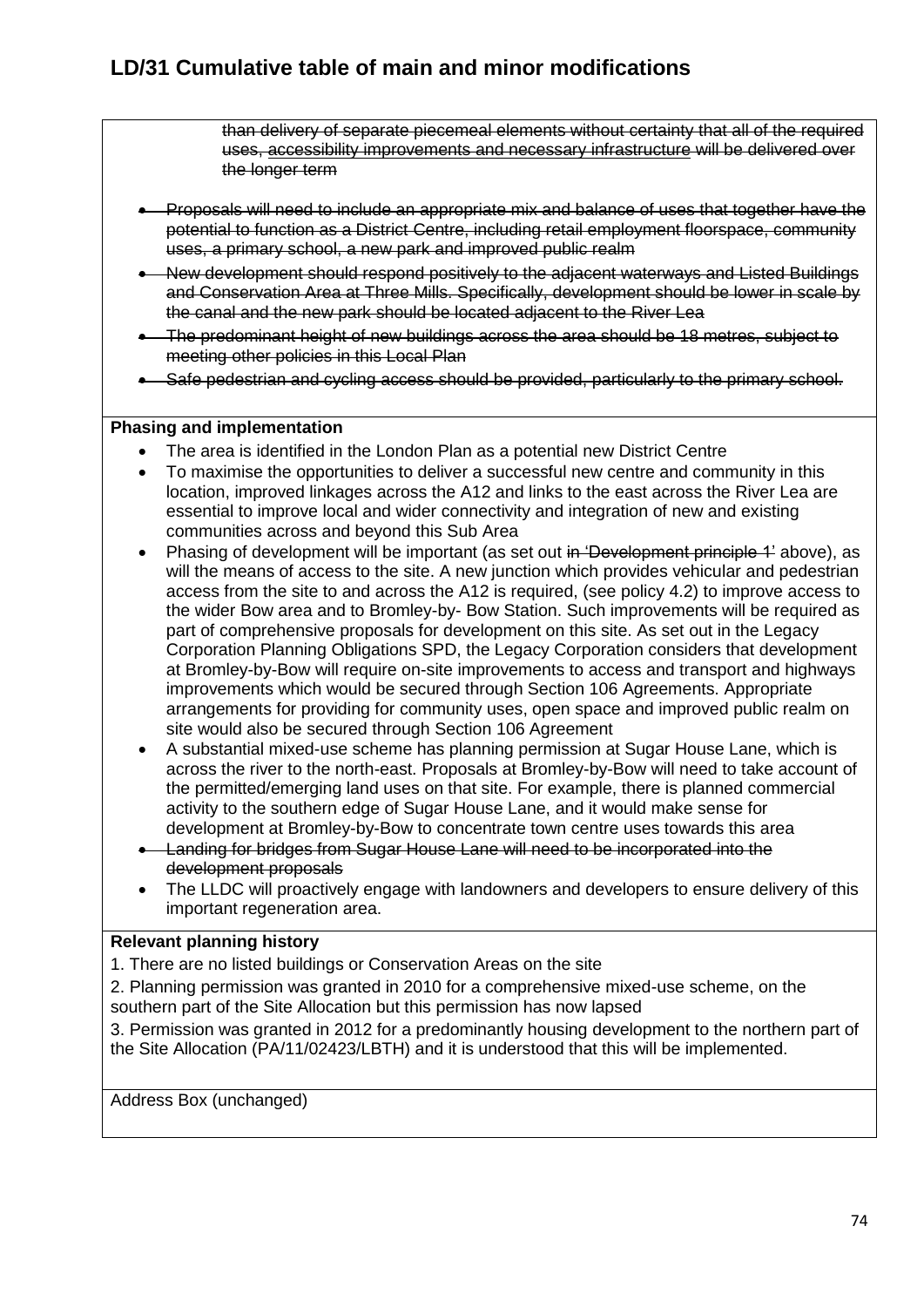~~than delivery of separate piecemeal elements without certainty that all of the required uses, accessibility improvements and necessary infrastructure will be delivered over the longer term~~

- ~~Proposals will need to include an appropriate mix and balance of uses that together have the potential to function as a District Centre, including retail employment floorspace, community uses, a primary school, a new park and improved public realm~~
- ~~New development should respond positively to the adjacent waterways and Listed Buildings and Conservation Area at Three Mills. Specifically, development should be lower in scale by the canal and the new park should be located adjacent to the River Lea~~
- ~~The predominant height of new buildings across the area should be 18 metres, subject to meeting other policies in this Local Plan~~
- ~~Safe pedestrian and cycling access should be provided, particularly to the primary school.~~

**Phasing and implementation**

- The area is identified in the London Plan as a potential new District Centre
- To maximise the opportunities to deliver a successful new centre and community in this location, improved linkages across the A12 and links to the east across the River Lea are essential to improve local and wider connectivity and integration of new and existing communities across and beyond this Sub Area
- Phasing of development will be important (as set out ~~in 'Development principle 1'~~ above), as will the means of access to the site. A new junction which provides vehicular and pedestrian access from the site to and across the A12 is required, (see policy 4.2) to improve access to the wider Bow area and to Bromley-by- Bow Station. Such improvements will be required as part of comprehensive proposals for development on this site. As set out in the Legacy Corporation Planning Obligations SPD, the Legacy Corporation considers that development at Bromley-by-Bow will require on-site improvements to access and transport and highways improvements which would be secured through Section 106 Agreements. Appropriate arrangements for providing for community uses, open space and improved public realm on site would also be secured through Section 106 Agreement
- A substantial mixed-use scheme has planning permission at Sugar House Lane, which is across the river to the north-east. Proposals at Bromley-by-Bow will need to take account of the permitted/emerging land uses on that site. For example, there is planned commercial activity to the southern edge of Sugar House Lane, and it would make sense for development at Bromley-by-Bow to concentrate town centre uses towards this area
- ~~Landing for bridges from Sugar House Lane will need to be incorporated into the development proposals~~
- The LLDC will proactively engage with landowners and developers to ensure delivery of this important regeneration area.

**Relevant planning history**

1. There are no listed buildings or Conservation Areas on the site

2. Planning permission was granted in 2010 for a comprehensive mixed-use scheme, on the southern part of the Site Allocation but this permission has now lapsed

3. Permission was granted in 2012 for a predominantly housing development to the northern part of the Site Allocation (PA/11/02423/LBTH) and it is understood that this will be implemented.

Address Box (unchanged)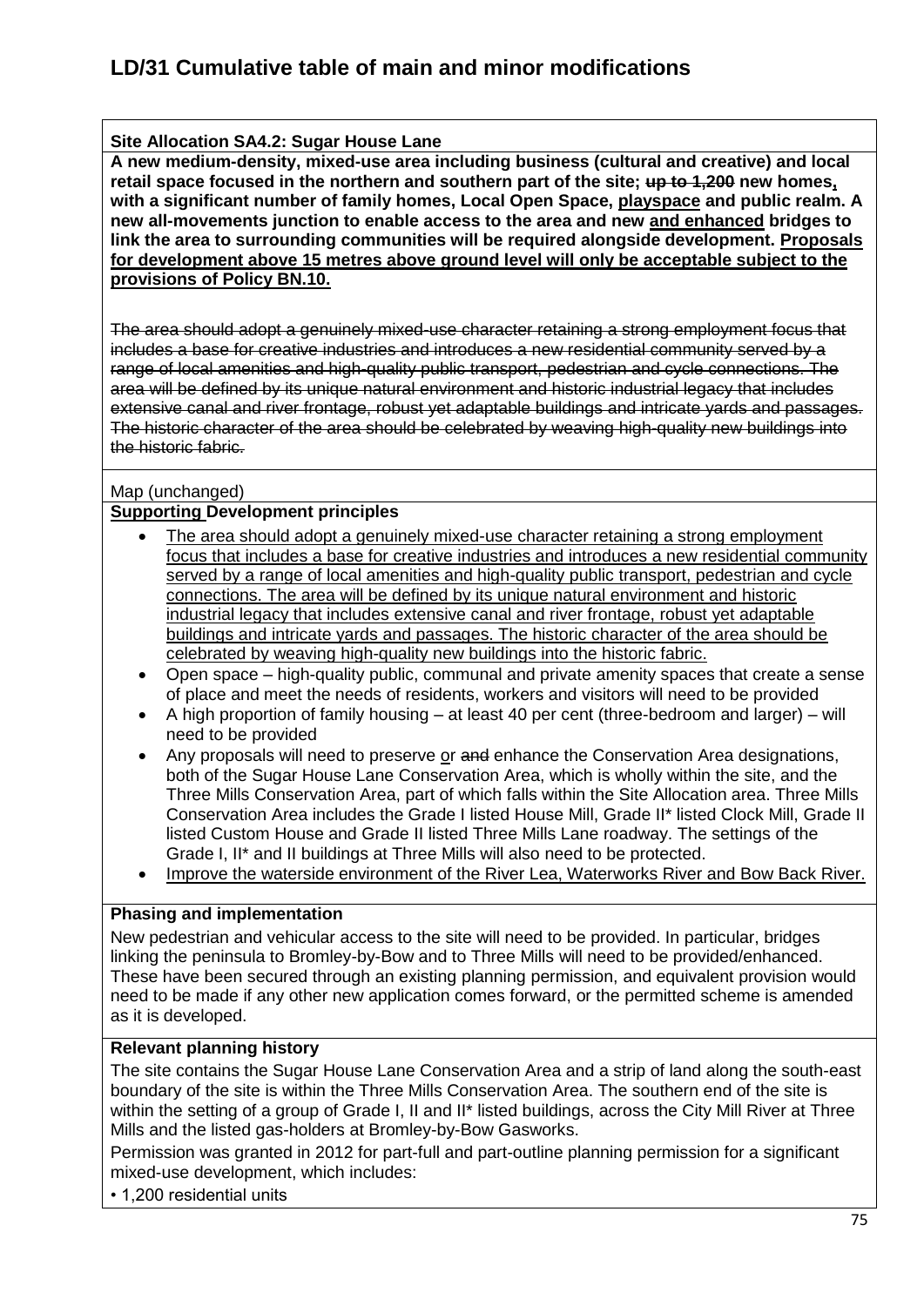# LD/31 Cumulative table of main and minor modifications

**Site Allocation SA4.2: Sugar House Lane**

**A new medium-density, mixed-use area including business (cultural and creative) and local retail space focused in the northern and southern part of the site; ~~up to 1,200~~ new homes, with a significant number of family homes, Local Open Space, <u>playspace</u> and public realm. A new all-movements junction to enable access to the area and new <u>and enhanced</u> bridges to link the area to surrounding communities will be required alongside development. <u>Proposals for development above 15 metres above ground level will only be acceptable subject to the provisions of Policy BN.10.</u>**

~~The area should adopt a genuinely mixed-use character retaining a strong employment focus that includes a base for creative industries and introduces a new residential community served by a range of local amenities and high-quality public transport, pedestrian and cycle connections. The area will be defined by its unique natural environment and historic industrial legacy that includes extensive canal and river frontage, robust yet adaptable buildings and intricate yards and passages. The historic character of the area should be celebrated by weaving high-quality new buildings into the historic fabric.~~

Map (unchanged)

**<u>Supporting</u> Development principles**

- <u>The area should adopt a genuinely mixed-use character retaining a strong employment focus that includes a base for creative industries and introduces a new residential community served by a range of local amenities and high-quality public transport, pedestrian and cycle connections. The area will be defined by its unique natural environment and historic industrial legacy that includes extensive canal and river frontage, robust yet adaptable buildings and intricate yards and passages. The historic character of the area should be celebrated by weaving high-quality new buildings into the historic fabric.</u>
- Open space – high-quality public, communal and private amenity spaces that create a sense of place and meet the needs of residents, workers and visitors will need to be provided
- A high proportion of family housing – at least 40 per cent (three-bedroom and larger) – will need to be provided
- Any proposals will need to preserve <u>or</u> ~~and~~ enhance the Conservation Area designations, both of the Sugar House Lane Conservation Area, which is wholly within the site, and the Three Mills Conservation Area, part of which falls within the Site Allocation area. Three Mills Conservation Area includes the Grade I listed House Mill, Grade II* listed Clock Mill, Grade II listed Custom House and Grade II listed Three Mills Lane roadway. The settings of the Grade I, II* and II buildings at Three Mills will also need to be protected.
- <u>Improve the waterside environment of the River Lea, Waterworks River and Bow Back River.</u>

**Phasing and implementation**

New pedestrian and vehicular access to the site will need to be provided. In particular, bridges linking the peninsula to Bromley-by-Bow and to Three Mills will need to be provided/enhanced. These have been secured through an existing planning permission, and equivalent provision would need to be made if any other new application comes forward, or the permitted scheme is amended as it is developed.

**Relevant planning history**

The site contains the Sugar House Lane Conservation Area and a strip of land along the south-east boundary of the site is within the Three Mills Conservation Area. The southern end of the site is within the setting of a group of Grade I, II and II* listed buildings, across the City Mill River at Three Mills and the listed gas-holders at Bromley-by-Bow Gasworks.

Permission was granted in 2012 for part-full and part-outline planning permission for a significant mixed-use development, which includes:

• 1,200 residential units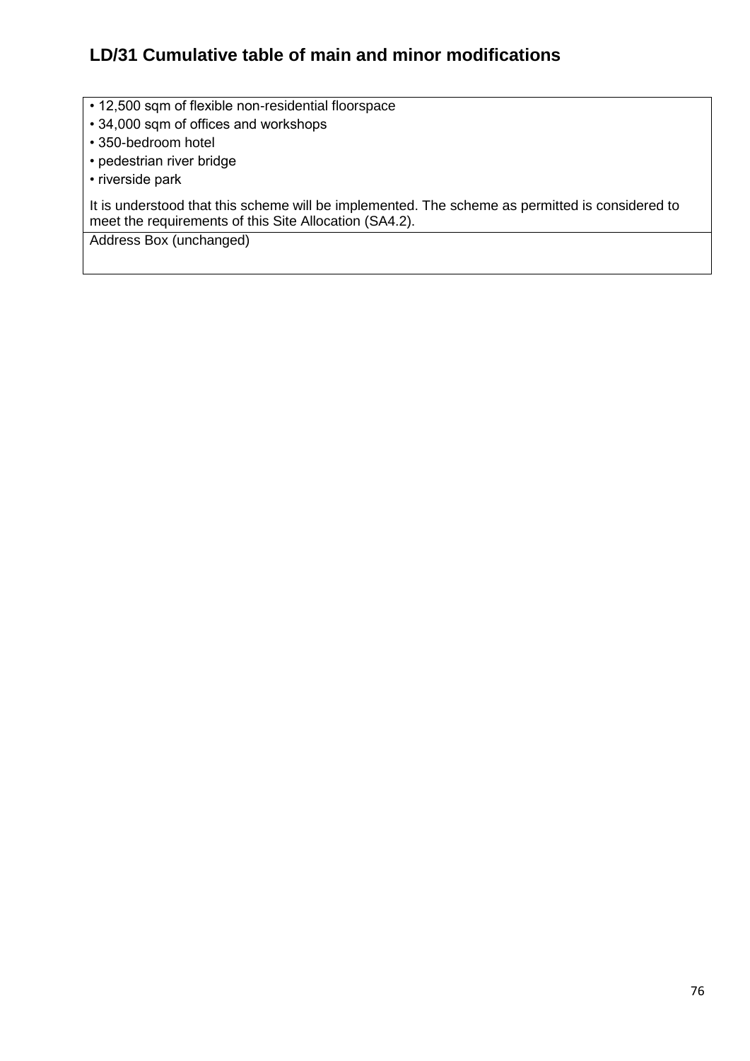# LD/31 Cumulative table of main and minor modifications

| • 12,500 sqm of flexible non-residential floorspace<br>• 34,000 sqm of offices and workshops<br>• 350-bedroom hotel<br>• pedestrian river bridge<br>• riverside park<br><br>It is understood that this scheme will be implemented. The scheme as permitted is considered to meet the requirements of this Site Allocation (SA4.2). |
|---|
| Address Box (unchanged) |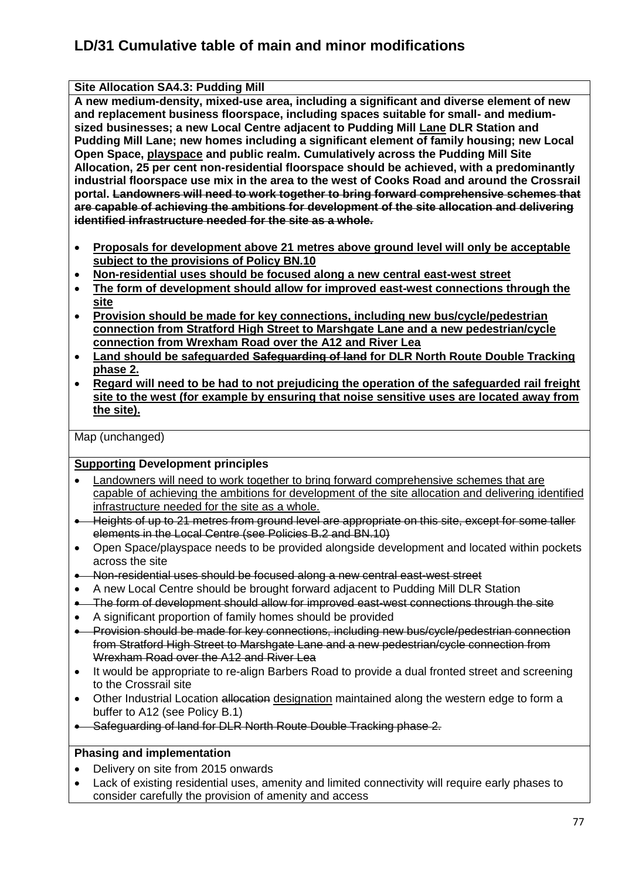# LD/31 Cumulative table of main and minor modifications

**Site Allocation SA4.3: Pudding Mill**

**A new medium-density, mixed-use area, including a significant and diverse element of new and replacement business floorspace, including spaces suitable for small- and medium-sized businesses; a new Local Centre adjacent to Pudding Mill <u>Lane</u> DLR Station and Pudding Mill Lane; new homes including a significant element of family housing; new Local Open Space, <u>playspace</u> and public realm. Cumulatively across the Pudding Mill Site Allocation, 25 per cent non-residential floorspace should be achieved, with a predominantly industrial floorspace use mix in the area to the west of Cooks Road and around the Crossrail portal. ~~Landowners will need to work together to bring forward comprehensive schemes that are capable of achieving the ambitions for development of the site allocation and delivering identified infrastructure needed for the site as a whole.~~**

- **<u>Proposals for development above 21 metres above ground level will only be acceptable subject to the provisions of Policy BN.10</u>**
- **<u>Non-residential uses should be focused along a new central east-west street</u>**
- **<u>The form of development should allow for improved east-west connections through the site</u>**
- **<u>Provision should be made for key connections, including new bus/cycle/pedestrian connection from Stratford High Street to Marshgate Lane and a new pedestrian/cycle connection from Wrexham Road over the A12 and River Lea</u>**
- **<u>Land should be safeguarded</u> ~~Safeguarding of land~~ <u>for DLR North Route Double Tracking phase 2.</u>**
- **<u>Regard will need to be had to not prejudicing the operation of the safeguarded rail freight site to the west (for example by ensuring that noise sensitive uses are located away from the site).</u>**

Map (unchanged)

**<u>Supporting</u> Development principles**

- <u>Landowners will need to work together to bring forward comprehensive schemes that are capable of achieving the ambitions for development of the site allocation and delivering identified infrastructure needed for the site as a whole.</u>
- ~~Heights of up to 21 metres from ground level are appropriate on this site, except for some taller elements in the Local Centre (see Policies B.2 and BN.10)~~
- Open Space/playspace needs to be provided alongside development and located within pockets across the site
- ~~Non-residential uses should be focused along a new central east-west street~~
- A new Local Centre should be brought forward adjacent to Pudding Mill DLR Station
- ~~The form of development should allow for improved east-west connections through the site~~
- A significant proportion of family homes should be provided
- ~~Provision should be made for key connections, including new bus/cycle/pedestrian connection from Stratford High Street to Marshgate Lane and a new pedestrian/cycle connection from Wrexham Road over the A12 and River Lea~~
- It would be appropriate to re-align Barbers Road to provide a dual fronted street and screening to the Crossrail site
- Other Industrial Location ~~allocation~~ <u>designation</u> maintained along the western edge to form a buffer to A12 (see Policy B.1)
- ~~Safeguarding of land for DLR North Route Double Tracking phase 2.~~

**Phasing and implementation**

- Delivery on site from 2015 onwards
- Lack of existing residential uses, amenity and limited connectivity will require early phases to consider carefully the provision of amenity and access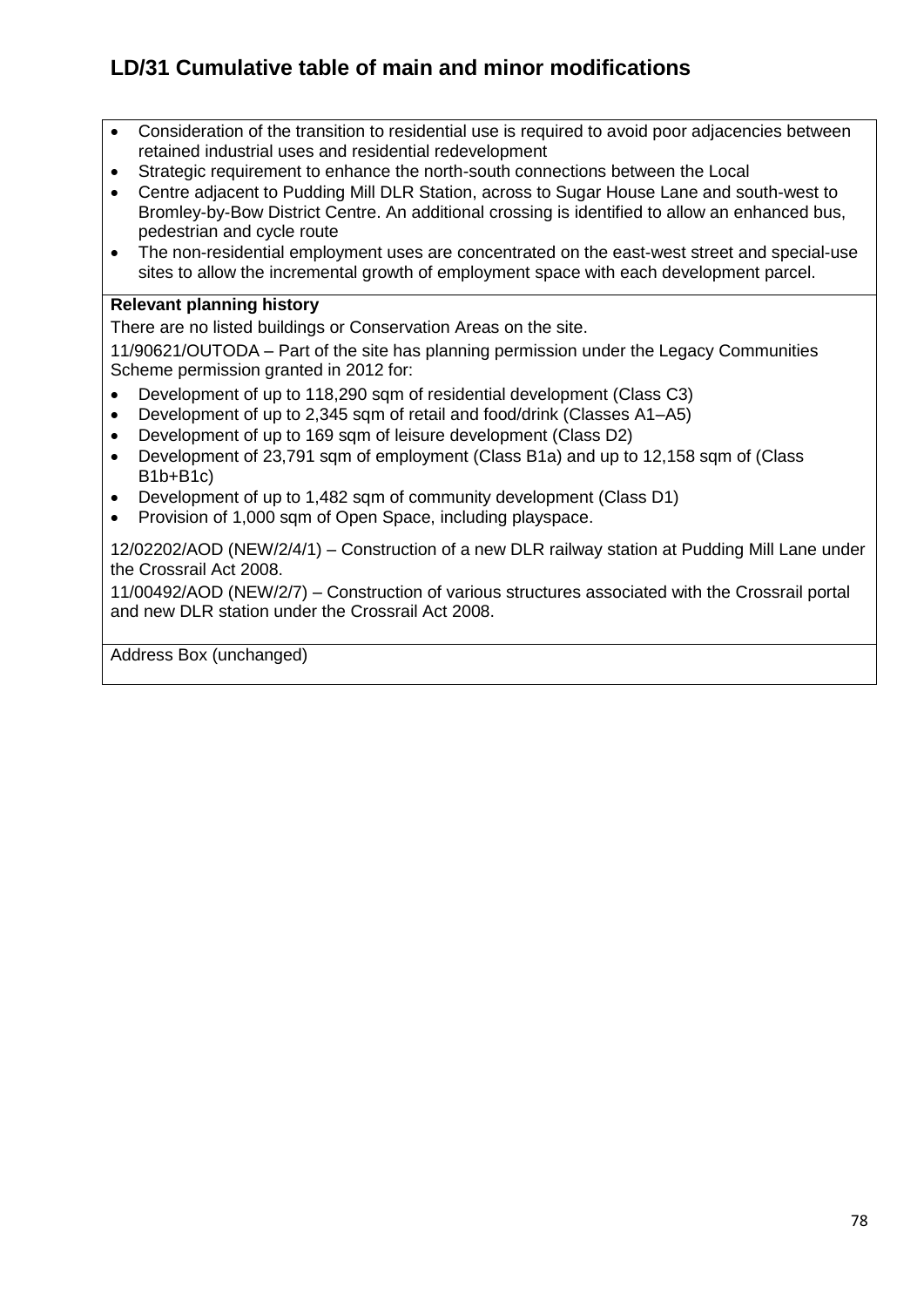## LD/31 Cumulative table of main and minor modifications

- Consideration of the transition to residential use is required to avoid poor adjacencies between retained industrial uses and residential redevelopment
- Strategic requirement to enhance the north-south connections between the Local
- Centre adjacent to Pudding Mill DLR Station, across to Sugar House Lane and south-west to Bromley-by-Bow District Centre. An additional crossing is identified to allow an enhanced bus, pedestrian and cycle route
- The non-residential employment uses are concentrated on the east-west street and special-use sites to allow the incremental growth of employment space with each development parcel.

**Relevant planning history**

There are no listed buildings or Conservation Areas on the site.

11/90621/OUTODA – Part of the site has planning permission under the Legacy Communities Scheme permission granted in 2012 for:

- Development of up to 118,290 sqm of residential development (Class C3)
- Development of up to 2,345 sqm of retail and food/drink (Classes A1–A5)
- Development of up to 169 sqm of leisure development (Class D2)
- Development of 23,791 sqm of employment (Class B1a) and up to 12,158 sqm of (Class B1b+B1c)
- Development of up to 1,482 sqm of community development (Class D1)
- Provision of 1,000 sqm of Open Space, including playspace.

12/02202/AOD (NEW/2/4/1) – Construction of a new DLR railway station at Pudding Mill Lane under the Crossrail Act 2008.

11/00492/AOD (NEW/2/7) – Construction of various structures associated with the Crossrail portal and new DLR station under the Crossrail Act 2008.

Address Box (unchanged)